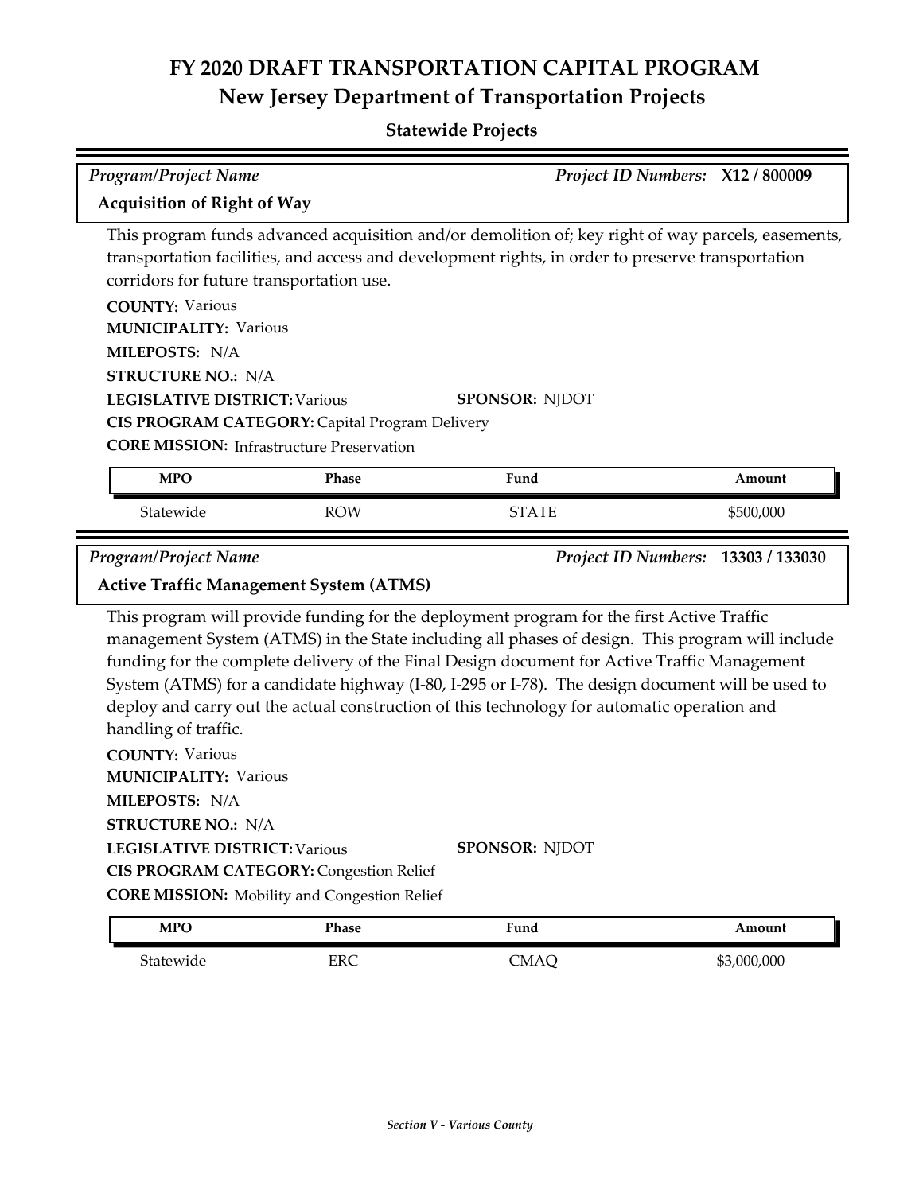# FY 2020 DRAFT TRANSPORTATION CAPITAL PROGRAM
## New Jersey Department of Transportation Projects

### Statewide Projects

*Program/Project Name* *Project ID Numbers:* **X12 / 800009**

**Acquisition of Right of Way**

This program funds advanced acquisition and/or demolition of; key right of way parcels, easements, transportation facilities, and access and development rights, in order to preserve transportation corridors for future transportation use.

**COUNTY:** Various
**MUNICIPALITY:** Various
**MILEPOSTS:** N/A
**STRUCTURE NO.:** N/A
**LEGISLATIVE DISTRICT:** Various **SPONSOR:** NJDOT
**CIS PROGRAM CATEGORY:** Capital Program Delivery
**CORE MISSION:** Infrastructure Preservation

| MPO | Phase | Fund | Amount |
|---|---|---|---|
| Statewide | ROW | STATE | $500,000 |

*Program/Project Name* *Project ID Numbers:* **13303 / 133030**

**Active Traffic Management System (ATMS)**

This program will provide funding for the deployment program for the first Active Traffic management System (ATMS) in the State including all phases of design. This program will include funding for the complete delivery of the Final Design document for Active Traffic Management System (ATMS) for a candidate highway (I-80, I-295 or I-78). The design document will be used to deploy and carry out the actual construction of this technology for automatic operation and handling of traffic.

**COUNTY:** Various
**MUNICIPALITY:** Various
**MILEPOSTS:** N/A
**STRUCTURE NO.:** N/A
**LEGISLATIVE DISTRICT:** Various **SPONSOR:** NJDOT
**CIS PROGRAM CATEGORY:** Congestion Relief
**CORE MISSION:** Mobility and Congestion Relief

| MPO | Phase | Fund | Amount |
|---|---|---|---|
| Statewide | ERC | CMAQ | $3,000,000 |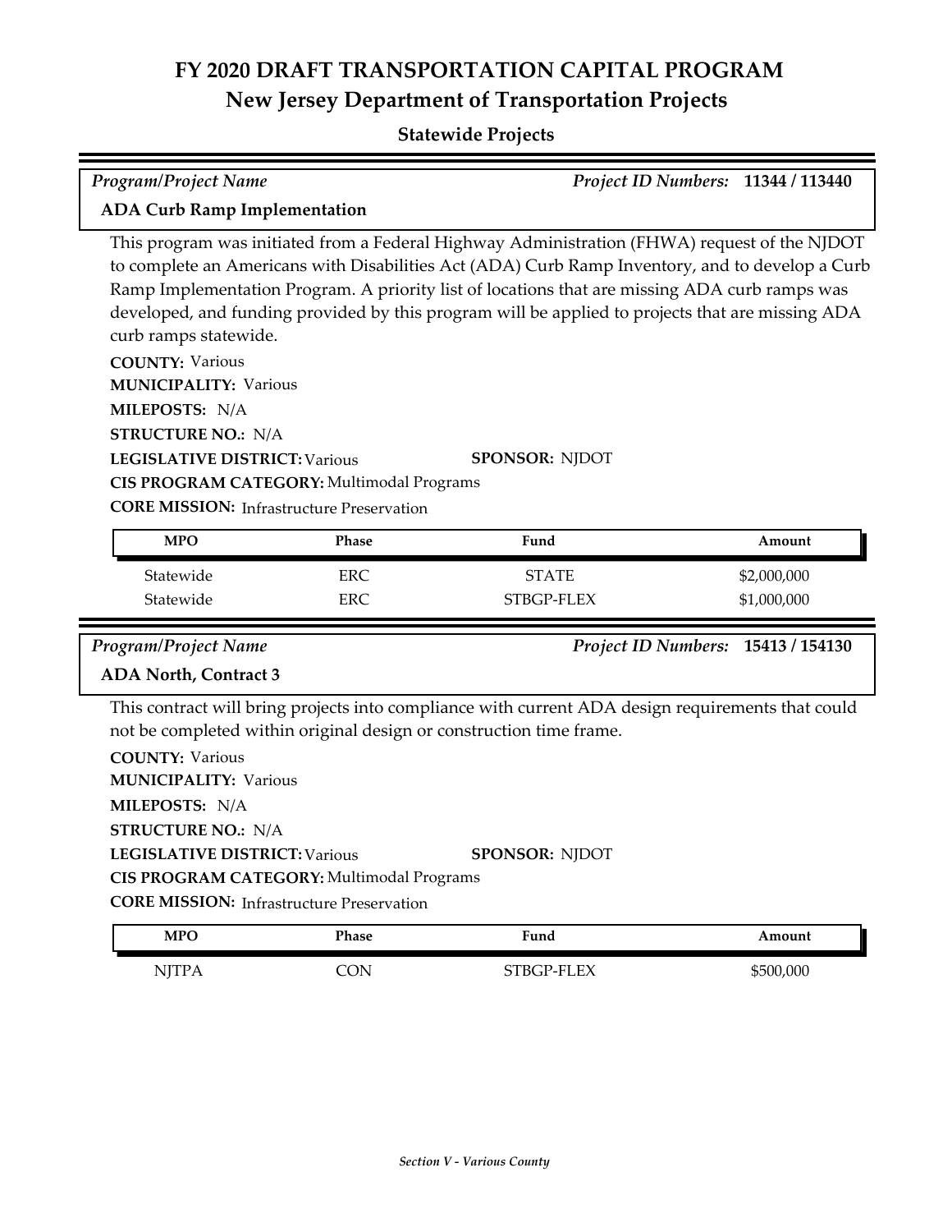# FY 2020 DRAFT TRANSPORTATION CAPITAL PROGRAM
## New Jersey Department of Transportation Projects

### Statewide Projects

*Program/Project Name* *Project ID Numbers:* **11344 / 113440**

**ADA Curb Ramp Implementation**

This program was initiated from a Federal Highway Administration (FHWA) request of the NJDOT to complete an Americans with Disabilities Act (ADA) Curb Ramp Inventory, and to develop a Curb Ramp Implementation Program. A priority list of locations that are missing ADA curb ramps was developed, and funding provided by this program will be applied to projects that are missing ADA curb ramps statewide.

**COUNTY:** Various
**MUNICIPALITY:** Various
**MILEPOSTS:** N/A
**STRUCTURE NO.:** N/A
**LEGISLATIVE DISTRICT:** Various **SPONSOR:** NJDOT
**CIS PROGRAM CATEGORY:** Multimodal Programs
**CORE MISSION:** Infrastructure Preservation

| MPO | Phase | Fund | Amount |
|---|---|---|---|
| Statewide | ERC | STATE | $2,000,000 |
| Statewide | ERC | STBGP-FLEX | $1,000,000 |

*Program/Project Name* *Project ID Numbers:* **15413 / 154130**

**ADA North, Contract 3**

This contract will bring projects into compliance with current ADA design requirements that could not be completed within original design or construction time frame.

**COUNTY:** Various
**MUNICIPALITY:** Various
**MILEPOSTS:** N/A
**STRUCTURE NO.:** N/A
**LEGISLATIVE DISTRICT:** Various **SPONSOR:** NJDOT
**CIS PROGRAM CATEGORY:** Multimodal Programs
**CORE MISSION:** Infrastructure Preservation

| MPO | Phase | Fund | Amount |
|---|---|---|---|
| NJTPA | CON | STBGP-FLEX | $500,000 |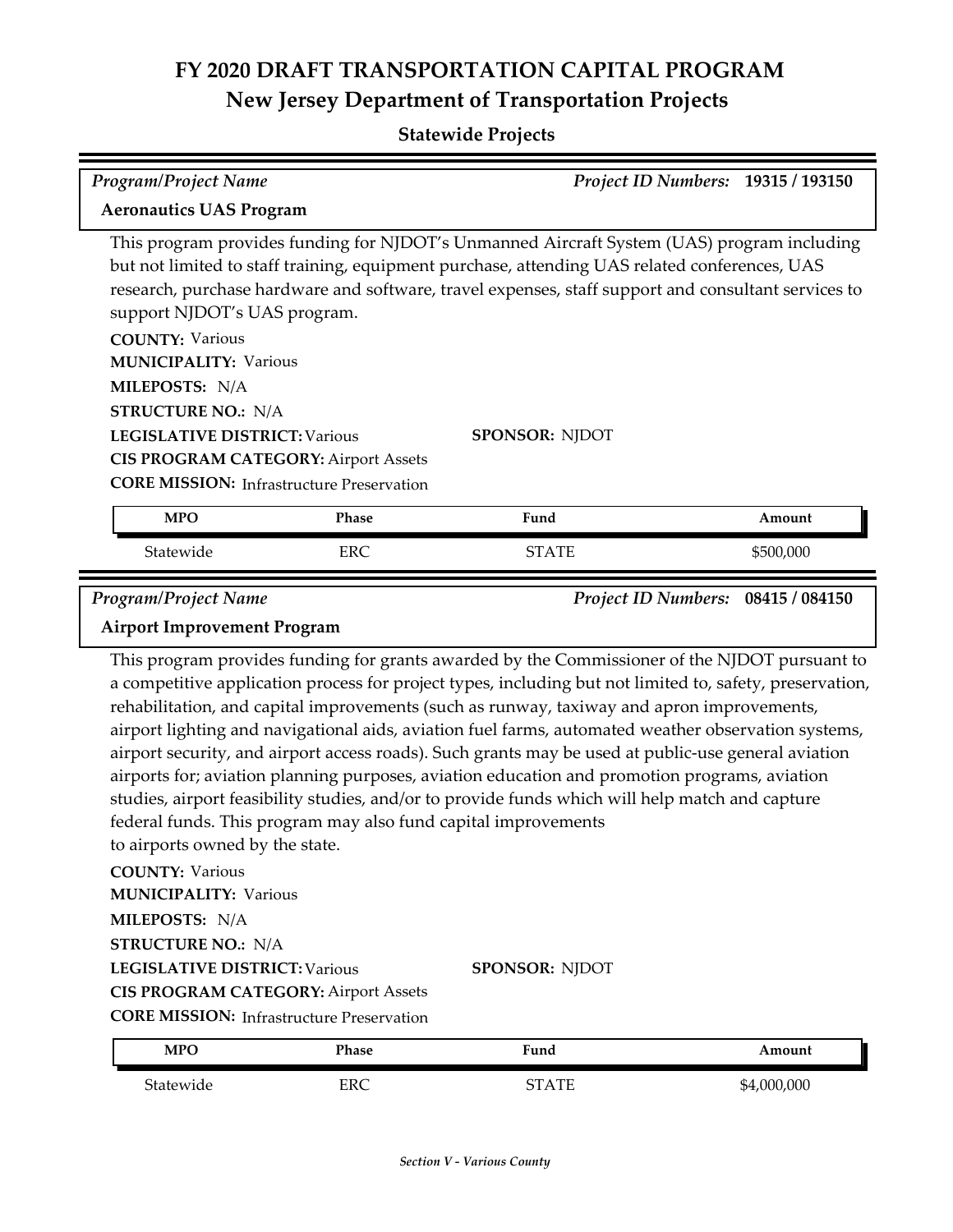# FY 2020 DRAFT TRANSPORTATION CAPITAL PROGRAM
## New Jersey Department of Transportation Projects
### Statewide Projects

*Program/Project Name* *Project ID Numbers:* **19315 / 193150**

**Aeronautics UAS Program**

This program provides funding for NJDOT's Unmanned Aircraft System (UAS) program including but not limited to staff training, equipment purchase, attending UAS related conferences, UAS research, purchase hardware and software, travel expenses, staff support and consultant services to support NJDOT's UAS program.

**COUNTY:** Various
**MUNICIPALITY:** Various
**MILEPOSTS:** N/A
**STRUCTURE NO.:** N/A
**LEGISLATIVE DISTRICT:** Various
**SPONSOR:** NJDOT
**CIS PROGRAM CATEGORY:** Airport Assets
**CORE MISSION:** Infrastructure Preservation

| MPO | Phase | Fund | Amount |
|---|---|---|---|
| Statewide | ERC | STATE | $500,000 |

*Program/Project Name* *Project ID Numbers:* **08415 / 084150**

**Airport Improvement Program**

This program provides funding for grants awarded by the Commissioner of the NJDOT pursuant to a competitive application process for project types, including but not limited to, safety, preservation, rehabilitation, and capital improvements (such as runway, taxiway and apron improvements, airport lighting and navigational aids, aviation fuel farms, automated weather observation systems, airport security, and airport access roads). Such grants may be used at public-use general aviation airports for; aviation planning purposes, aviation education and promotion programs, aviation studies, airport feasibility studies, and/or to provide funds which will help match and capture federal funds. This program may also fund capital improvements to airports owned by the state.

**COUNTY:** Various
**MUNICIPALITY:** Various
**MILEPOSTS:** N/A
**STRUCTURE NO.:** N/A
**LEGISLATIVE DISTRICT:** Various
**SPONSOR:** NJDOT
**CIS PROGRAM CATEGORY:** Airport Assets
**CORE MISSION:** Infrastructure Preservation

| MPO | Phase | Fund | Amount |
|---|---|---|---|
| Statewide | ERC | STATE | $4,000,000 |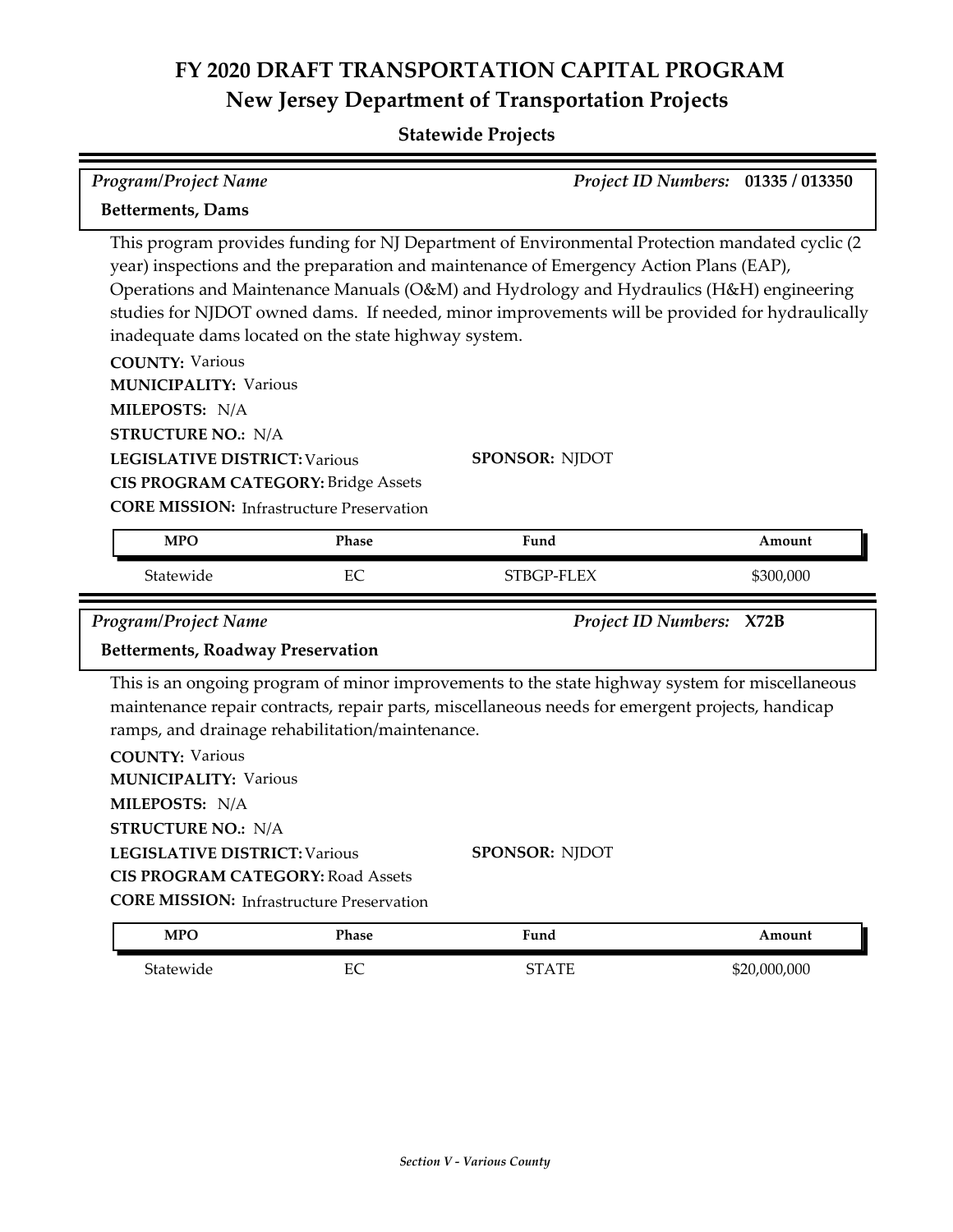# FY 2020 DRAFT TRANSPORTATION CAPITAL PROGRAM

## New Jersey Department of Transportation Projects

### Statewide Projects

*Program/Project Name* — *Project ID Numbers:* **01335 / 013350**

**Betterments, Dams**

This program provides funding for NJ Department of Environmental Protection mandated cyclic (2 year) inspections and the preparation and maintenance of Emergency Action Plans (EAP), Operations and Maintenance Manuals (O&M) and Hydrology and Hydraulics (H&H) engineering studies for NJDOT owned dams. If needed, minor improvements will be provided for hydraulically inadequate dams located on the state highway system.

**COUNTY:** Various
**MUNICIPALITY:** Various
**MILEPOSTS:** N/A
**STRUCTURE NO.:** N/A
**LEGISLATIVE DISTRICT:** Various
**SPONSOR:** NJDOT
**CIS PROGRAM CATEGORY:** Bridge Assets
**CORE MISSION:** Infrastructure Preservation

| MPO | Phase | Fund | Amount |
|---|---|---|---|
| Statewide | EC | STBGP-FLEX | $300,000 |

*Program/Project Name* — *Project ID Numbers:* **X72B**

**Betterments, Roadway Preservation**

This is an ongoing program of minor improvements to the state highway system for miscellaneous maintenance repair contracts, repair parts, miscellaneous needs for emergent projects, handicap ramps, and drainage rehabilitation/maintenance.

**COUNTY:** Various
**MUNICIPALITY:** Various
**MILEPOSTS:** N/A
**STRUCTURE NO.:** N/A
**LEGISLATIVE DISTRICT:** Various
**SPONSOR:** NJDOT
**CIS PROGRAM CATEGORY:** Road Assets
**CORE MISSION:** Infrastructure Preservation

| MPO | Phase | Fund | Amount |
|---|---|---|---|
| Statewide | EC | STATE | $20,000,000 |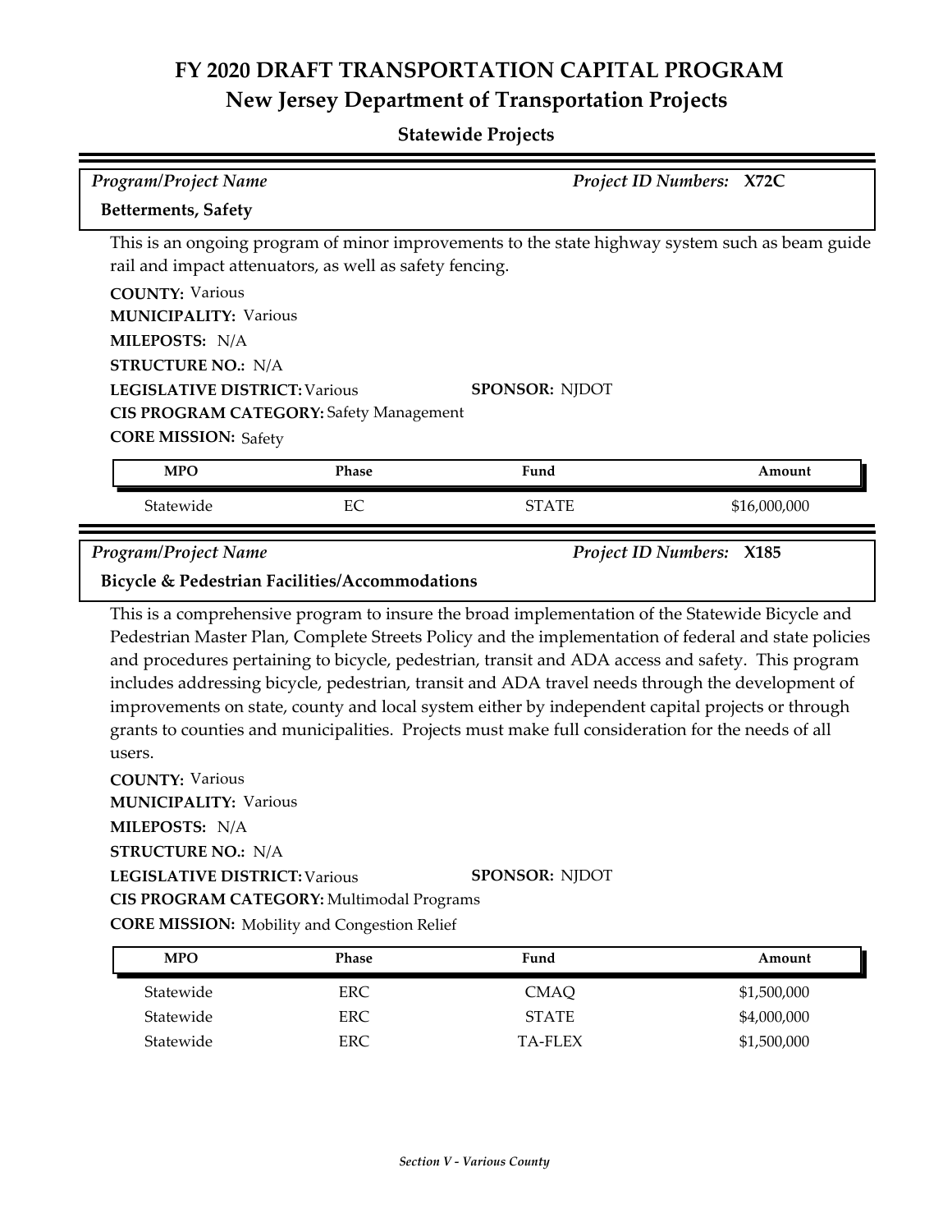# FY 2020 DRAFT TRANSPORTATION CAPITAL PROGRAM
## New Jersey Department of Transportation Projects

### Statewide Projects

*Program/Project Name* — *Project ID Numbers:* **X72C**

**Betterments, Safety**

This is an ongoing program of minor improvements to the state highway system such as beam guide rail and impact attenuators, as well as safety fencing.

**COUNTY:** Various
**MUNICIPALITY:** Various
**MILEPOSTS:** N/A
**STRUCTURE NO.:** N/A
**LEGISLATIVE DISTRICT:** Various
**SPONSOR:** NJDOT
**CIS PROGRAM CATEGORY:** Safety Management
**CORE MISSION:** Safety

| MPO | Phase | Fund | Amount |
|---|---|---|---|
| Statewide | EC | STATE | $16,000,000 |

*Program/Project Name* — *Project ID Numbers:* **X185**

**Bicycle & Pedestrian Facilities/Accommodations**

This is a comprehensive program to insure the broad implementation of the Statewide Bicycle and Pedestrian Master Plan, Complete Streets Policy and the implementation of federal and state policies and procedures pertaining to bicycle, pedestrian, transit and ADA access and safety. This program includes addressing bicycle, pedestrian, transit and ADA travel needs through the development of improvements on state, county and local system either by independent capital projects or through grants to counties and municipalities. Projects must make full consideration for the needs of all users.

**COUNTY:** Various
**MUNICIPALITY:** Various
**MILEPOSTS:** N/A
**STRUCTURE NO.:** N/A
**LEGISLATIVE DISTRICT:** Various
**SPONSOR:** NJDOT
**CIS PROGRAM CATEGORY:** Multimodal Programs
**CORE MISSION:** Mobility and Congestion Relief

| MPO | Phase | Fund | Amount |
|---|---|---|---|
| Statewide | ERC | CMAQ | $1,500,000 |
| Statewide | ERC | STATE | $4,000,000 |
| Statewide | ERC | TA-FLEX | $1,500,000 |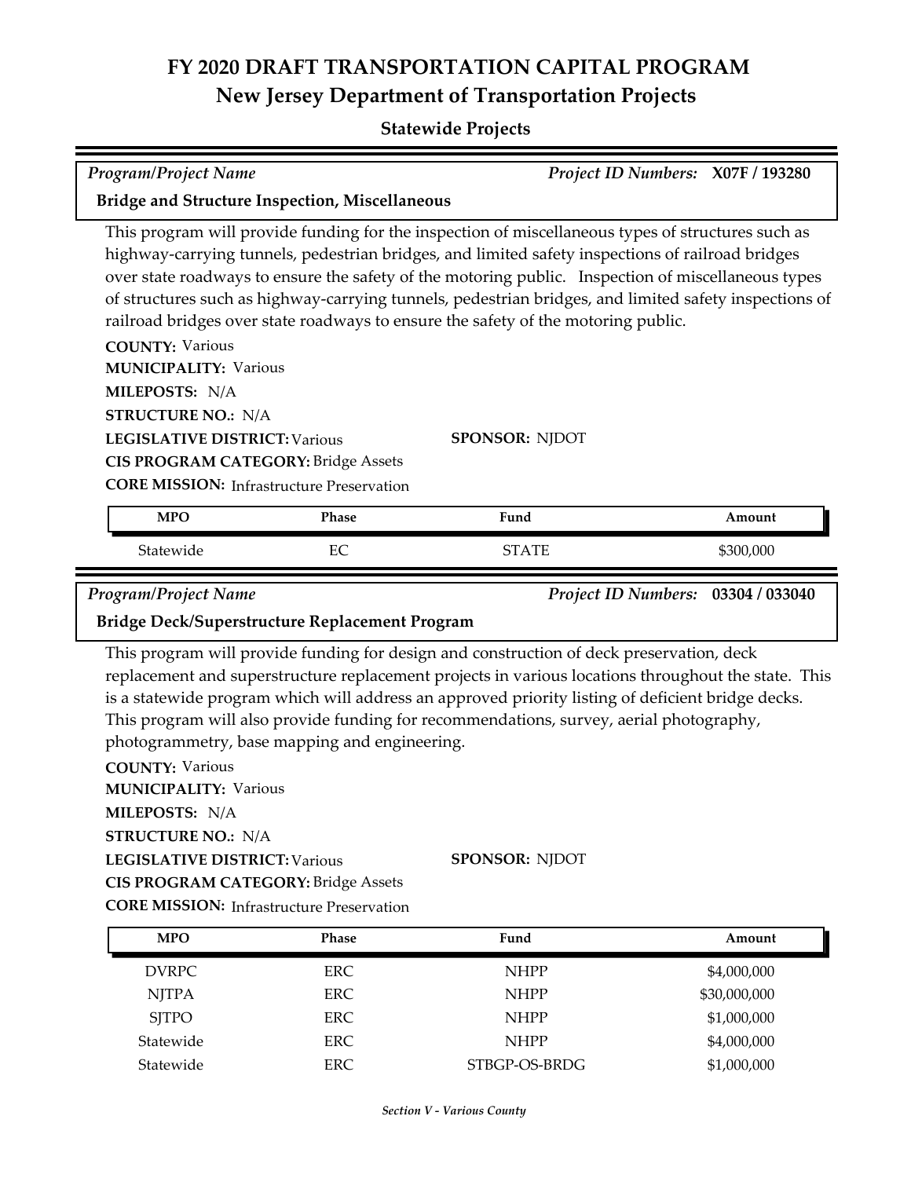# FY 2020 DRAFT TRANSPORTATION CAPITAL PROGRAM

## New Jersey Department of Transportation Projects

### Statewide Projects

*Program/Project Name* | *Project ID Numbers:* **X07F / 193280**

**Bridge and Structure Inspection, Miscellaneous**

This program will provide funding for the inspection of miscellaneous types of structures such as highway-carrying tunnels, pedestrian bridges, and limited safety inspections of railroad bridges over state roadways to ensure the safety of the motoring public. Inspection of miscellaneous types of structures such as highway-carrying tunnels, pedestrian bridges, and limited safety inspections of railroad bridges over state roadways to ensure the safety of the motoring public.

**COUNTY:** Various
**MUNICIPALITY:** Various
**MILEPOSTS:** N/A
**STRUCTURE NO.:** N/A
**LEGISLATIVE DISTRICT:** Various
**SPONSOR:** NJDOT
**CIS PROGRAM CATEGORY:** Bridge Assets
**CORE MISSION:** Infrastructure Preservation

| MPO | Phase | Fund | Amount |
|---|---|---|---|
| Statewide | EC | STATE | $300,000 |

*Program/Project Name* | *Project ID Numbers:* **03304 / 033040**

**Bridge Deck/Superstructure Replacement Program**

This program will provide funding for design and construction of deck preservation, deck replacement and superstructure replacement projects in various locations throughout the state. This is a statewide program which will address an approved priority listing of deficient bridge decks. This program will also provide funding for recommendations, survey, aerial photography, photogrammetry, base mapping and engineering.

**COUNTY:** Various
**MUNICIPALITY:** Various
**MILEPOSTS:** N/A
**STRUCTURE NO.:** N/A
**LEGISLATIVE DISTRICT:** Various
**SPONSOR:** NJDOT
**CIS PROGRAM CATEGORY:** Bridge Assets
**CORE MISSION:** Infrastructure Preservation

| MPO | Phase | Fund | Amount |
|---|---|---|---|
| DVRPC | ERC | NHPP | $4,000,000 |
| NJTPA | ERC | NHPP | $30,000,000 |
| SJTPO | ERC | NHPP | $1,000,000 |
| Statewide | ERC | NHPP | $4,000,000 |
| Statewide | ERC | STBGP-OS-BRDG | $1,000,000 |

*Section V - Various County*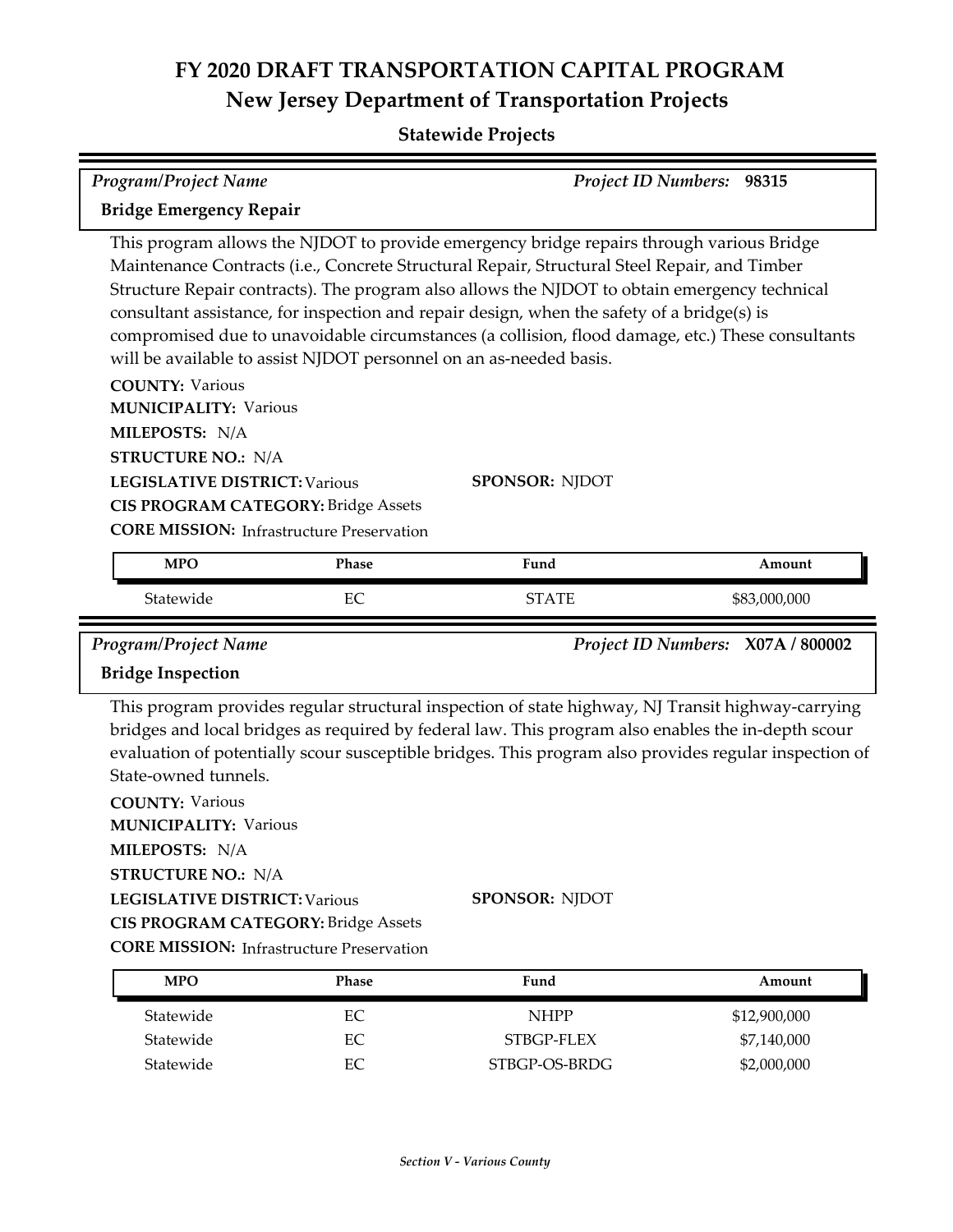# FY 2020 DRAFT TRANSPORTATION CAPITAL PROGRAM

## New Jersey Department of Transportation Projects

### Statewide Projects

*Program/Project Name* | *Project ID Numbers:* **98315**

**Bridge Emergency Repair**

This program allows the NJDOT to provide emergency bridge repairs through various Bridge Maintenance Contracts (i.e., Concrete Structural Repair, Structural Steel Repair, and Timber Structure Repair contracts). The program also allows the NJDOT to obtain emergency technical consultant assistance, for inspection and repair design, when the safety of a bridge(s) is compromised due to unavoidable circumstances (a collision, flood damage, etc.) These consultants will be available to assist NJDOT personnel on an as-needed basis.

**COUNTY:** Various
**MUNICIPALITY:** Various
**MILEPOSTS:** N/A
**STRUCTURE NO.:** N/A
**LEGISLATIVE DISTRICT:** Various
**SPONSOR:** NJDOT
**CIS PROGRAM CATEGORY:** Bridge Assets
**CORE MISSION:** Infrastructure Preservation

| MPO | Phase | Fund | Amount |
|---|---|---|---|
| Statewide | EC | STATE | $83,000,000 |

*Program/Project Name* | *Project ID Numbers:* **X07A / 800002**

**Bridge Inspection**

This program provides regular structural inspection of state highway, NJ Transit highway-carrying bridges and local bridges as required by federal law. This program also enables the in-depth scour evaluation of potentially scour susceptible bridges. This program also provides regular inspection of State-owned tunnels.

**COUNTY:** Various
**MUNICIPALITY:** Various
**MILEPOSTS:** N/A
**STRUCTURE NO.:** N/A
**LEGISLATIVE DISTRICT:** Various
**SPONSOR:** NJDOT
**CIS PROGRAM CATEGORY:** Bridge Assets
**CORE MISSION:** Infrastructure Preservation

| MPO | Phase | Fund | Amount |
|---|---|---|---|
| Statewide | EC | NHPP | $12,900,000 |
| Statewide | EC | STBGP-FLEX | $7,140,000 |
| Statewide | EC | STBGP-OS-BRDG | $2,000,000 |

*Section V - Various County*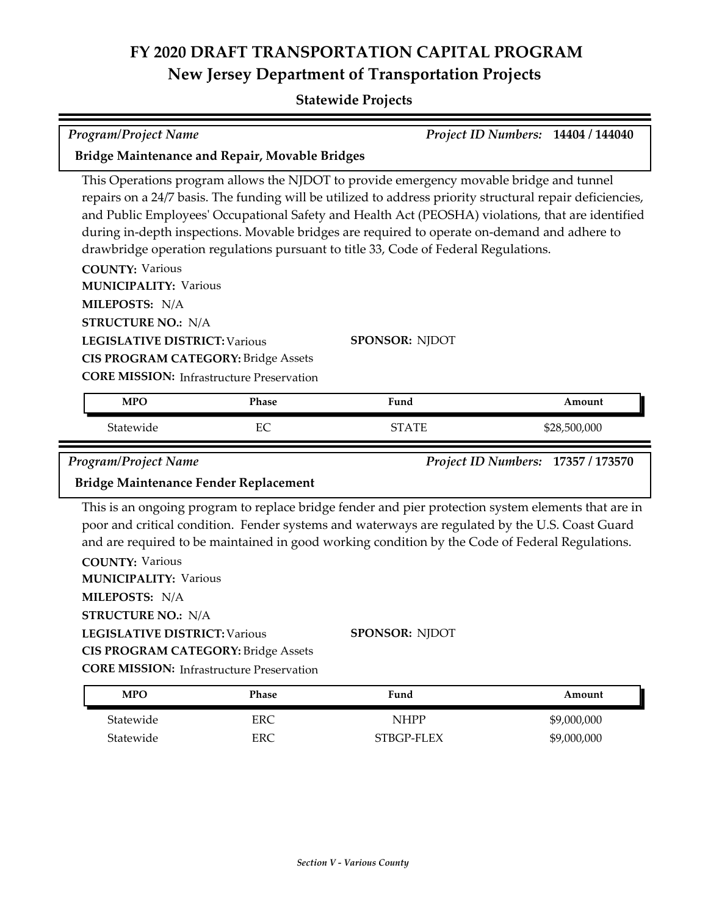# FY 2020 DRAFT TRANSPORTATION CAPITAL PROGRAM
## New Jersey Department of Transportation Projects

### Statewide Projects

*Program/Project Name* — *Project ID Numbers:* **14404 / 144040**

**Bridge Maintenance and Repair, Movable Bridges**

This Operations program allows the NJDOT to provide emergency movable bridge and tunnel repairs on a 24/7 basis. The funding will be utilized to address priority structural repair deficiencies, and Public Employees' Occupational Safety and Health Act (PEOSHA) violations, that are identified during in-depth inspections. Movable bridges are required to operate on-demand and adhere to drawbridge operation regulations pursuant to title 33, Code of Federal Regulations.

**COUNTY:** Various
**MUNICIPALITY:** Various
**MILEPOSTS:** N/A
**STRUCTURE NO.:** N/A
**LEGISLATIVE DISTRICT:** Various
**SPONSOR:** NJDOT
**CIS PROGRAM CATEGORY:** Bridge Assets
**CORE MISSION:** Infrastructure Preservation

| MPO | Phase | Fund | Amount |
|---|---|---|---|
| Statewide | EC | STATE | $28,500,000 |

*Program/Project Name* — *Project ID Numbers:* **17357 / 173570**

**Bridge Maintenance Fender Replacement**

This is an ongoing program to replace bridge fender and pier protection system elements that are in poor and critical condition. Fender systems and waterways are regulated by the U.S. Coast Guard and are required to be maintained in good working condition by the Code of Federal Regulations.

**COUNTY:** Various
**MUNICIPALITY:** Various
**MILEPOSTS:** N/A
**STRUCTURE NO.:** N/A
**LEGISLATIVE DISTRICT:** Various
**SPONSOR:** NJDOT
**CIS PROGRAM CATEGORY:** Bridge Assets
**CORE MISSION:** Infrastructure Preservation

| MPO | Phase | Fund | Amount |
|---|---|---|---|
| Statewide | ERC | NHPP | $9,000,000 |
| Statewide | ERC | STBGP-FLEX | $9,000,000 |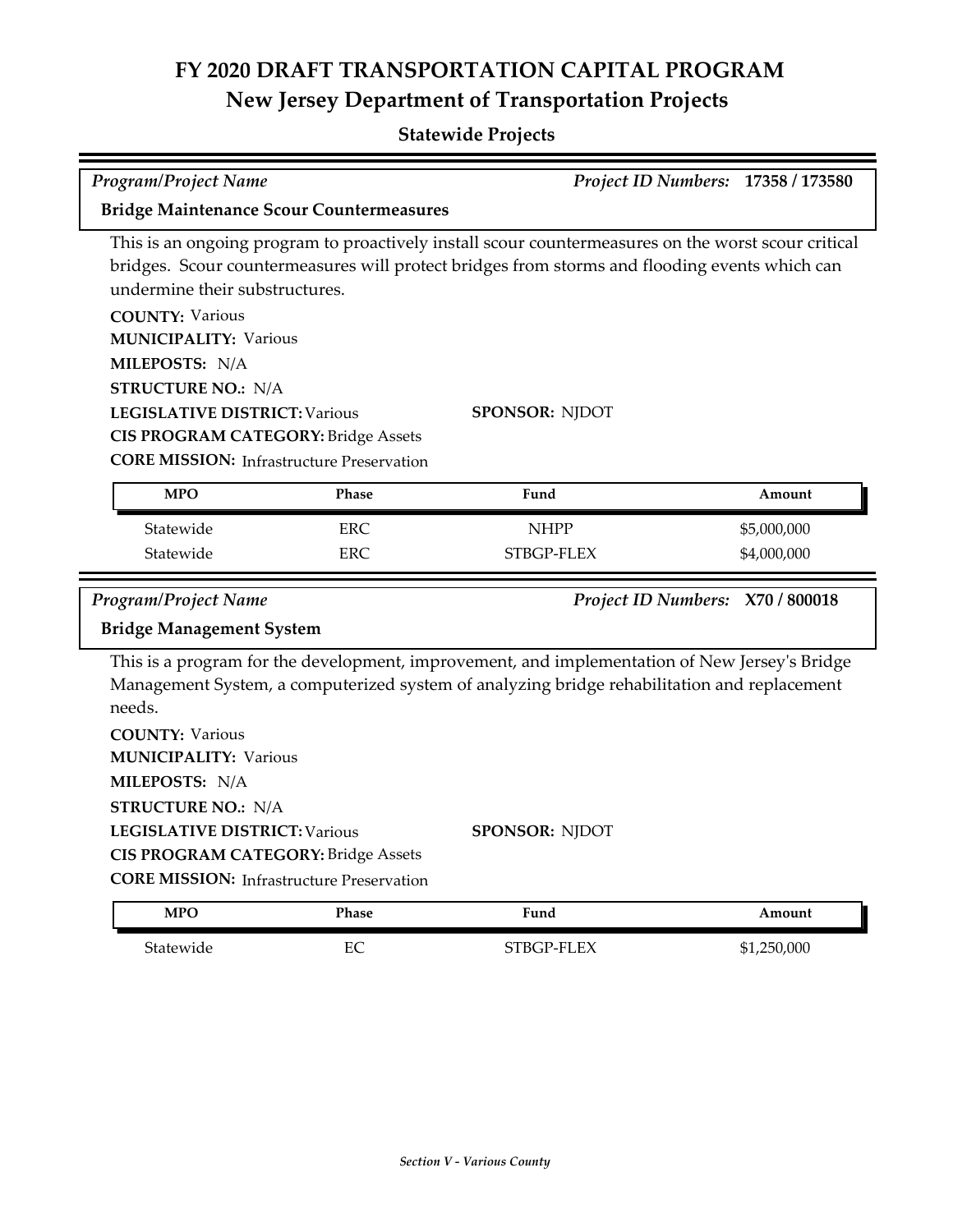# FY 2020 DRAFT TRANSPORTATION CAPITAL PROGRAM
## New Jersey Department of Transportation Projects

### Statewide Projects

*Program/Project Name* | *Project ID Numbers:* **17358 / 173580**

**Bridge Maintenance Scour Countermeasures**

This is an ongoing program to proactively install scour countermeasures on the worst scour critical bridges. Scour countermeasures will protect bridges from storms and flooding events which can undermine their substructures.

**COUNTY:** Various
**MUNICIPALITY:** Various
**MILEPOSTS:** N/A
**STRUCTURE NO.:** N/A
**LEGISLATIVE DISTRICT:** Various
**SPONSOR:** NJDOT
**CIS PROGRAM CATEGORY:** Bridge Assets
**CORE MISSION:** Infrastructure Preservation

| MPO | Phase | Fund | Amount |
|---|---|---|---|
| Statewide | ERC | NHPP | $5,000,000 |
| Statewide | ERC | STBGP-FLEX | $4,000,000 |

*Program/Project Name* | *Project ID Numbers:* **X70 / 800018**

**Bridge Management System**

This is a program for the development, improvement, and implementation of New Jersey's Bridge Management System, a computerized system of analyzing bridge rehabilitation and replacement needs.

**COUNTY:** Various
**MUNICIPALITY:** Various
**MILEPOSTS:** N/A
**STRUCTURE NO.:** N/A
**LEGISLATIVE DISTRICT:** Various
**SPONSOR:** NJDOT
**CIS PROGRAM CATEGORY:** Bridge Assets
**CORE MISSION:** Infrastructure Preservation

| MPO | Phase | Fund | Amount |
|---|---|---|---|
| Statewide | EC | STBGP-FLEX | $1,250,000 |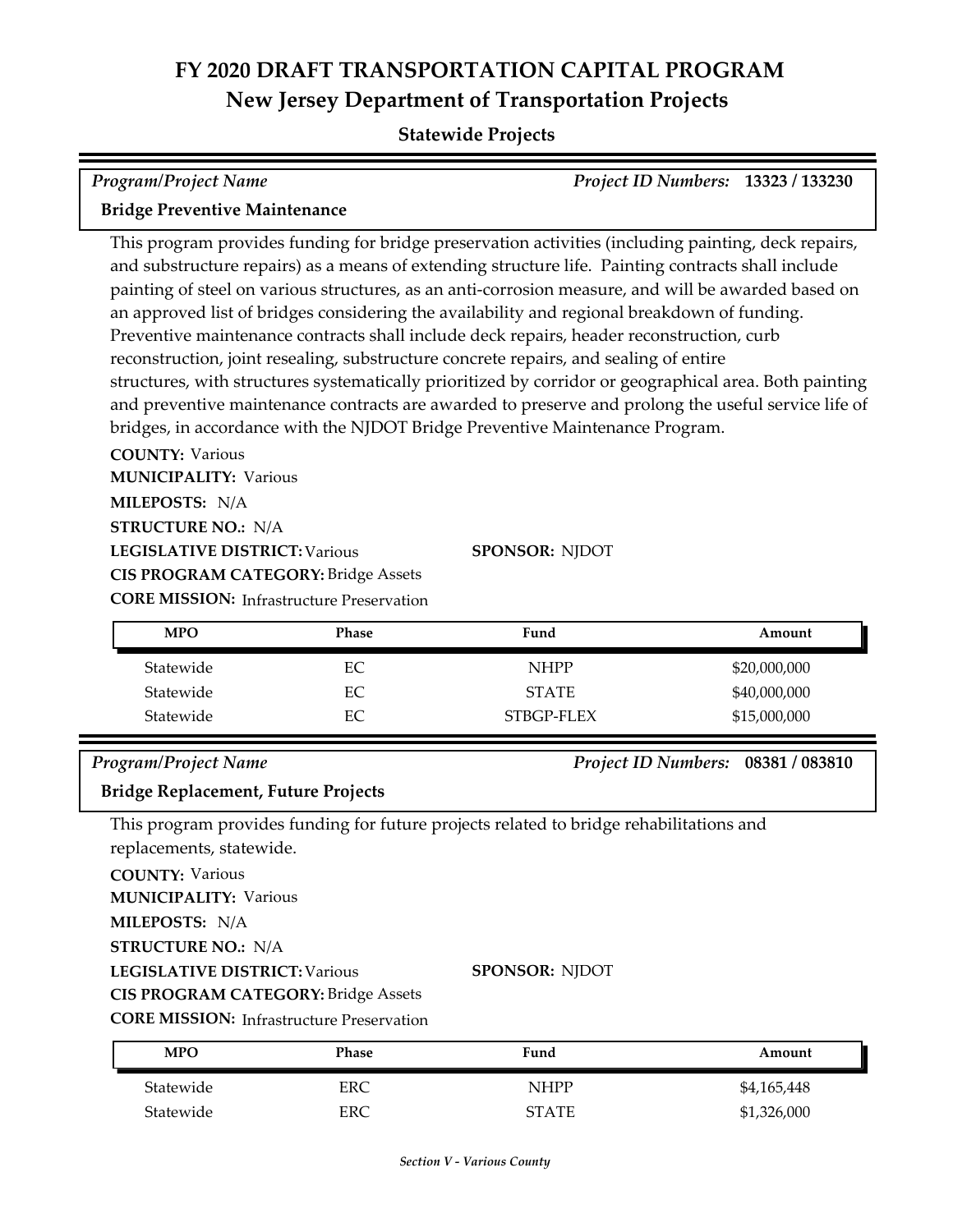# FY 2020 DRAFT TRANSPORTATION CAPITAL PROGRAM
## New Jersey Department of Transportation Projects

### Statewide Projects

*Program/Project Name* | *Project ID Numbers:* **13323 / 133230**

**Bridge Preventive Maintenance**

This program provides funding for bridge preservation activities (including painting, deck repairs, and substructure repairs) as a means of extending structure life. Painting contracts shall include painting of steel on various structures, as an anti-corrosion measure, and will be awarded based on an approved list of bridges considering the availability and regional breakdown of funding. Preventive maintenance contracts shall include deck repairs, header reconstruction, curb reconstruction, joint resealing, substructure concrete repairs, and sealing of entire structures, with structures systematically prioritized by corridor or geographical area. Both painting and preventive maintenance contracts are awarded to preserve and prolong the useful service life of bridges, in accordance with the NJDOT Bridge Preventive Maintenance Program.

**COUNTY:** Various
**MUNICIPALITY:** Various
**MILEPOSTS:** N/A
**STRUCTURE NO.:** N/A
**LEGISLATIVE DISTRICT:** Various
**SPONSOR:** NJDOT
**CIS PROGRAM CATEGORY:** Bridge Assets
**CORE MISSION:** Infrastructure Preservation

| MPO | Phase | Fund | Amount |
|---|---|---|---|
| Statewide | EC | NHPP | $20,000,000 |
| Statewide | EC | STATE | $40,000,000 |
| Statewide | EC | STBGP-FLEX | $15,000,000 |

*Program/Project Name* | *Project ID Numbers:* **08381 / 083810**

**Bridge Replacement, Future Projects**

This program provides funding for future projects related to bridge rehabilitations and replacements, statewide.

**COUNTY:** Various
**MUNICIPALITY:** Various
**MILEPOSTS:** N/A
**STRUCTURE NO.:** N/A
**LEGISLATIVE DISTRICT:** Various
**SPONSOR:** NJDOT
**CIS PROGRAM CATEGORY:** Bridge Assets
**CORE MISSION:** Infrastructure Preservation

| MPO | Phase | Fund | Amount |
|---|---|---|---|
| Statewide | ERC | NHPP | $4,165,448 |
| Statewide | ERC | STATE | $1,326,000 |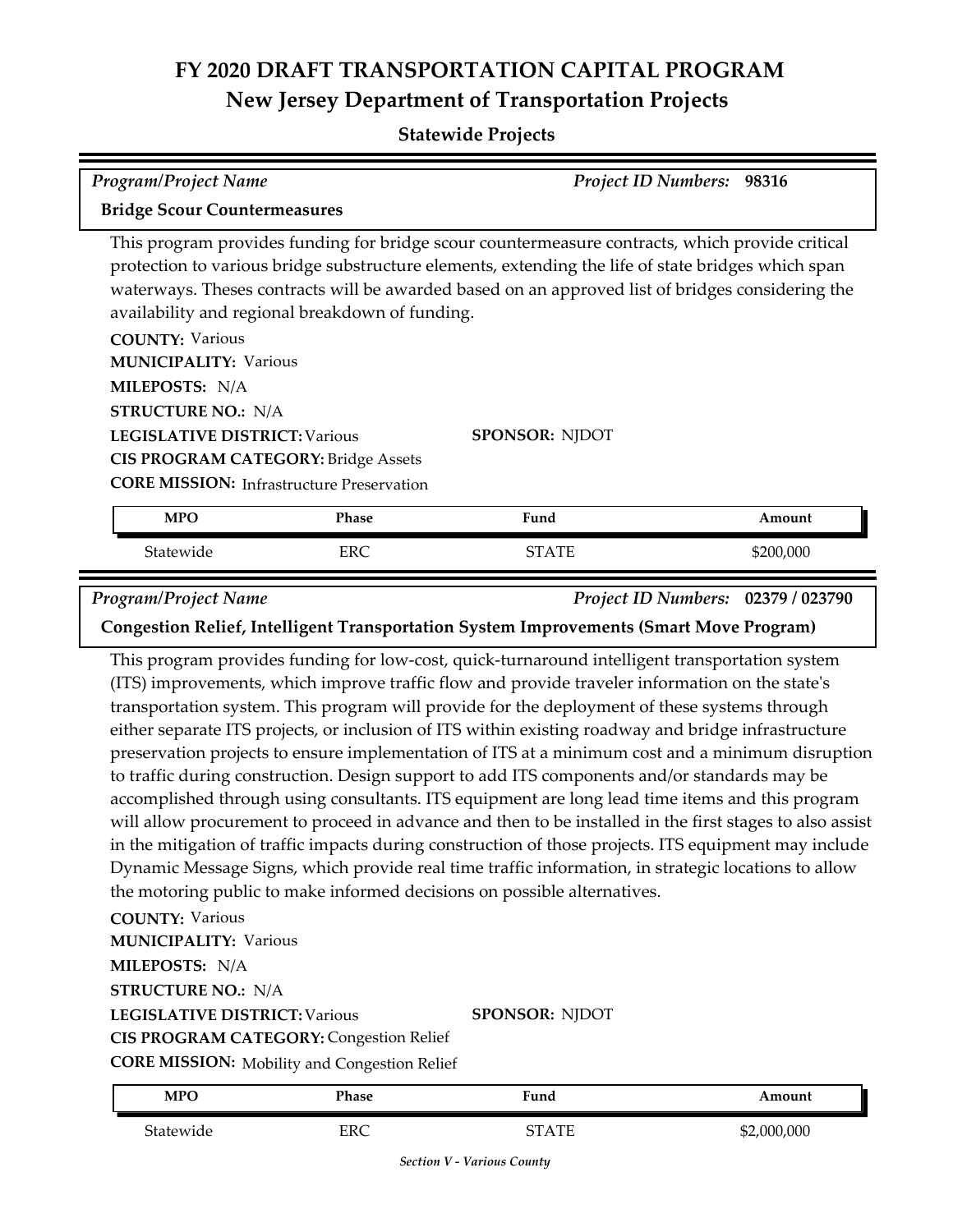# FY 2020 DRAFT TRANSPORTATION CAPITAL PROGRAM

## New Jersey Department of Transportation Projects

### Statewide Projects

*Program/Project Name* | *Project ID Numbers:* **98316**

**Bridge Scour Countermeasures**

This program provides funding for bridge scour countermeasure contracts, which provide critical protection to various bridge substructure elements, extending the life of state bridges which span waterways. Theses contracts will be awarded based on an approved list of bridges considering the availability and regional breakdown of funding.

**COUNTY:** Various
**MUNICIPALITY:** Various
**MILEPOSTS:** N/A
**STRUCTURE NO.:** N/A
**LEGISLATIVE DISTRICT:** Various
**SPONSOR:** NJDOT
**CIS PROGRAM CATEGORY:** Bridge Assets
**CORE MISSION:** Infrastructure Preservation

| MPO | Phase | Fund | Amount |
|---|---|---|---|
| Statewide | ERC | STATE | $200,000 |

*Program/Project Name* | *Project ID Numbers:* **02379 / 023790**

**Congestion Relief, Intelligent Transportation System Improvements (Smart Move Program)**

This program provides funding for low-cost, quick-turnaround intelligent transportation system (ITS) improvements, which improve traffic flow and provide traveler information on the state's transportation system. This program will provide for the deployment of these systems through either separate ITS projects, or inclusion of ITS within existing roadway and bridge infrastructure preservation projects to ensure implementation of ITS at a minimum cost and a minimum disruption to traffic during construction. Design support to add ITS components and/or standards may be accomplished through using consultants. ITS equipment are long lead time items and this program will allow procurement to proceed in advance and then to be installed in the first stages to also assist in the mitigation of traffic impacts during construction of those projects. ITS equipment may include Dynamic Message Signs, which provide real time traffic information, in strategic locations to allow the motoring public to make informed decisions on possible alternatives.

**COUNTY:** Various
**MUNICIPALITY:** Various
**MILEPOSTS:** N/A
**STRUCTURE NO.:** N/A
**LEGISLATIVE DISTRICT:** Various
**SPONSOR:** NJDOT
**CIS PROGRAM CATEGORY:** Congestion Relief
**CORE MISSION:** Mobility and Congestion Relief

| MPO | Phase | Fund | Amount |
|---|---|---|---|
| Statewide | ERC | STATE | $2,000,000 |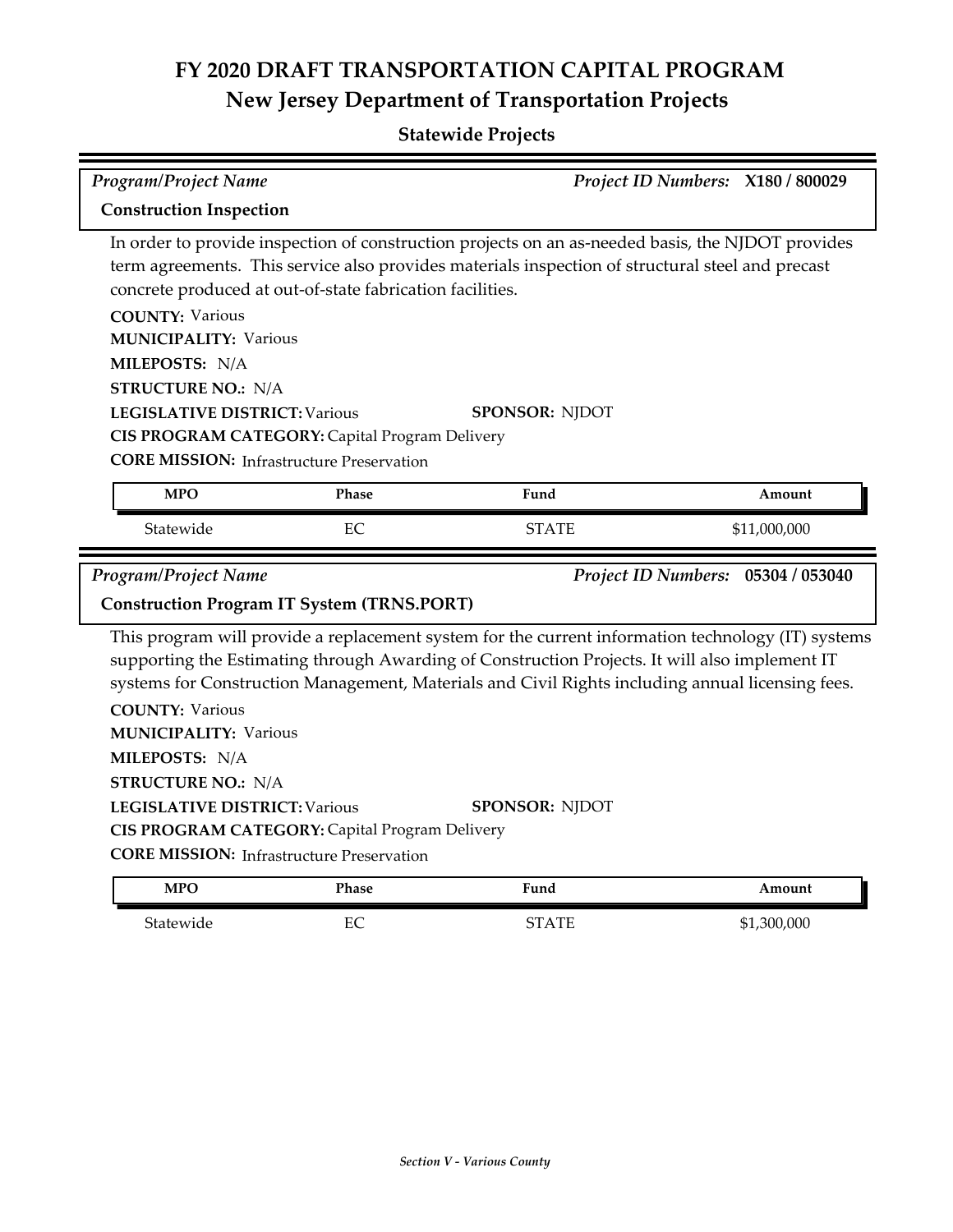# FY 2020 DRAFT TRANSPORTATION CAPITAL PROGRAM
## New Jersey Department of Transportation Projects

### Statewide Projects

*Program/Project Name* — *Project ID Numbers:* **X180 / 800029**

**Construction Inspection**

In order to provide inspection of construction projects on an as-needed basis, the NJDOT provides term agreements. This service also provides materials inspection of structural steel and precast concrete produced at out-of-state fabrication facilities.

**COUNTY:** Various
**MUNICIPALITY:** Various
**MILEPOSTS:** N/A
**STRUCTURE NO.:** N/A
**LEGISLATIVE DISTRICT:** Various
**SPONSOR:** NJDOT
**CIS PROGRAM CATEGORY:** Capital Program Delivery
**CORE MISSION:** Infrastructure Preservation

| MPO | Phase | Fund | Amount |
|---|---|---|---|
| Statewide | EC | STATE | $11,000,000 |

*Program/Project Name* — *Project ID Numbers:* **05304 / 053040**

**Construction Program IT System (TRNS.PORT)**

This program will provide a replacement system for the current information technology (IT) systems supporting the Estimating through Awarding of Construction Projects. It will also implement IT systems for Construction Management, Materials and Civil Rights including annual licensing fees.

**COUNTY:** Various
**MUNICIPALITY:** Various
**MILEPOSTS:** N/A
**STRUCTURE NO.:** N/A
**LEGISLATIVE DISTRICT:** Various
**SPONSOR:** NJDOT
**CIS PROGRAM CATEGORY:** Capital Program Delivery
**CORE MISSION:** Infrastructure Preservation

| MPO | Phase | Fund | Amount |
|---|---|---|---|
| Statewide | EC | STATE | $1,300,000 |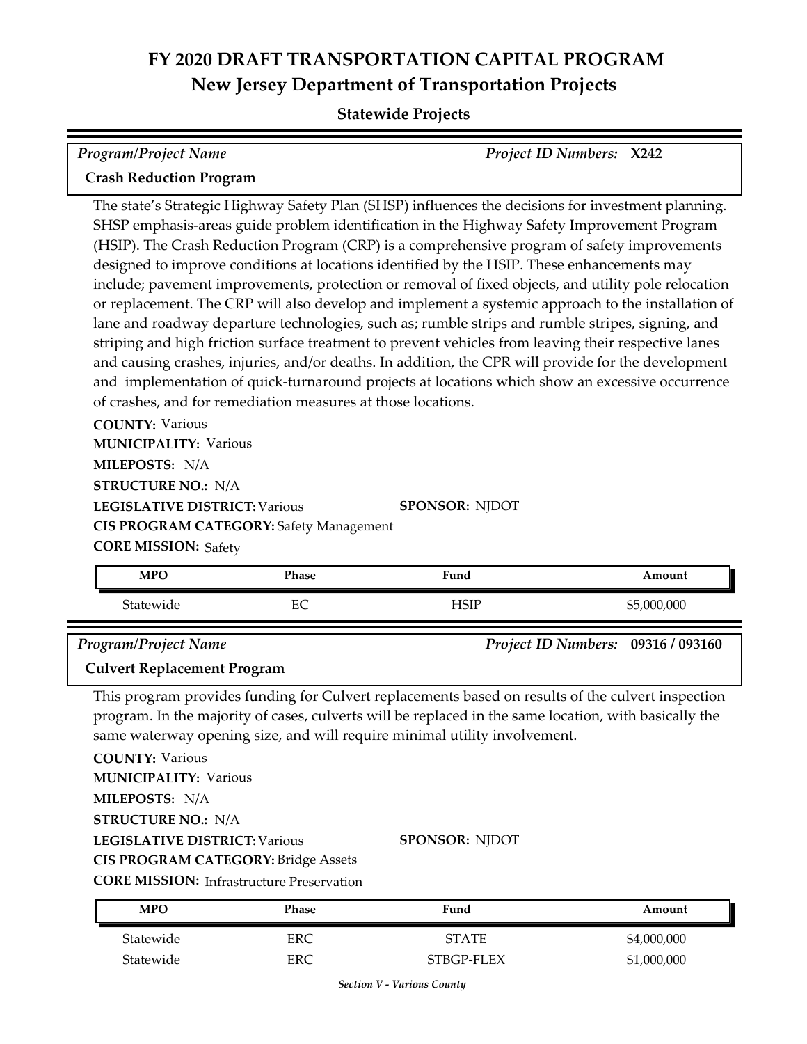# FY 2020 DRAFT TRANSPORTATION CAPITAL PROGRAM

## New Jersey Department of Transportation Projects

### Statewide Projects

*Program/Project Name* | *Project ID Numbers:* **X242**

**Crash Reduction Program**

The state's Strategic Highway Safety Plan (SHSP) influences the decisions for investment planning. SHSP emphasis-areas guide problem identification in the Highway Safety Improvement Program (HSIP). The Crash Reduction Program (CRP) is a comprehensive program of safety improvements designed to improve conditions at locations identified by the HSIP. These enhancements may include; pavement improvements, protection or removal of fixed objects, and utility pole relocation or replacement. The CRP will also develop and implement a systemic approach to the installation of lane and roadway departure technologies, such as; rumble strips and rumble stripes, signing, and striping and high friction surface treatment to prevent vehicles from leaving their respective lanes and causing crashes, injuries, and/or deaths. In addition, the CPR will provide for the development and implementation of quick-turnaround projects at locations which show an excessive occurrence of crashes, and for remediation measures at those locations.

**COUNTY:** Various
**MUNICIPALITY:** Various
**MILEPOSTS:** N/A
**STRUCTURE NO.:** N/A
**LEGISLATIVE DISTRICT:** Various
**SPONSOR:** NJDOT
**CIS PROGRAM CATEGORY:** Safety Management
**CORE MISSION:** Safety

| MPO | Phase | Fund | Amount |
|---|---|---|---|
| Statewide | EC | HSIP | $5,000,000 |

*Program/Project Name* | *Project ID Numbers:* **09316 / 093160**

**Culvert Replacement Program**

This program provides funding for Culvert replacements based on results of the culvert inspection program. In the majority of cases, culverts will be replaced in the same location, with basically the same waterway opening size, and will require minimal utility involvement.

**COUNTY:** Various
**MUNICIPALITY:** Various
**MILEPOSTS:** N/A
**STRUCTURE NO.:** N/A
**LEGISLATIVE DISTRICT:** Various
**SPONSOR:** NJDOT
**CIS PROGRAM CATEGORY:** Bridge Assets
**CORE MISSION:** Infrastructure Preservation

| MPO | Phase | Fund | Amount |
|---|---|---|---|
| Statewide | ERC | STATE | $4,000,000 |
| Statewide | ERC | STBGP-FLEX | $1,000,000 |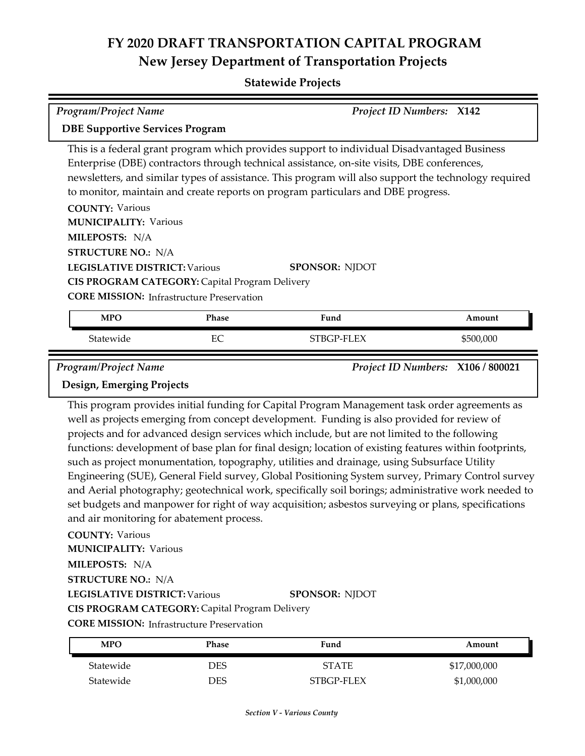# FY 2020 DRAFT TRANSPORTATION CAPITAL PROGRAM
## New Jersey Department of Transportation Projects

### Statewide Projects

*Program/Project Name* | *Project ID Numbers:* **X142**

**DBE Supportive Services Program**

This is a federal grant program which provides support to individual Disadvantaged Business Enterprise (DBE) contractors through technical assistance, on-site visits, DBE conferences, newsletters, and similar types of assistance. This program will also support the technology required to monitor, maintain and create reports on program particulars and DBE progress.

**COUNTY:** Various
**MUNICIPALITY:** Various
**MILEPOSTS:** N/A
**STRUCTURE NO.:** N/A
**LEGISLATIVE DISTRICT:** Various
**SPONSOR:** NJDOT
**CIS PROGRAM CATEGORY:** Capital Program Delivery
**CORE MISSION:** Infrastructure Preservation

| MPO | Phase | Fund | Amount |
|---|---|---|---|
| Statewide | EC | STBGP-FLEX | $500,000 |

*Program/Project Name* | *Project ID Numbers:* **X106 / 800021**

**Design, Emerging Projects**

This program provides initial funding for Capital Program Management task order agreements as well as projects emerging from concept development. Funding is also provided for review of projects and for advanced design services which include, but are not limited to the following functions: development of base plan for final design; location of existing features within footprints, such as project monumentation, topography, utilities and drainage, using Subsurface Utility Engineering (SUE), General Field survey, Global Positioning System survey, Primary Control survey and Aerial photography; geotechnical work, specifically soil borings; administrative work needed to set budgets and manpower for right of way acquisition; asbestos surveying or plans, specifications and air monitoring for abatement process.

**COUNTY:** Various
**MUNICIPALITY:** Various
**MILEPOSTS:** N/A
**STRUCTURE NO.:** N/A
**LEGISLATIVE DISTRICT:** Various
**SPONSOR:** NJDOT
**CIS PROGRAM CATEGORY:** Capital Program Delivery
**CORE MISSION:** Infrastructure Preservation

| MPO | Phase | Fund | Amount |
|---|---|---|---|
| Statewide | DES | STATE | $17,000,000 |
| Statewide | DES | STBGP-FLEX | $1,000,000 |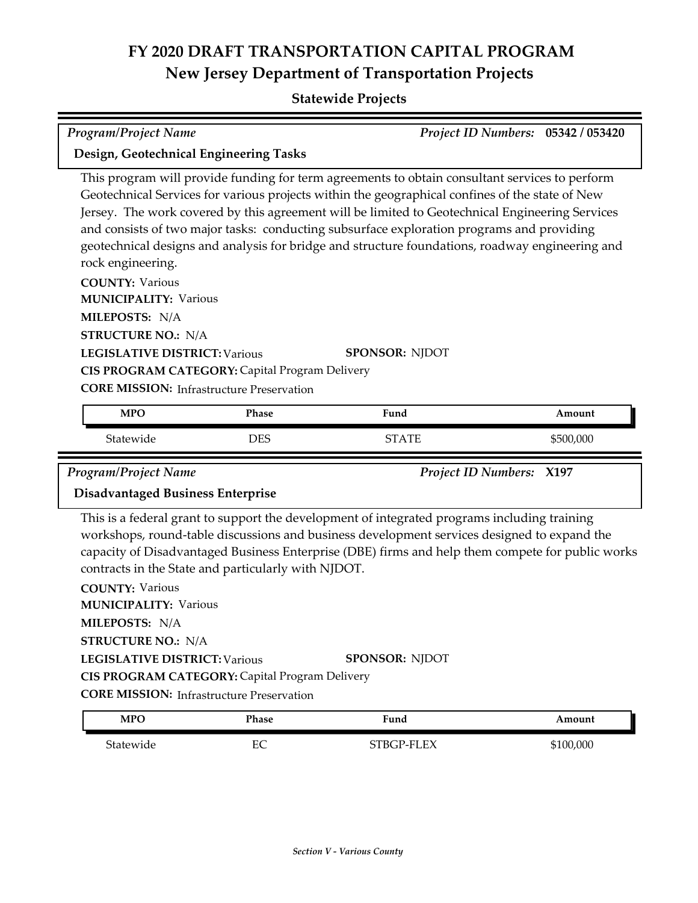# FY 2020 DRAFT TRANSPORTATION CAPITAL PROGRAM

## New Jersey Department of Transportation Projects

### Statewide Projects

*Program/Project Name* — *Project ID Numbers:* **05342 / 053420**

**Design, Geotechnical Engineering Tasks**

This program will provide funding for term agreements to obtain consultant services to perform Geotechnical Services for various projects within the geographical confines of the state of New Jersey. The work covered by this agreement will be limited to Geotechnical Engineering Services and consists of two major tasks: conducting subsurface exploration programs and providing geotechnical designs and analysis for bridge and structure foundations, roadway engineering and rock engineering.

**COUNTY:** Various
**MUNICIPALITY:** Various
**MILEPOSTS:** N/A
**STRUCTURE NO.:** N/A
**LEGISLATIVE DISTRICT:** Various
**SPONSOR:** NJDOT
**CIS PROGRAM CATEGORY:** Capital Program Delivery
**CORE MISSION:** Infrastructure Preservation

| MPO | Phase | Fund | Amount |
|---|---|---|---|
| Statewide | DES | STATE | $500,000 |

*Program/Project Name* — *Project ID Numbers:* **X197**

**Disadvantaged Business Enterprise**

This is a federal grant to support the development of integrated programs including training workshops, round-table discussions and business development services designed to expand the capacity of Disadvantaged Business Enterprise (DBE) firms and help them compete for public works contracts in the State and particularly with NJDOT.

**COUNTY:** Various
**MUNICIPALITY:** Various
**MILEPOSTS:** N/A
**STRUCTURE NO.:** N/A
**LEGISLATIVE DISTRICT:** Various
**SPONSOR:** NJDOT
**CIS PROGRAM CATEGORY:** Capital Program Delivery
**CORE MISSION:** Infrastructure Preservation

| MPO | Phase | Fund | Amount |
|---|---|---|---|
| Statewide | EC | STBGP-FLEX | $100,000 |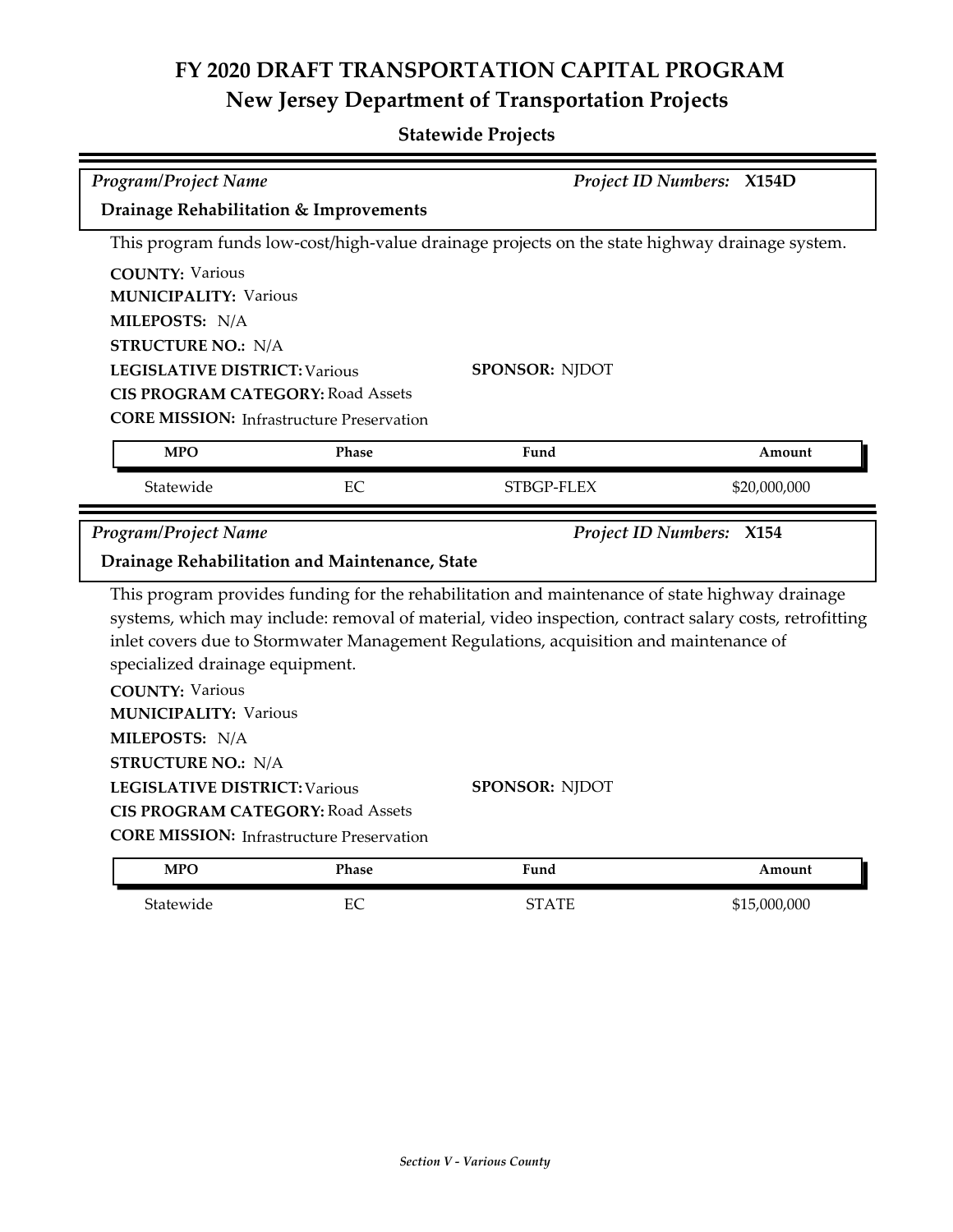# FY 2020 DRAFT TRANSPORTATION CAPITAL PROGRAM

## New Jersey Department of Transportation Projects

### Statewide Projects

*Program/Project Name* — *Project ID Numbers:* **X154D**

**Drainage Rehabilitation & Improvements**

This program funds low-cost/high-value drainage projects on the state highway drainage system.

**COUNTY:** Various
**MUNICIPALITY:** Various
**MILEPOSTS:** N/A
**STRUCTURE NO.:** N/A
**LEGISLATIVE DISTRICT:** Various
**SPONSOR:** NJDOT
**CIS PROGRAM CATEGORY:** Road Assets
**CORE MISSION:** Infrastructure Preservation

| MPO | Phase | Fund | Amount |
|---|---|---|---|
| Statewide | EC | STBGP-FLEX | $20,000,000 |

*Program/Project Name* — *Project ID Numbers:* **X154**

**Drainage Rehabilitation and Maintenance, State**

This program provides funding for the rehabilitation and maintenance of state highway drainage systems, which may include: removal of material, video inspection, contract salary costs, retrofitting inlet covers due to Stormwater Management Regulations, acquisition and maintenance of specialized drainage equipment.

**COUNTY:** Various
**MUNICIPALITY:** Various
**MILEPOSTS:** N/A
**STRUCTURE NO.:** N/A
**LEGISLATIVE DISTRICT:** Various
**SPONSOR:** NJDOT
**CIS PROGRAM CATEGORY:** Road Assets
**CORE MISSION:** Infrastructure Preservation

| MPO | Phase | Fund | Amount |
|---|---|---|---|
| Statewide | EC | STATE | $15,000,000 |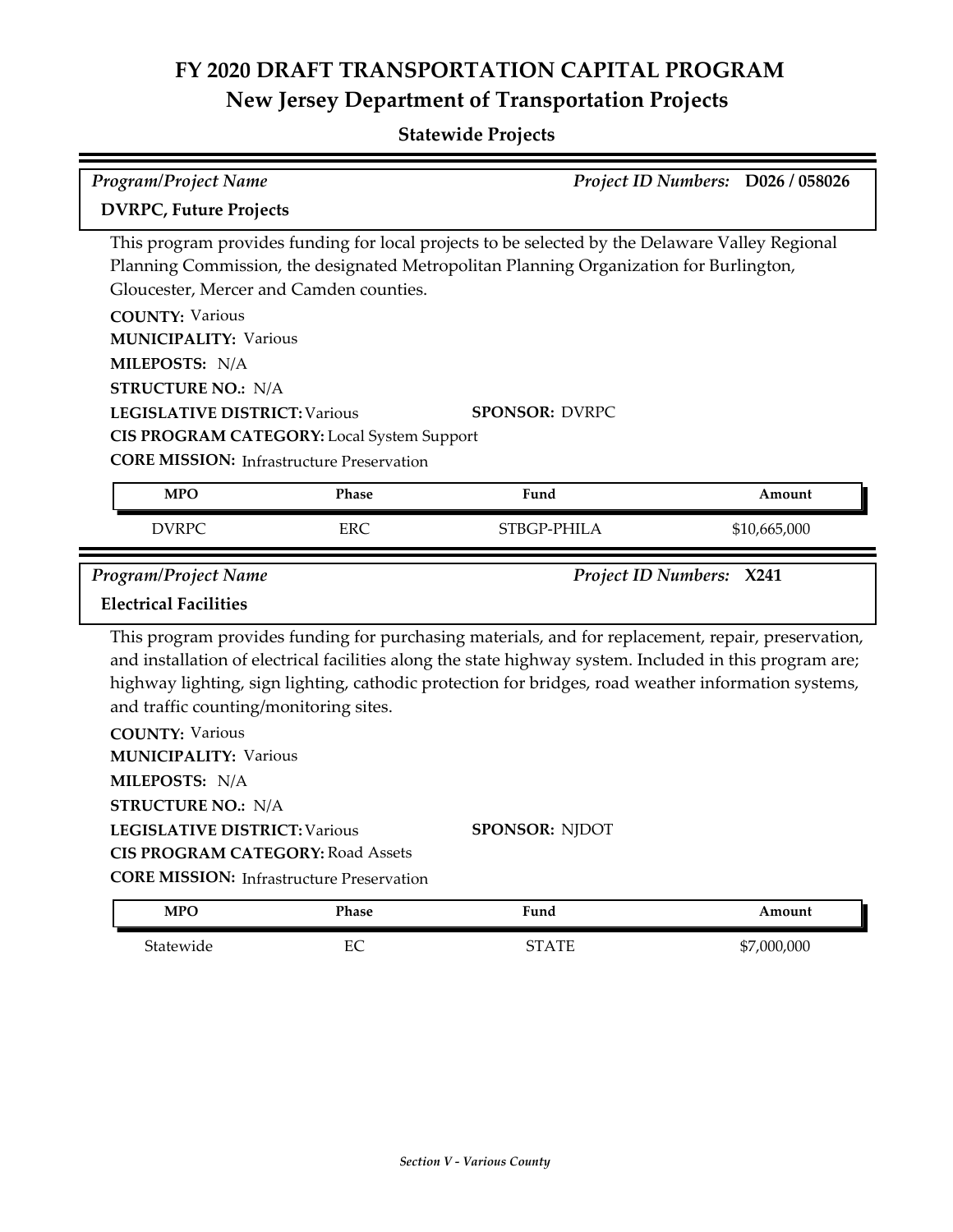# FY 2020 DRAFT TRANSPORTATION CAPITAL PROGRAM

## New Jersey Department of Transportation Projects

### Statewide Projects

*Program/Project Name* | *Project ID Numbers:* **D026 / 058026**

**DVRPC, Future Projects**

This program provides funding for local projects to be selected by the Delaware Valley Regional Planning Commission, the designated Metropolitan Planning Organization for Burlington, Gloucester, Mercer and Camden counties.

**COUNTY:** Various
**MUNICIPALITY:** Various
**MILEPOSTS:** N/A
**STRUCTURE NO.:** N/A
**LEGISLATIVE DISTRICT:** Various
**SPONSOR:** DVRPC
**CIS PROGRAM CATEGORY:** Local System Support
**CORE MISSION:** Infrastructure Preservation

| MPO | Phase | Fund | Amount |
|---|---|---|---|
| DVRPC | ERC | STBGP-PHILA | $10,665,000 |

*Program/Project Name* | *Project ID Numbers:* **X241**

**Electrical Facilities**

This program provides funding for purchasing materials, and for replacement, repair, preservation, and installation of electrical facilities along the state highway system. Included in this program are; highway lighting, sign lighting, cathodic protection for bridges, road weather information systems, and traffic counting/monitoring sites.

**COUNTY:** Various
**MUNICIPALITY:** Various
**MILEPOSTS:** N/A
**STRUCTURE NO.:** N/A
**LEGISLATIVE DISTRICT:** Various
**SPONSOR:** NJDOT
**CIS PROGRAM CATEGORY:** Road Assets
**CORE MISSION:** Infrastructure Preservation

| MPO | Phase | Fund | Amount |
|---|---|---|---|
| Statewide | EC | STATE | $7,000,000 |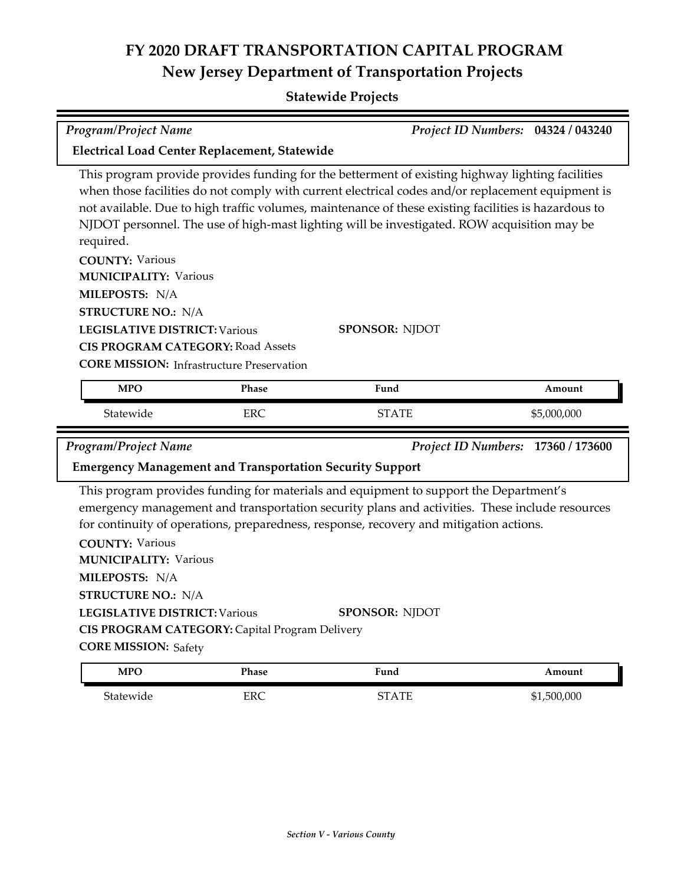# FY 2020 DRAFT TRANSPORTATION CAPITAL PROGRAM
## New Jersey Department of Transportation Projects

### Statewide Projects

*Program/Project Name* — *Project ID Numbers:* **04324 / 043240**

**Electrical Load Center Replacement, Statewide**

This program provide provides funding for the betterment of existing highway lighting facilities when those facilities do not comply with current electrical codes and/or replacement equipment is not available. Due to high traffic volumes, maintenance of these existing facilities is hazardous to NJDOT personnel. The use of high-mast lighting will be investigated. ROW acquisition may be required.

**COUNTY:** Various
**MUNICIPALITY:** Various
**MILEPOSTS:** N/A
**STRUCTURE NO.:** N/A
**LEGISLATIVE DISTRICT:** Various
**SPONSOR:** NJDOT
**CIS PROGRAM CATEGORY:** Road Assets
**CORE MISSION:** Infrastructure Preservation

| MPO | Phase | Fund | Amount |
|---|---|---|---|
| Statewide | ERC | STATE | $5,000,000 |

*Program/Project Name* — *Project ID Numbers:* **17360 / 173600**

**Emergency Management and Transportation Security Support**

This program provides funding for materials and equipment to support the Department's emergency management and transportation security plans and activities. These include resources for continuity of operations, preparedness, response, recovery and mitigation actions.

**COUNTY:** Various
**MUNICIPALITY:** Various
**MILEPOSTS:** N/A
**STRUCTURE NO.:** N/A
**LEGISLATIVE DISTRICT:** Various
**SPONSOR:** NJDOT
**CIS PROGRAM CATEGORY:** Capital Program Delivery
**CORE MISSION:** Safety

| MPO | Phase | Fund | Amount |
|---|---|---|---|
| Statewide | ERC | STATE | $1,500,000 |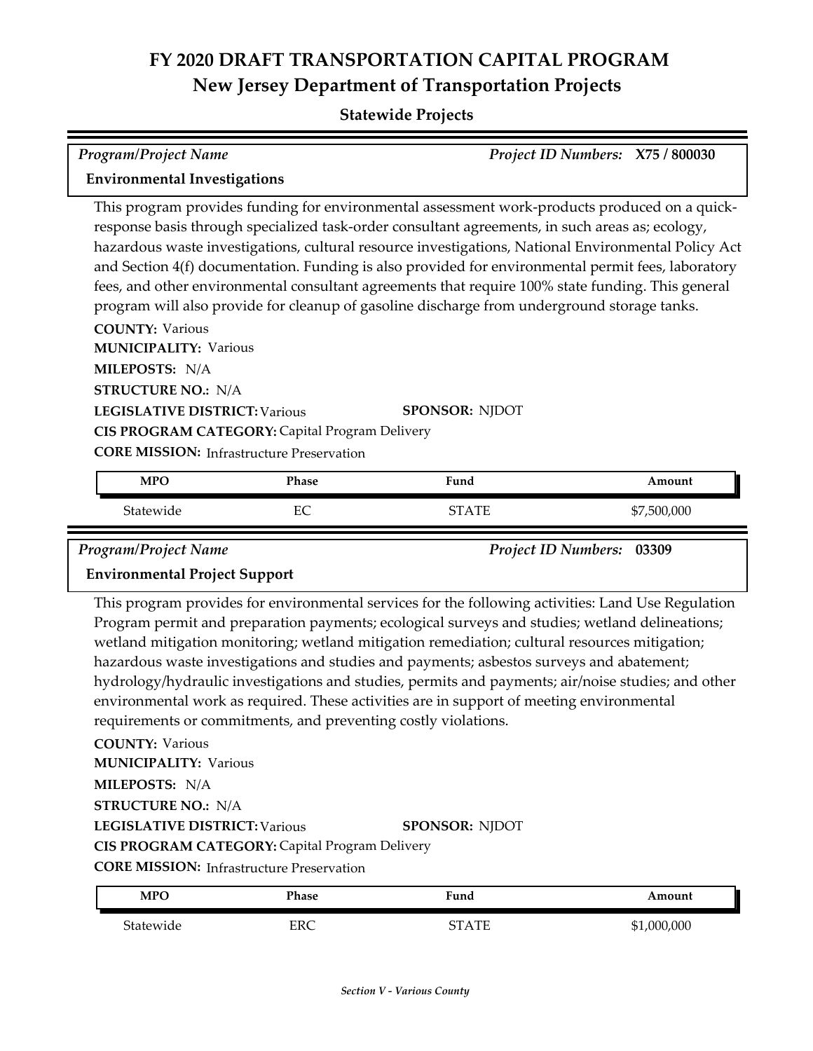# FY 2020 DRAFT TRANSPORTATION CAPITAL PROGRAM
## New Jersey Department of Transportation Projects

### Statewide Projects

*Program/Project Name* | *Project ID Numbers:* **X75 / 800030**

**Environmental Investigations**

This program provides funding for environmental assessment work-products produced on a quick-response basis through specialized task-order consultant agreements, in such areas as; ecology, hazardous waste investigations, cultural resource investigations, National Environmental Policy Act and Section 4(f) documentation. Funding is also provided for environmental permit fees, laboratory fees, and other environmental consultant agreements that require 100% state funding. This general program will also provide for cleanup of gasoline discharge from underground storage tanks.

**COUNTY:** Various
**MUNICIPALITY:** Various
**MILEPOSTS:** N/A
**STRUCTURE NO.:** N/A
**LEGISLATIVE DISTRICT:** Various
**SPONSOR:** NJDOT
**CIS PROGRAM CATEGORY:** Capital Program Delivery
**CORE MISSION:** Infrastructure Preservation

| MPO | Phase | Fund | Amount |
|---|---|---|---|
| Statewide | EC | STATE | $7,500,000 |

*Program/Project Name* | *Project ID Numbers:* **03309**

**Environmental Project Support**

This program provides for environmental services for the following activities: Land Use Regulation Program permit and preparation payments; ecological surveys and studies; wetland delineations; wetland mitigation monitoring; wetland mitigation remediation; cultural resources mitigation; hazardous waste investigations and studies and payments; asbestos surveys and abatement; hydrology/hydraulic investigations and studies, permits and payments; air/noise studies; and other environmental work as required. These activities are in support of meeting environmental requirements or commitments, and preventing costly violations.

**COUNTY:** Various
**MUNICIPALITY:** Various
**MILEPOSTS:** N/A
**STRUCTURE NO.:** N/A
**LEGISLATIVE DISTRICT:** Various
**SPONSOR:** NJDOT
**CIS PROGRAM CATEGORY:** Capital Program Delivery
**CORE MISSION:** Infrastructure Preservation

| MPO | Phase | Fund | Amount |
|---|---|---|---|
| Statewide | ERC | STATE | $1,000,000 |

*Section V - Various County*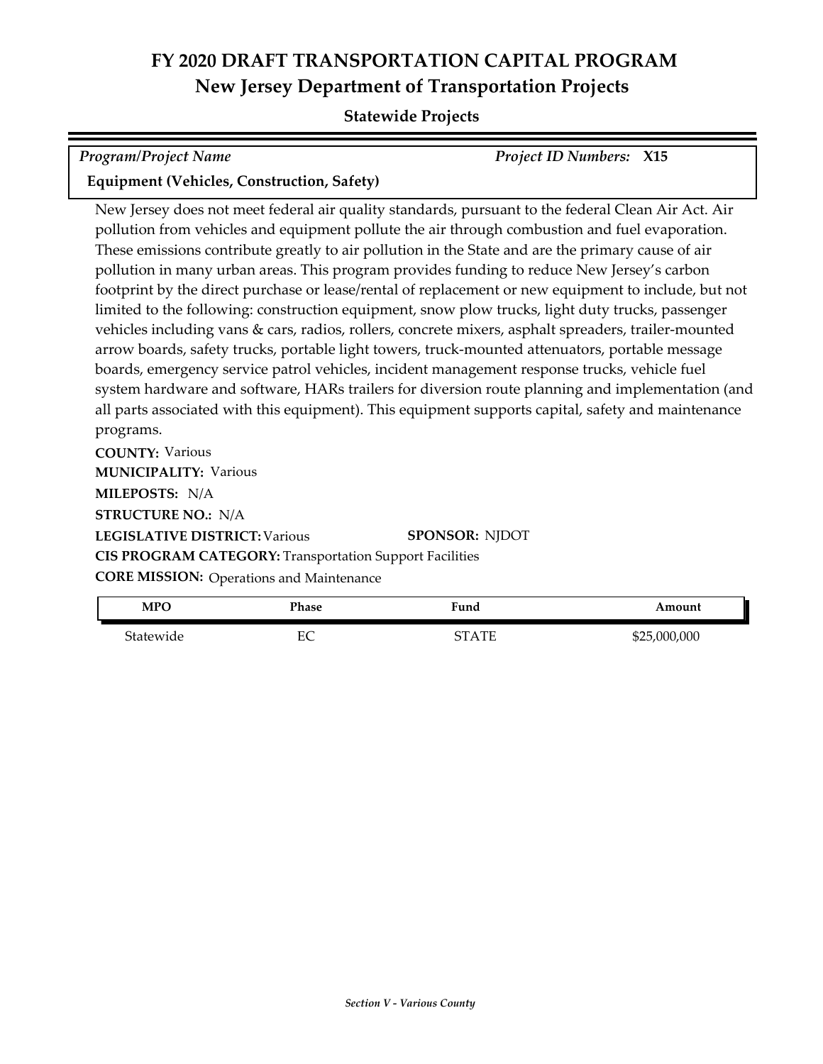# FY 2020 DRAFT TRANSPORTATION CAPITAL PROGRAM
## New Jersey Department of Transportation Projects
### Statewide Projects

| *Program/Project Name* | *Project ID Numbers:* **X15** |
|---|---|
| **Equipment (Vehicles, Construction, Safety)** | |

New Jersey does not meet federal air quality standards, pursuant to the federal Clean Air Act. Air pollution from vehicles and equipment pollute the air through combustion and fuel evaporation. These emissions contribute greatly to air pollution in the State and are the primary cause of air pollution in many urban areas. This program provides funding to reduce New Jersey's carbon footprint by the direct purchase or lease/rental of replacement or new equipment to include, but not limited to the following: construction equipment, snow plow trucks, light duty trucks, passenger vehicles including vans & cars, radios, rollers, concrete mixers, asphalt spreaders, trailer-mounted arrow boards, safety trucks, portable light towers, truck-mounted attenuators, portable message boards, emergency service patrol vehicles, incident management response trucks, vehicle fuel system hardware and software, HARs trailers for diversion route planning and implementation (and all parts associated with this equipment). This equipment supports capital, safety and maintenance programs.

**COUNTY:** Various
**MUNICIPALITY:** Various
**MILEPOSTS:** N/A
**STRUCTURE NO.:** N/A
**LEGISLATIVE DISTRICT:** Various **SPONSOR:** NJDOT
**CIS PROGRAM CATEGORY:** Transportation Support Facilities
**CORE MISSION:** Operations and Maintenance

| MPO | Phase | Fund | Amount |
|---|---|---|---|
| Statewide | EC | STATE | $25,000,000 |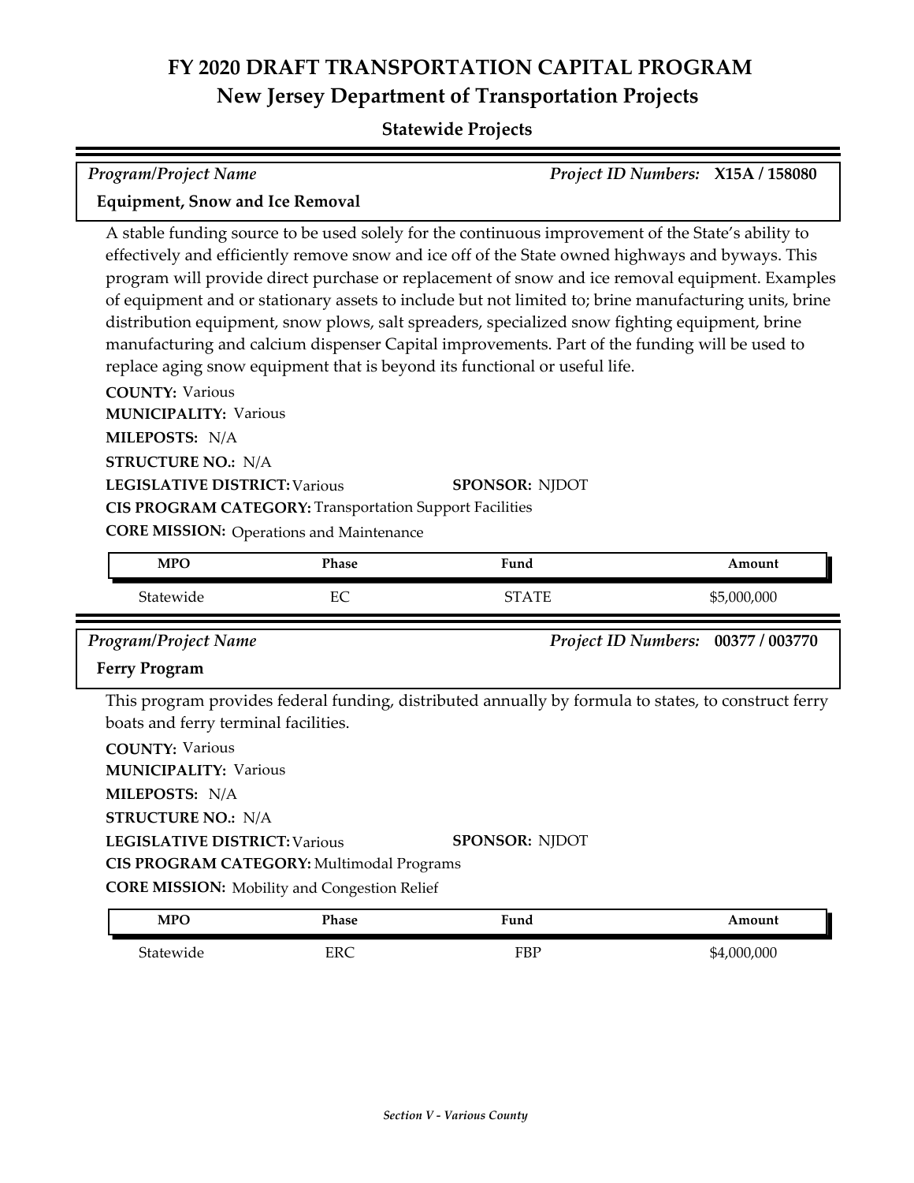# FY 2020 DRAFT TRANSPORTATION CAPITAL PROGRAM
## New Jersey Department of Transportation Projects

### Statewide Projects

*Program/Project Name* — *Project ID Numbers:* **X15A / 158080**

**Equipment, Snow and Ice Removal**

A stable funding source to be used solely for the continuous improvement of the State's ability to effectively and efficiently remove snow and ice off of the State owned highways and byways. This program will provide direct purchase or replacement of snow and ice removal equipment. Examples of equipment and or stationary assets to include but not limited to; brine manufacturing units, brine distribution equipment, snow plows, salt spreaders, specialized snow fighting equipment, brine manufacturing and calcium dispenser Capital improvements. Part of the funding will be used to replace aging snow equipment that is beyond its functional or useful life.

**COUNTY:** Various
**MUNICIPALITY:** Various
**MILEPOSTS:** N/A
**STRUCTURE NO.:** N/A
**LEGISLATIVE DISTRICT:** Various **SPONSOR:** NJDOT
**CIS PROGRAM CATEGORY:** Transportation Support Facilities
**CORE MISSION:** Operations and Maintenance

| MPO | Phase | Fund | Amount |
|---|---|---|---|
| Statewide | EC | STATE | $5,000,000 |

*Program/Project Name* — *Project ID Numbers:* **00377 / 003770**

**Ferry Program**

This program provides federal funding, distributed annually by formula to states, to construct ferry boats and ferry terminal facilities.

**COUNTY:** Various
**MUNICIPALITY:** Various
**MILEPOSTS:** N/A
**STRUCTURE NO.:** N/A
**LEGISLATIVE DISTRICT:** Various **SPONSOR:** NJDOT
**CIS PROGRAM CATEGORY:** Multimodal Programs
**CORE MISSION:** Mobility and Congestion Relief

| MPO | Phase | Fund | Amount |
|---|---|---|---|
| Statewide | ERC | FBP | $4,000,000 |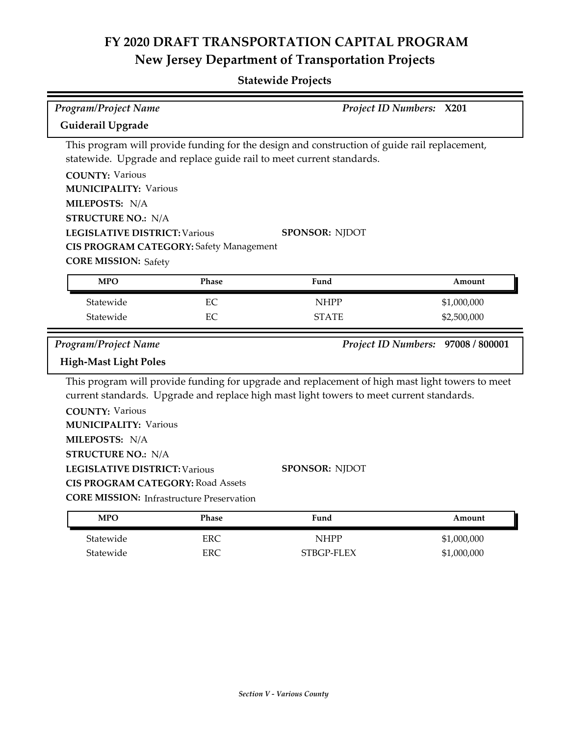# FY 2020 DRAFT TRANSPORTATION CAPITAL PROGRAM
## New Jersey Department of Transportation Projects

### Statewide Projects

*Program/Project Name* — *Project ID Numbers:* **X201**

**Guiderail Upgrade**

This program will provide funding for the design and construction of guide rail replacement, statewide. Upgrade and replace guide rail to meet current standards.

**COUNTY:** Various
**MUNICIPALITY:** Various
**MILEPOSTS:** N/A
**STRUCTURE NO.:** N/A
**LEGISLATIVE DISTRICT:** Various
**SPONSOR:** NJDOT
**CIS PROGRAM CATEGORY:** Safety Management
**CORE MISSION:** Safety

| MPO | Phase | Fund | Amount |
|---|---|---|---|
| Statewide | EC | NHPP | $1,000,000 |
| Statewide | EC | STATE | $2,500,000 |

*Program/Project Name* — *Project ID Numbers:* **97008 / 800001**

**High-Mast Light Poles**

This program will provide funding for upgrade and replacement of high mast light towers to meet current standards. Upgrade and replace high mast light towers to meet current standards.

**COUNTY:** Various
**MUNICIPALITY:** Various
**MILEPOSTS:** N/A
**STRUCTURE NO.:** N/A
**LEGISLATIVE DISTRICT:** Various
**SPONSOR:** NJDOT
**CIS PROGRAM CATEGORY:** Road Assets
**CORE MISSION:** Infrastructure Preservation

| MPO | Phase | Fund | Amount |
|---|---|---|---|
| Statewide | ERC | NHPP | $1,000,000 |
| Statewide | ERC | STBGP-FLEX | $1,000,000 |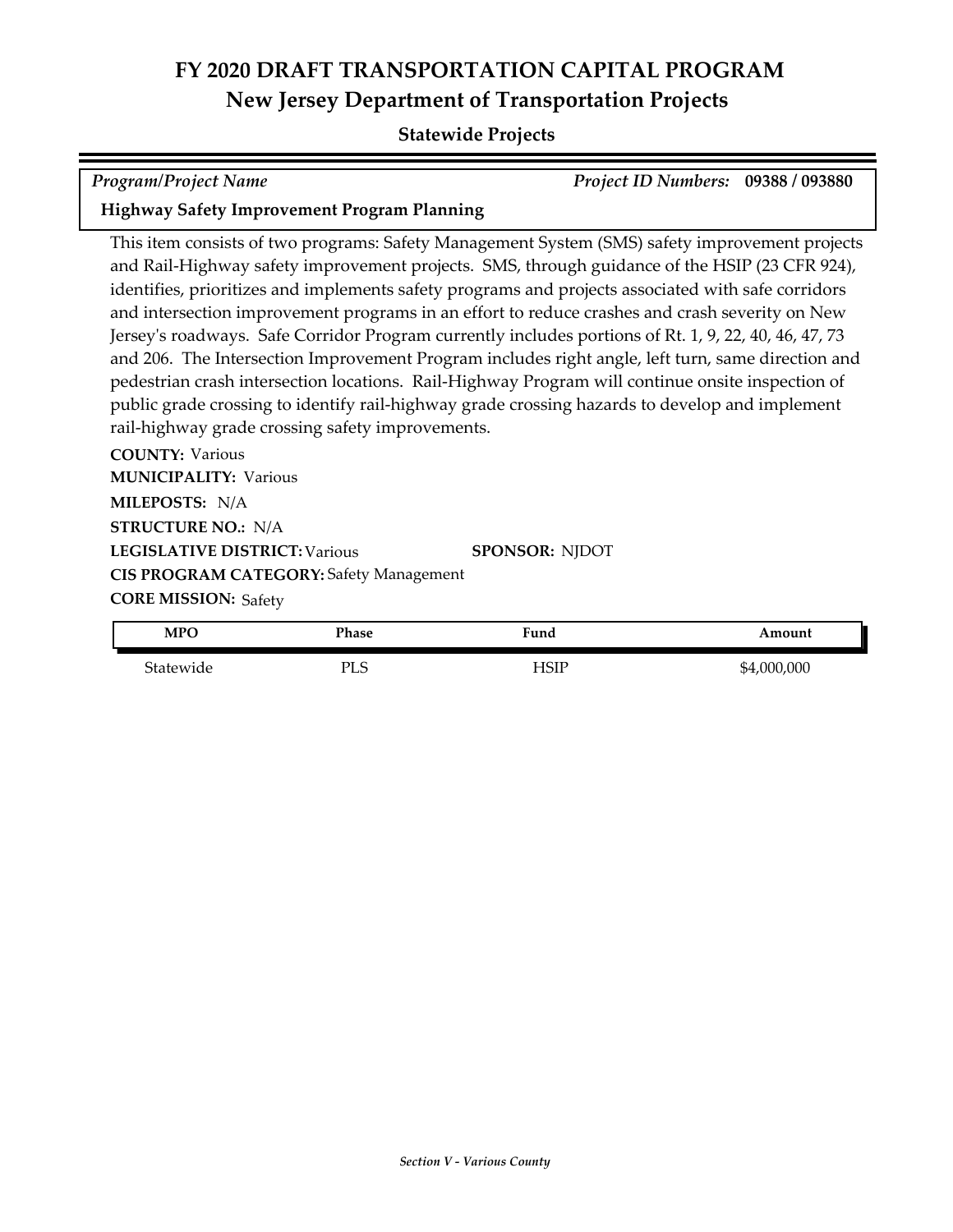# FY 2020 DRAFT TRANSPORTATION CAPITAL PROGRAM
## New Jersey Department of Transportation Projects
### Statewide Projects

*Program/Project Name* | *Project ID Numbers:* **09388 / 093880**

**Highway Safety Improvement Program Planning**

This item consists of two programs: Safety Management System (SMS) safety improvement projects and Rail-Highway safety improvement projects. SMS, through guidance of the HSIP (23 CFR 924), identifies, prioritizes and implements safety programs and projects associated with safe corridors and intersection improvement programs in an effort to reduce crashes and crash severity on New Jersey's roadways. Safe Corridor Program currently includes portions of Rt. 1, 9, 22, 40, 46, 47, 73 and 206. The Intersection Improvement Program includes right angle, left turn, same direction and pedestrian crash intersection locations. Rail-Highway Program will continue onsite inspection of public grade crossing to identify rail-highway grade crossing hazards to develop and implement rail-highway grade crossing safety improvements.

**COUNTY:** Various
**MUNICIPALITY:** Various
**MILEPOSTS:** N/A
**STRUCTURE NO.:** N/A
**LEGISLATIVE DISTRICT:** Various
**SPONSOR:** NJDOT
**CIS PROGRAM CATEGORY:** Safety Management
**CORE MISSION:** Safety

| MPO | Phase | Fund | Amount |
|---|---|---|---|
| Statewide | PLS | HSIP | $4,000,000 |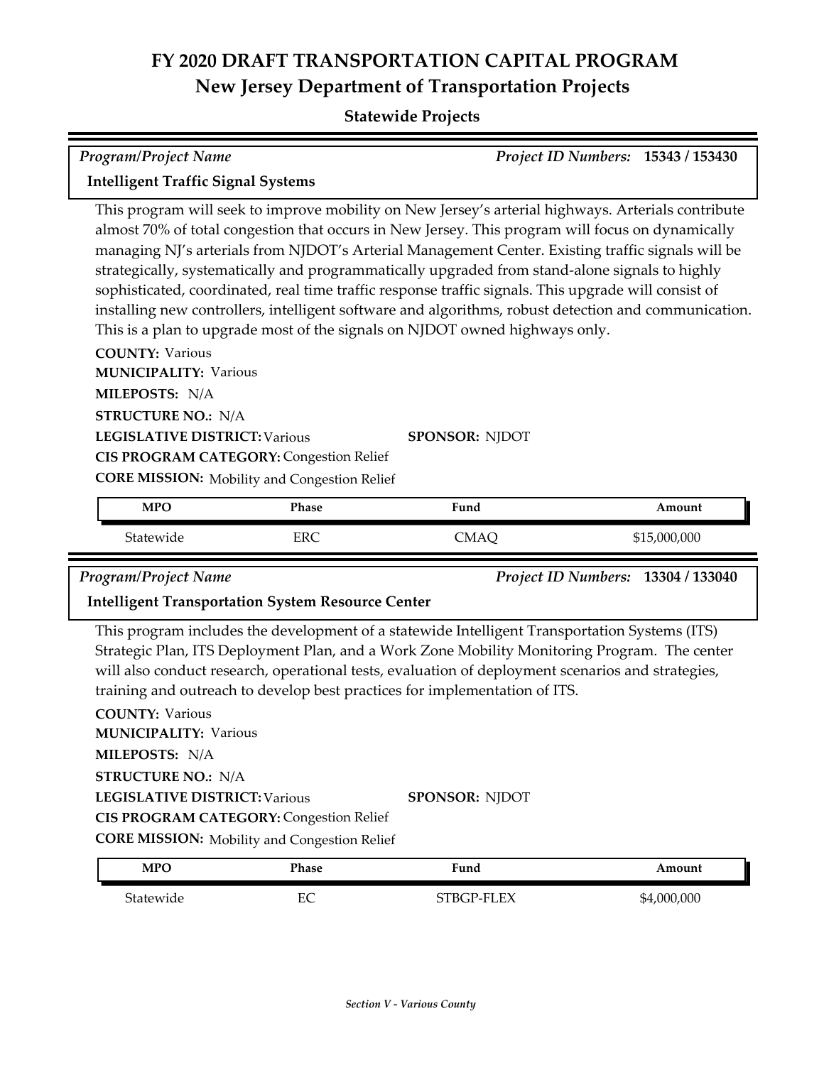# FY 2020 DRAFT TRANSPORTATION CAPITAL PROGRAM
## New Jersey Department of Transportation Projects

### Statewide Projects

*Program/Project Name* *Project ID Numbers:* **15343 / 153430**

**Intelligent Traffic Signal Systems**

This program will seek to improve mobility on New Jersey's arterial highways. Arterials contribute almost 70% of total congestion that occurs in New Jersey. This program will focus on dynamically managing NJ's arterials from NJDOT's Arterial Management Center. Existing traffic signals will be strategically, systematically and programmatically upgraded from stand-alone signals to highly sophisticated, coordinated, real time traffic response traffic signals. This upgrade will consist of installing new controllers, intelligent software and algorithms, robust detection and communication. This is a plan to upgrade most of the signals on NJDOT owned highways only.

**COUNTY:** Various
**MUNICIPALITY:** Various
**MILEPOSTS:** N/A
**STRUCTURE NO.:** N/A
**LEGISLATIVE DISTRICT:** Various
**SPONSOR:** NJDOT
**CIS PROGRAM CATEGORY:** Congestion Relief
**CORE MISSION:** Mobility and Congestion Relief

| MPO | Phase | Fund | Amount |
|---|---|---|---|
| Statewide | ERC | CMAQ | $15,000,000 |

*Program/Project Name* *Project ID Numbers:* **13304 / 133040**

**Intelligent Transportation System Resource Center**

This program includes the development of a statewide Intelligent Transportation Systems (ITS) Strategic Plan, ITS Deployment Plan, and a Work Zone Mobility Monitoring Program. The center will also conduct research, operational tests, evaluation of deployment scenarios and strategies, training and outreach to develop best practices for implementation of ITS.

**COUNTY:** Various
**MUNICIPALITY:** Various
**MILEPOSTS:** N/A
**STRUCTURE NO.:** N/A
**LEGISLATIVE DISTRICT:** Various
**SPONSOR:** NJDOT
**CIS PROGRAM CATEGORY:** Congestion Relief
**CORE MISSION:** Mobility and Congestion Relief

| MPO | Phase | Fund | Amount |
|---|---|---|---|
| Statewide | EC | STBGP-FLEX | $4,000,000 |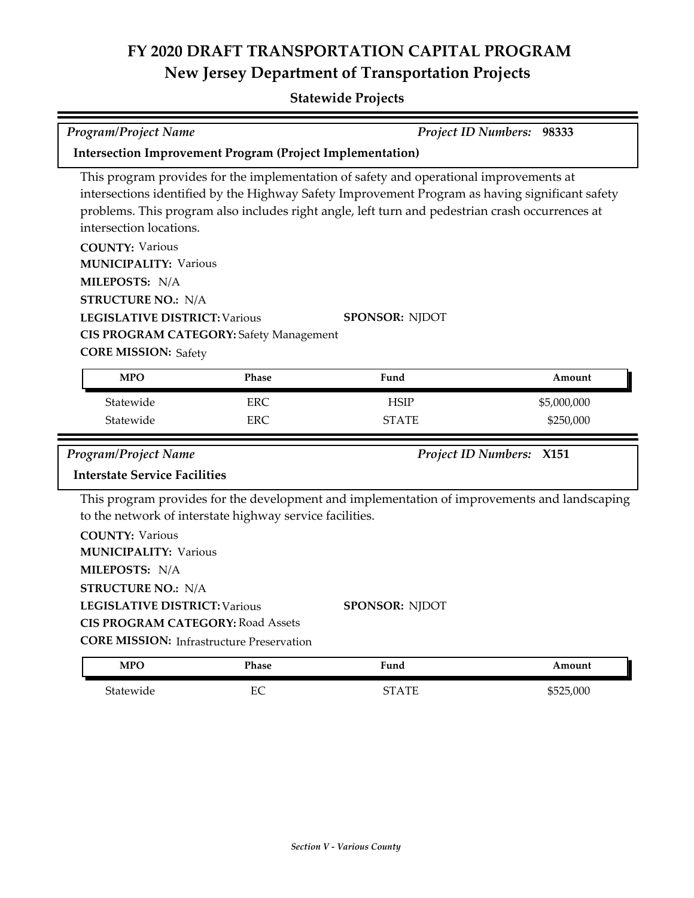# FY 2020 DRAFT TRANSPORTATION CAPITAL PROGRAM
## New Jersey Department of Transportation Projects

### Statewide Projects

*Program/Project Name* — *Project ID Numbers:* **98333**

**Intersection Improvement Program (Project Implementation)**

This program provides for the implementation of safety and operational improvements at intersections identified by the Highway Safety Improvement Program as having significant safety problems. This program also includes right angle, left turn and pedestrian crash occurrences at intersection locations.

**COUNTY:** Various
**MUNICIPALITY:** Various
**MILEPOSTS:** N/A
**STRUCTURE NO.:** N/A
**LEGISLATIVE DISTRICT:** Various
**SPONSOR:** NJDOT
**CIS PROGRAM CATEGORY:** Safety Management
**CORE MISSION:** Safety

| MPO | Phase | Fund | Amount |
|---|---|---|---|
| Statewide | ERC | HSIP | $5,000,000 |
| Statewide | ERC | STATE | $250,000 |

*Program/Project Name* — *Project ID Numbers:* **X151**

**Interstate Service Facilities**

This program provides for the development and implementation of improvements and landscaping to the network of interstate highway service facilities.

**COUNTY:** Various
**MUNICIPALITY:** Various
**MILEPOSTS:** N/A
**STRUCTURE NO.:** N/A
**LEGISLATIVE DISTRICT:** Various
**SPONSOR:** NJDOT
**CIS PROGRAM CATEGORY:** Road Assets
**CORE MISSION:** Infrastructure Preservation

| MPO | Phase | Fund | Amount |
|---|---|---|---|
| Statewide | EC | STATE | $525,000 |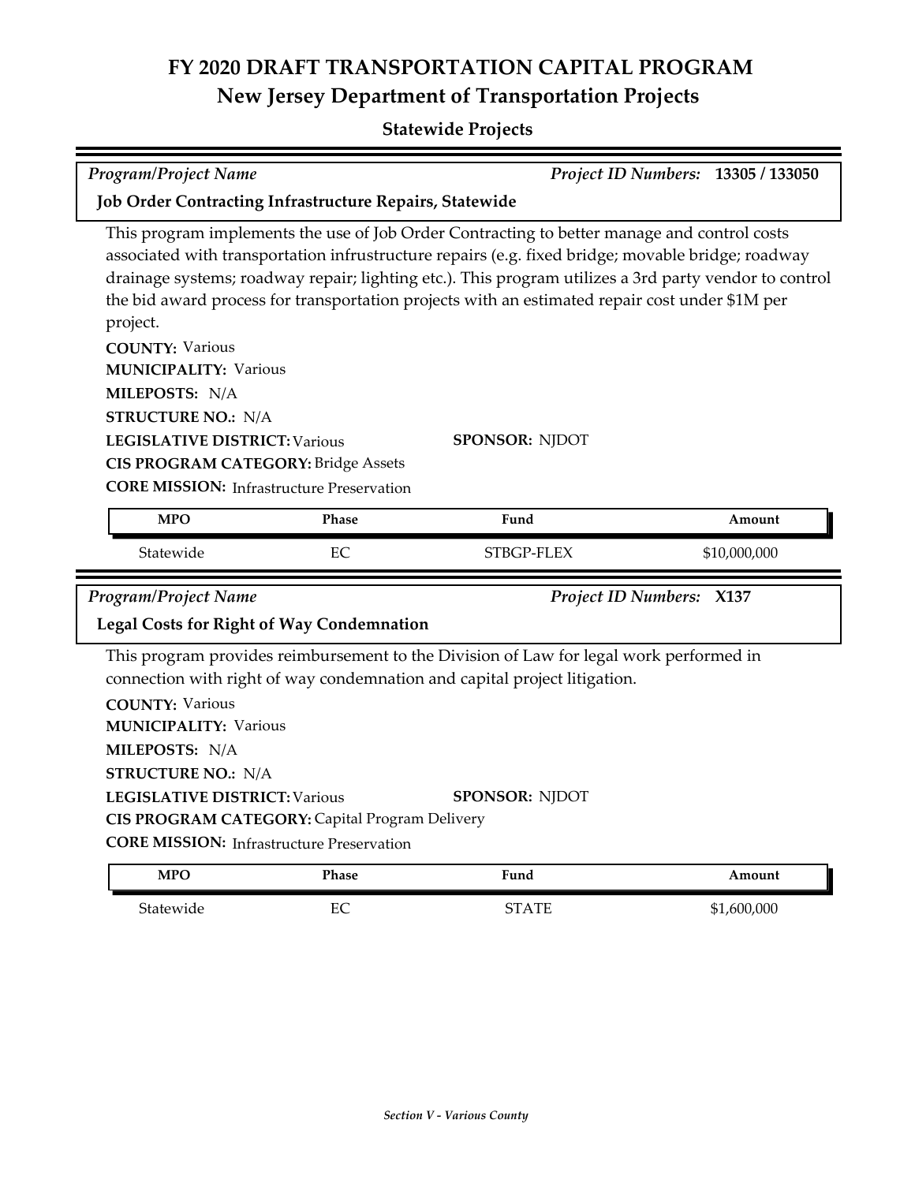# FY 2020 DRAFT TRANSPORTATION CAPITAL PROGRAM
## New Jersey Department of Transportation Projects
### Statewide Projects

*Program/Project Name* — *Project ID Numbers:* **13305 / 133050**

**Job Order Contracting Infrastructure Repairs, Statewide**

This program implements the use of Job Order Contracting to better manage and control costs associated with transportation infrustructure repairs (e.g. fixed bridge; movable bridge; roadway drainage systems; roadway repair; lighting etc.). This program utilizes a 3rd party vendor to control the bid award process for transportation projects with an estimated repair cost under $1M per project.

**COUNTY:** Various
**MUNICIPALITY:** Various
**MILEPOSTS:** N/A
**STRUCTURE NO.:** N/A
**LEGISLATIVE DISTRICT:** Various
**SPONSOR:** NJDOT
**CIS PROGRAM CATEGORY:** Bridge Assets
**CORE MISSION:** Infrastructure Preservation

| MPO | Phase | Fund | Amount |
|---|---|---|---|
| Statewide | EC | STBGP-FLEX | $10,000,000 |

*Program/Project Name* — *Project ID Numbers:* **X137**

**Legal Costs for Right of Way Condemnation**

This program provides reimbursement to the Division of Law for legal work performed in connection with right of way condemnation and capital project litigation.

**COUNTY:** Various
**MUNICIPALITY:** Various
**MILEPOSTS:** N/A
**STRUCTURE NO.:** N/A
**LEGISLATIVE DISTRICT:** Various
**SPONSOR:** NJDOT
**CIS PROGRAM CATEGORY:** Capital Program Delivery
**CORE MISSION:** Infrastructure Preservation

| MPO | Phase | Fund | Amount |
|---|---|---|---|
| Statewide | EC | STATE | $1,600,000 |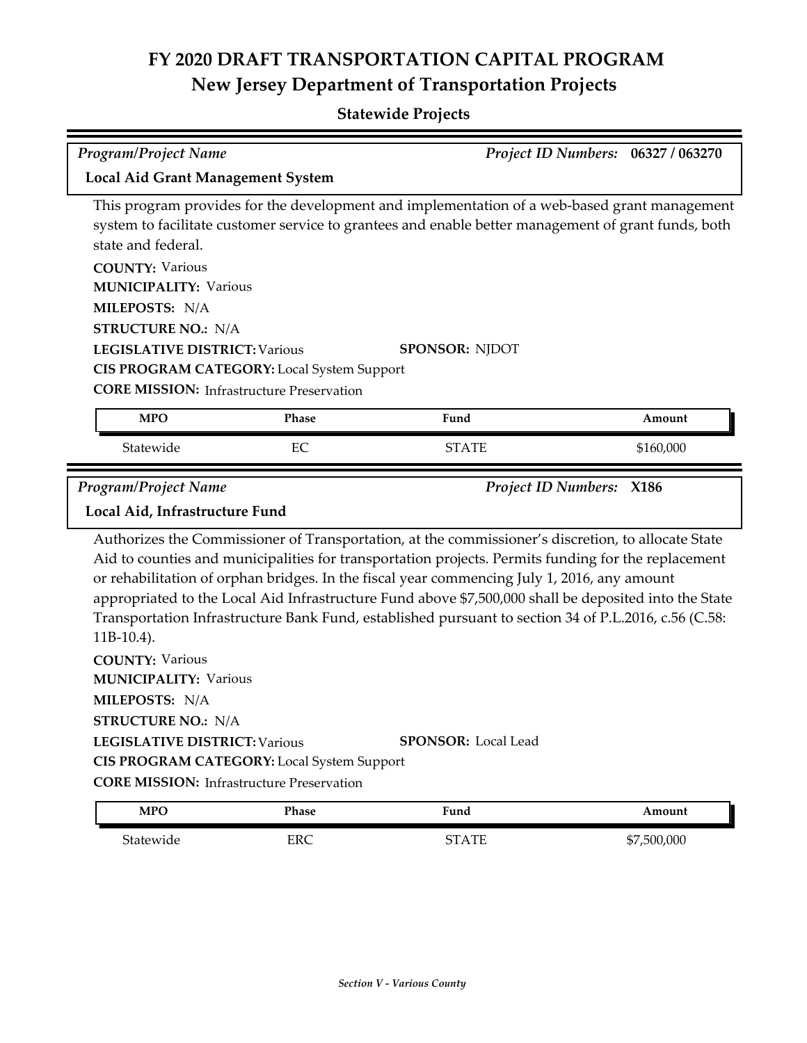# FY 2020 DRAFT TRANSPORTATION CAPITAL PROGRAM
## New Jersey Department of Transportation Projects

### Statewide Projects

*Program/Project Name* | *Project ID Numbers:* **06327 / 063270**

**Local Aid Grant Management System**

This program provides for the development and implementation of a web-based grant management system to facilitate customer service to grantees and enable better management of grant funds, both state and federal.

**COUNTY:** Various
**MUNICIPALITY:** Various
**MILEPOSTS:** N/A
**STRUCTURE NO.:** N/A
**LEGISLATIVE DISTRICT:** Various
**SPONSOR:** NJDOT
**CIS PROGRAM CATEGORY:** Local System Support
**CORE MISSION:** Infrastructure Preservation

| MPO | Phase | Fund | Amount |
|---|---|---|---|
| Statewide | EC | STATE | $160,000 |

*Program/Project Name* | *Project ID Numbers:* **X186**

**Local Aid, Infrastructure Fund**

Authorizes the Commissioner of Transportation, at the commissioner's discretion, to allocate State Aid to counties and municipalities for transportation projects. Permits funding for the replacement or rehabilitation of orphan bridges. In the fiscal year commencing July 1, 2016, any amount appropriated to the Local Aid Infrastructure Fund above $7,500,000 shall be deposited into the State Transportation Infrastructure Bank Fund, established pursuant to section 34 of P.L.2016, c.56 (C.58: 11B-10.4).

**COUNTY:** Various
**MUNICIPALITY:** Various
**MILEPOSTS:** N/A
**STRUCTURE NO.:** N/A
**LEGISLATIVE DISTRICT:** Various
**SPONSOR:** Local Lead
**CIS PROGRAM CATEGORY:** Local System Support
**CORE MISSION:** Infrastructure Preservation

| MPO | Phase | Fund | Amount |
|---|---|---|---|
| Statewide | ERC | STATE | $7,500,000 |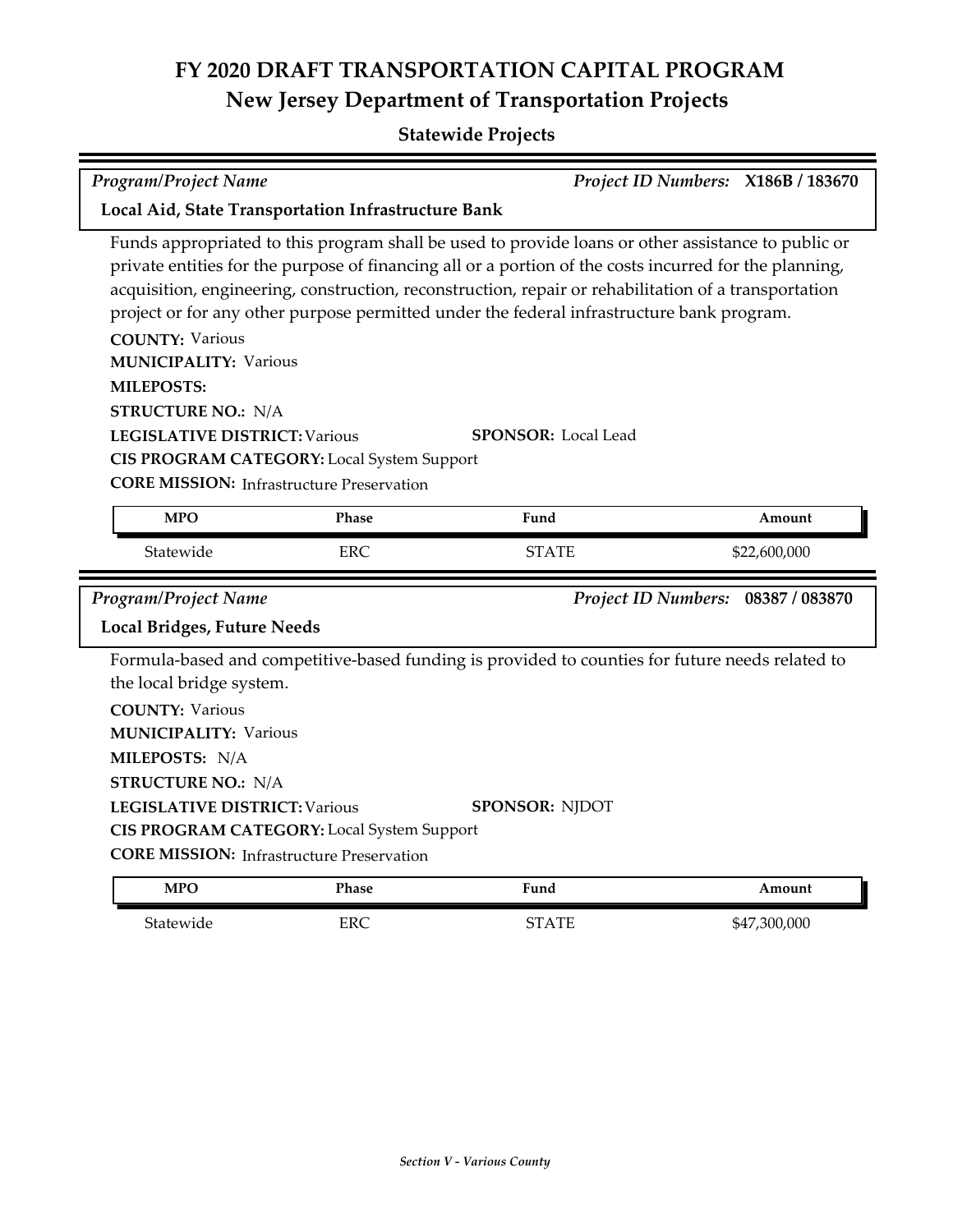# FY 2020 DRAFT TRANSPORTATION CAPITAL PROGRAM
## New Jersey Department of Transportation Projects

### Statewide Projects

*Program/Project Name* *Project ID Numbers:* **X186B / 183670**

**Local Aid, State Transportation Infrastructure Bank**

Funds appropriated to this program shall be used to provide loans or other assistance to public or private entities for the purpose of financing all or a portion of the costs incurred for the planning, acquisition, engineering, construction, reconstruction, repair or rehabilitation of a transportation project or for any other purpose permitted under the federal infrastructure bank program.

**COUNTY:** Various
**MUNICIPALITY:** Various
**MILEPOSTS:**
**STRUCTURE NO.:** N/A
**LEGISLATIVE DISTRICT:** Various **SPONSOR:** Local Lead
**CIS PROGRAM CATEGORY:** Local System Support
**CORE MISSION:** Infrastructure Preservation

| MPO | Phase | Fund | Amount |
|---|---|---|---|
| Statewide | ERC | STATE | $22,600,000 |

*Program/Project Name* *Project ID Numbers:* **08387 / 083870**

**Local Bridges, Future Needs**

Formula-based and competitive-based funding is provided to counties for future needs related to the local bridge system.

**COUNTY:** Various
**MUNICIPALITY:** Various
**MILEPOSTS:** N/A
**STRUCTURE NO.:** N/A
**LEGISLATIVE DISTRICT:** Various **SPONSOR:** NJDOT
**CIS PROGRAM CATEGORY:** Local System Support
**CORE MISSION:** Infrastructure Preservation

| MPO | Phase | Fund | Amount |
|---|---|---|---|
| Statewide | ERC | STATE | $47,300,000 |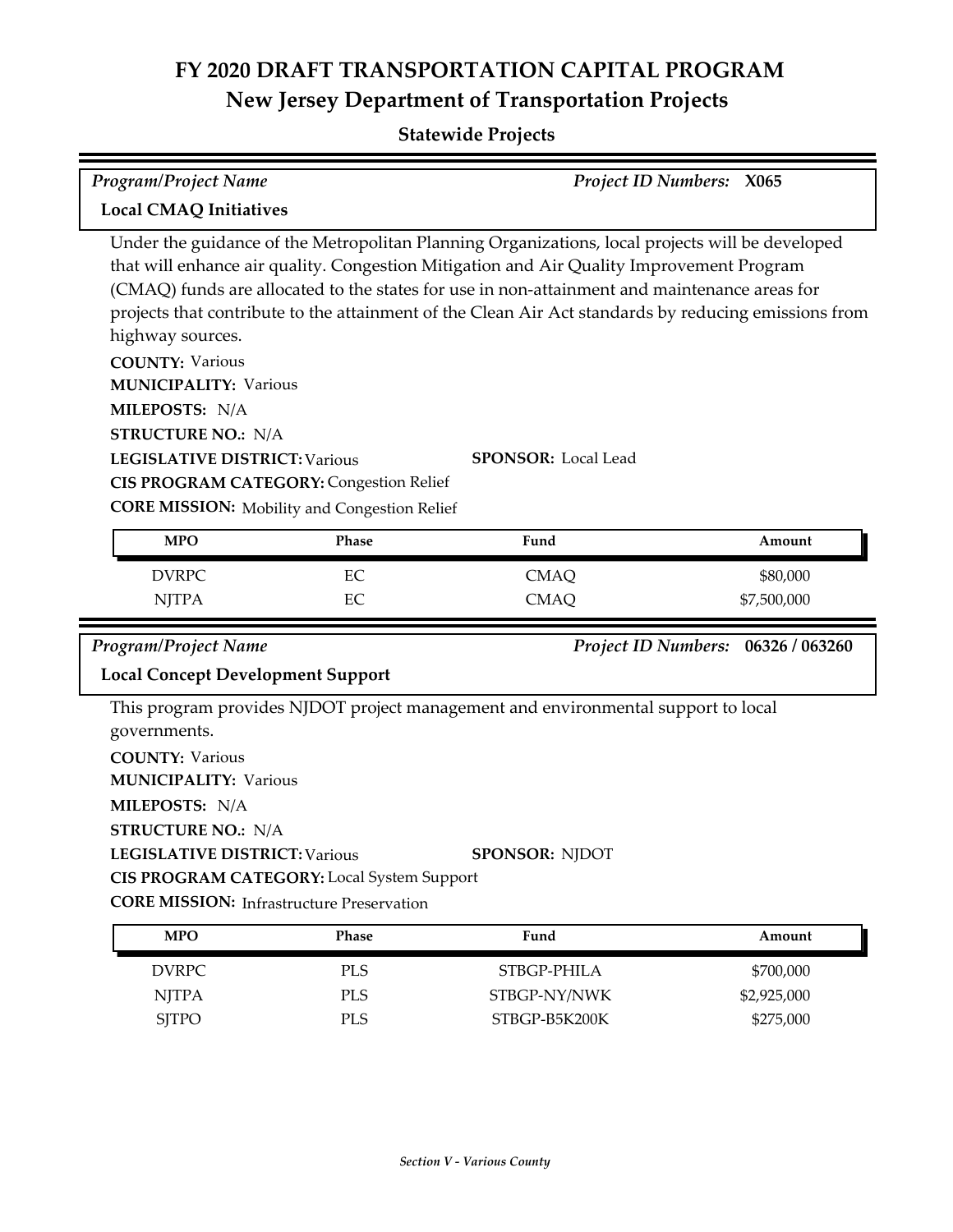# FY 2020 DRAFT TRANSPORTATION CAPITAL PROGRAM
## New Jersey Department of Transportation Projects

### Statewide Projects

*Program/Project Name* | *Project ID Numbers:* **X065**

**Local CMAQ Initiatives**

Under the guidance of the Metropolitan Planning Organizations, local projects will be developed that will enhance air quality. Congestion Mitigation and Air Quality Improvement Program (CMAQ) funds are allocated to the states for use in non-attainment and maintenance areas for projects that contribute to the attainment of the Clean Air Act standards by reducing emissions from highway sources.

**COUNTY:** Various
**MUNICIPALITY:** Various
**MILEPOSTS:** N/A
**STRUCTURE NO.:** N/A
**LEGISLATIVE DISTRICT:** Various
**SPONSOR:** Local Lead
**CIS PROGRAM CATEGORY:** Congestion Relief
**CORE MISSION:** Mobility and Congestion Relief

| MPO | Phase | Fund | Amount |
|---|---|---|---|
| DVRPC | EC | CMAQ | $80,000 |
| NJTPA | EC | CMAQ | $7,500,000 |

*Program/Project Name* | *Project ID Numbers:* **06326 / 063260**

**Local Concept Development Support**

This program provides NJDOT project management and environmental support to local governments.

**COUNTY:** Various
**MUNICIPALITY:** Various
**MILEPOSTS:** N/A
**STRUCTURE NO.:** N/A
**LEGISLATIVE DISTRICT:** Various
**SPONSOR:** NJDOT
**CIS PROGRAM CATEGORY:** Local System Support
**CORE MISSION:** Infrastructure Preservation

| MPO | Phase | Fund | Amount |
|---|---|---|---|
| DVRPC | PLS | STBGP-PHILA | $700,000 |
| NJTPA | PLS | STBGP-NY/NWK | $2,925,000 |
| SJTPO | PLS | STBGP-B5K200K | $275,000 |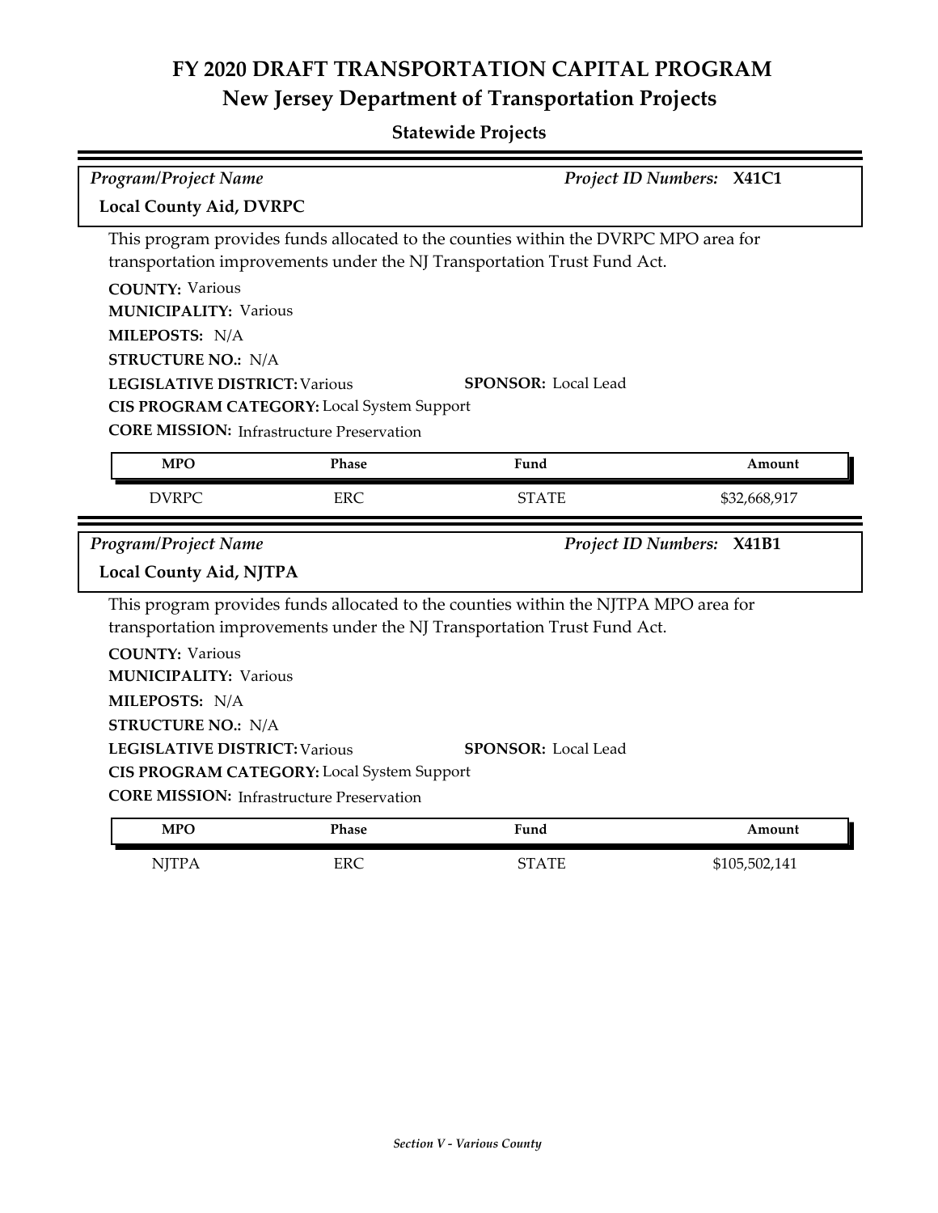# FY 2020 DRAFT TRANSPORTATION CAPITAL PROGRAM

## New Jersey Department of Transportation Projects

### Statewide Projects

*Program/Project Name* — *Project ID Numbers:* **X41C1**

**Local County Aid, DVRPC**

This program provides funds allocated to the counties within the DVRPC MPO area for transportation improvements under the NJ Transportation Trust Fund Act.

**COUNTY:** Various
**MUNICIPALITY:** Various
**MILEPOSTS:** N/A
**STRUCTURE NO.:** N/A
**LEGISLATIVE DISTRICT:** Various
**SPONSOR:** Local Lead
**CIS PROGRAM CATEGORY:** Local System Support
**CORE MISSION:** Infrastructure Preservation

| MPO | Phase | Fund | Amount |
|---|---|---|---|
| DVRPC | ERC | STATE | $32,668,917 |

*Program/Project Name* — *Project ID Numbers:* **X41B1**

**Local County Aid, NJTPA**

This program provides funds allocated to the counties within the NJTPA MPO area for transportation improvements under the NJ Transportation Trust Fund Act.

**COUNTY:** Various
**MUNICIPALITY:** Various
**MILEPOSTS:** N/A
**STRUCTURE NO.:** N/A
**LEGISLATIVE DISTRICT:** Various
**SPONSOR:** Local Lead
**CIS PROGRAM CATEGORY:** Local System Support
**CORE MISSION:** Infrastructure Preservation

| MPO | Phase | Fund | Amount |
|---|---|---|---|
| NJTPA | ERC | STATE | $105,502,141 |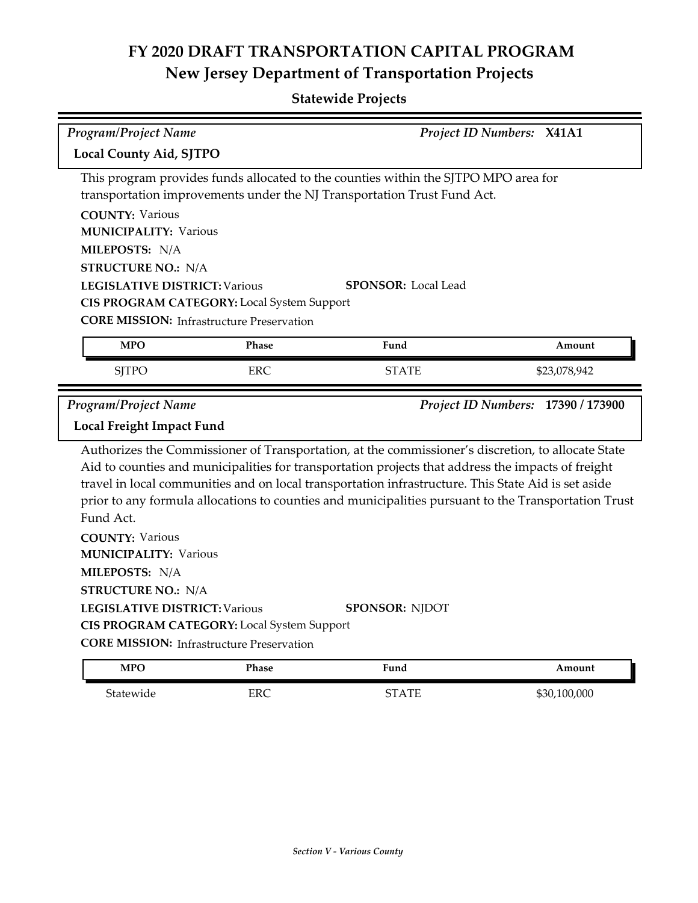# FY 2020 DRAFT TRANSPORTATION CAPITAL PROGRAM

## New Jersey Department of Transportation Projects

### Statewide Projects

*Program/Project Name* | *Project ID Numbers:* **X41A1**

**Local County Aid, SJTPO**

This program provides funds allocated to the counties within the SJTPO MPO area for transportation improvements under the NJ Transportation Trust Fund Act.

**COUNTY:** Various
**MUNICIPALITY:** Various
**MILEPOSTS:** N/A
**STRUCTURE NO.:** N/A
**LEGISLATIVE DISTRICT:** Various
**SPONSOR:** Local Lead
**CIS PROGRAM CATEGORY:** Local System Support
**CORE MISSION:** Infrastructure Preservation

| MPO | Phase | Fund | Amount |
|---|---|---|---|
| SJTPO | ERC | STATE | $23,078,942 |

*Program/Project Name* | *Project ID Numbers:* **17390 / 173900**

**Local Freight Impact Fund**

Authorizes the Commissioner of Transportation, at the commissioner's discretion, to allocate State Aid to counties and municipalities for transportation projects that address the impacts of freight travel in local communities and on local transportation infrastructure. This State Aid is set aside prior to any formula allocations to counties and municipalities pursuant to the Transportation Trust Fund Act.

**COUNTY:** Various
**MUNICIPALITY:** Various
**MILEPOSTS:** N/A
**STRUCTURE NO.:** N/A
**LEGISLATIVE DISTRICT:** Various
**SPONSOR:** NJDOT
**CIS PROGRAM CATEGORY:** Local System Support
**CORE MISSION:** Infrastructure Preservation

| MPO | Phase | Fund | Amount |
|---|---|---|---|
| Statewide | ERC | STATE | $30,100,000 |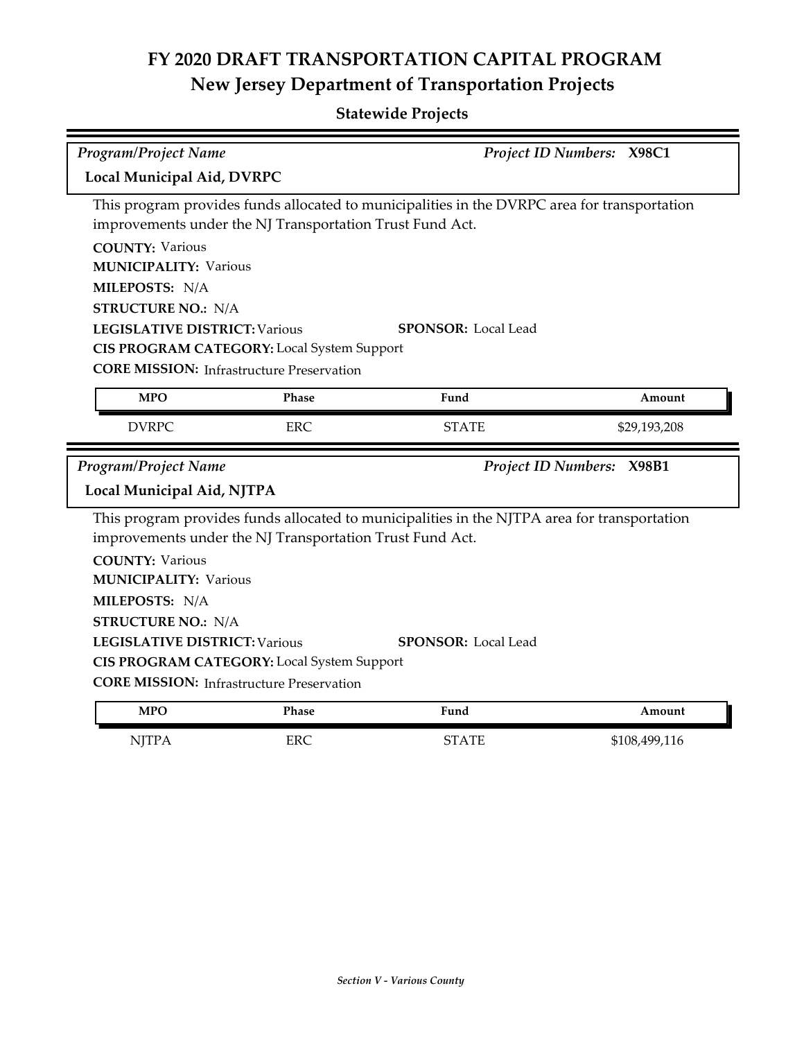# FY 2020 DRAFT TRANSPORTATION CAPITAL PROGRAM

## New Jersey Department of Transportation Projects

### Statewide Projects

*Program/Project Name* | *Project ID Numbers:* **X98C1**

**Local Municipal Aid, DVRPC**

This program provides funds allocated to municipalities in the DVRPC area for transportation improvements under the NJ Transportation Trust Fund Act.

**COUNTY:** Various
**MUNICIPALITY:** Various
**MILEPOSTS:** N/A
**STRUCTURE NO.:** N/A
**LEGISLATIVE DISTRICT:** Various
**SPONSOR:** Local Lead
**CIS PROGRAM CATEGORY:** Local System Support
**CORE MISSION:** Infrastructure Preservation

| MPO | Phase | Fund | Amount |
|---|---|---|---|
| DVRPC | ERC | STATE | $29,193,208 |

*Program/Project Name* | *Project ID Numbers:* **X98B1**

**Local Municipal Aid, NJTPA**

This program provides funds allocated to municipalities in the NJTPA area for transportation improvements under the NJ Transportation Trust Fund Act.

**COUNTY:** Various
**MUNICIPALITY:** Various
**MILEPOSTS:** N/A
**STRUCTURE NO.:** N/A
**LEGISLATIVE DISTRICT:** Various
**SPONSOR:** Local Lead
**CIS PROGRAM CATEGORY:** Local System Support
**CORE MISSION:** Infrastructure Preservation

| MPO | Phase | Fund | Amount |
|---|---|---|---|
| NJTPA | ERC | STATE | $108,499,116 |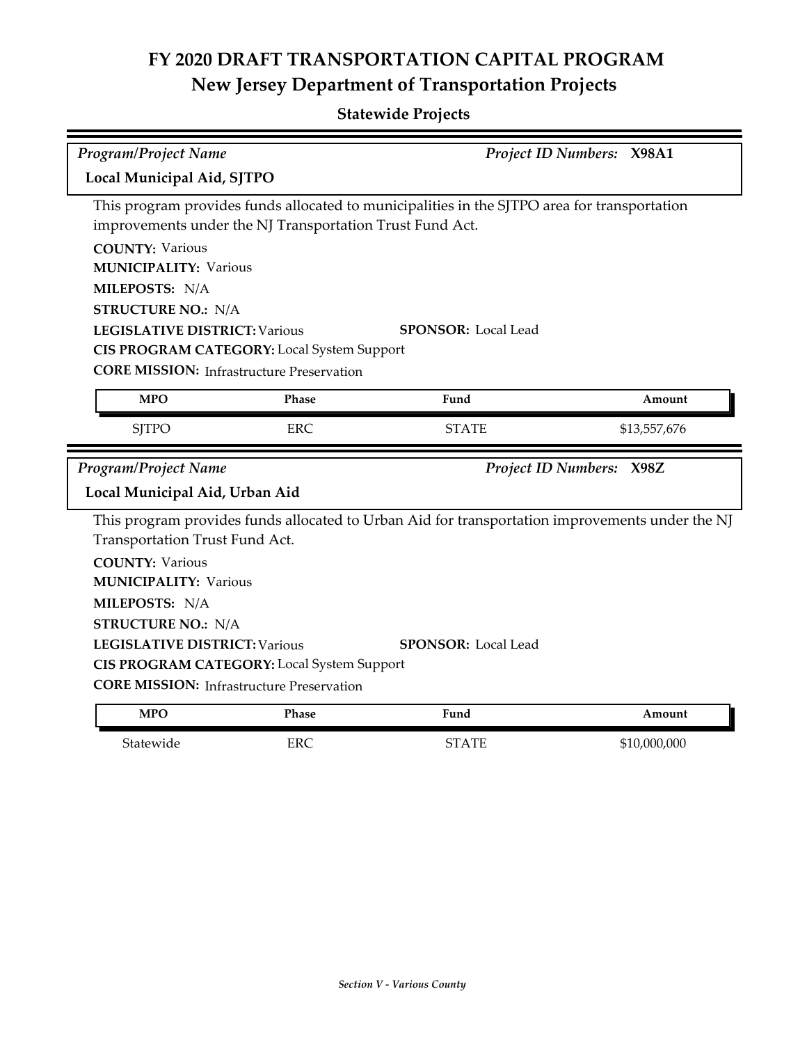# FY 2020 DRAFT TRANSPORTATION CAPITAL PROGRAM
## New Jersey Department of Transportation Projects

### Statewide Projects

*Program/Project Name* — *Project ID Numbers:* **X98A1**

**Local Municipal Aid, SJTPO**

This program provides funds allocated to municipalities in the SJTPO area for transportation improvements under the NJ Transportation Trust Fund Act.

**COUNTY:** Various
**MUNICIPALITY:** Various
**MILEPOSTS:** N/A
**STRUCTURE NO.:** N/A
**LEGISLATIVE DISTRICT:** Various
**SPONSOR:** Local Lead
**CIS PROGRAM CATEGORY:** Local System Support
**CORE MISSION:** Infrastructure Preservation

| MPO | Phase | Fund | Amount |
|---|---|---|---|
| SJTPO | ERC | STATE | $13,557,676 |

*Program/Project Name* — *Project ID Numbers:* **X98Z**

**Local Municipal Aid, Urban Aid**

This program provides funds allocated to Urban Aid for transportation improvements under the NJ Transportation Trust Fund Act.

**COUNTY:** Various
**MUNICIPALITY:** Various
**MILEPOSTS:** N/A
**STRUCTURE NO.:** N/A
**LEGISLATIVE DISTRICT:** Various
**SPONSOR:** Local Lead
**CIS PROGRAM CATEGORY:** Local System Support
**CORE MISSION:** Infrastructure Preservation

| MPO | Phase | Fund | Amount |
|---|---|---|---|
| Statewide | ERC | STATE | $10,000,000 |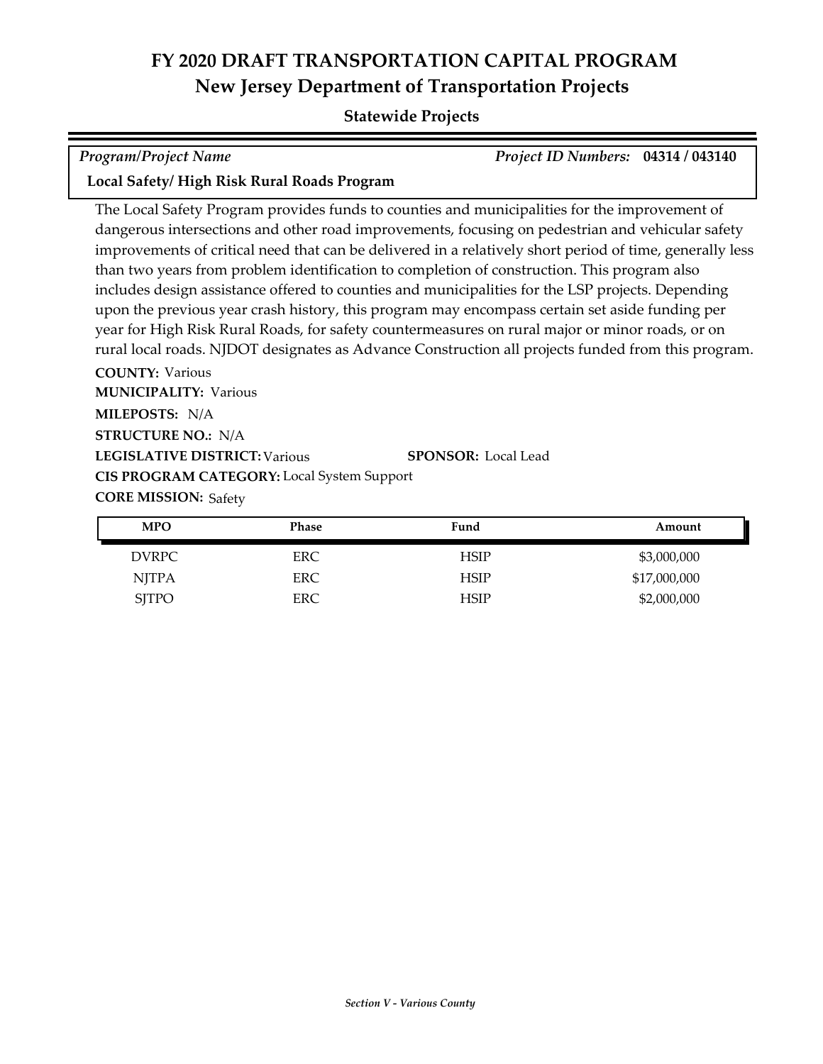# FY 2020 DRAFT TRANSPORTATION CAPITAL PROGRAM

## New Jersey Department of Transportation Projects

### Statewide Projects

*Program/Project Name* — *Project ID Numbers:* **04314 / 043140**

**Local Safety/ High Risk Rural Roads Program**

The Local Safety Program provides funds to counties and municipalities for the improvement of dangerous intersections and other road improvements, focusing on pedestrian and vehicular safety improvements of critical need that can be delivered in a relatively short period of time, generally less than two years from problem identification to completion of construction. This program also includes design assistance offered to counties and municipalities for the LSP projects. Depending upon the previous year crash history, this program may encompass certain set aside funding per year for High Risk Rural Roads, for safety countermeasures on rural major or minor roads, or on rural local roads. NJDOT designates as Advance Construction all projects funded from this program.

**COUNTY:** Various
**MUNICIPALITY:** Various
**MILEPOSTS:** N/A
**STRUCTURE NO.:** N/A
**LEGISLATIVE DISTRICT:** Various
**SPONSOR:** Local Lead
**CIS PROGRAM CATEGORY:** Local System Support
**CORE MISSION:** Safety

| MPO | Phase | Fund | Amount |
|---|---|---|---|
| DVRPC | ERC | HSIP | $3,000,000 |
| NJTPA | ERC | HSIP | $17,000,000 |
| SJTPO | ERC | HSIP | $2,000,000 |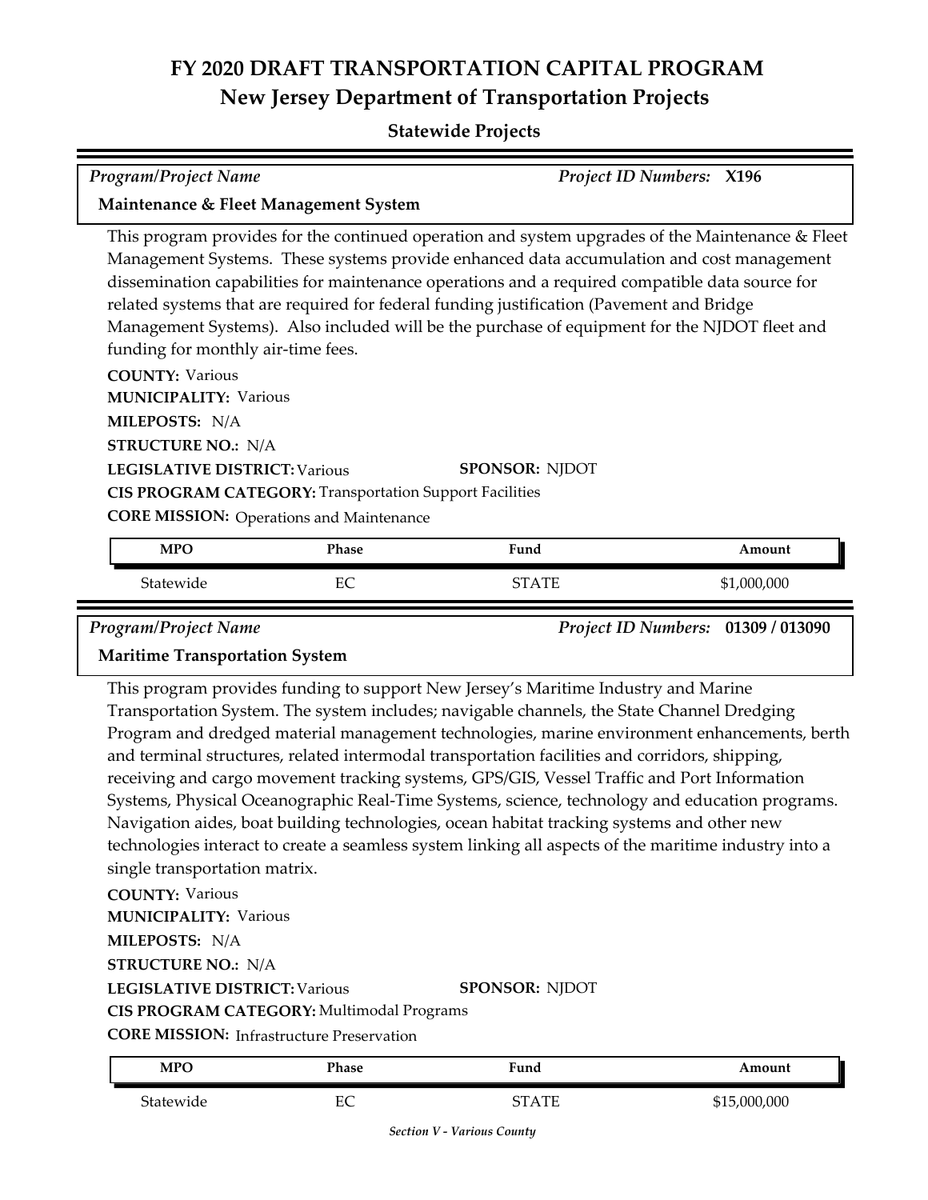# FY 2020 DRAFT TRANSPORTATION CAPITAL PROGRAM

## New Jersey Department of Transportation Projects

### Statewide Projects

*Program/Project Name* *Project ID Numbers:* **X196**

**Maintenance & Fleet Management System**

This program provides for the continued operation and system upgrades of the Maintenance & Fleet Management Systems. These systems provide enhanced data accumulation and cost management dissemination capabilities for maintenance operations and a required compatible data source for related systems that are required for federal funding justification (Pavement and Bridge Management Systems). Also included will be the purchase of equipment for the NJDOT fleet and funding for monthly air-time fees.

**COUNTY:** Various
**MUNICIPALITY:** Various
**MILEPOSTS:** N/A
**STRUCTURE NO.:** N/A
**LEGISLATIVE DISTRICT:** Various
**SPONSOR:** NJDOT
**CIS PROGRAM CATEGORY:** Transportation Support Facilities
**CORE MISSION:** Operations and Maintenance

| MPO | Phase | Fund | Amount |
|---|---|---|---|
| Statewide | EC | STATE | $1,000,000 |

*Program/Project Name* *Project ID Numbers:* **01309 / 013090**

**Maritime Transportation System**

This program provides funding to support New Jersey's Maritime Industry and Marine Transportation System. The system includes; navigable channels, the State Channel Dredging Program and dredged material management technologies, marine environment enhancements, berth and terminal structures, related intermodal transportation facilities and corridors, shipping, receiving and cargo movement tracking systems, GPS/GIS, Vessel Traffic and Port Information Systems, Physical Oceanographic Real-Time Systems, science, technology and education programs. Navigation aides, boat building technologies, ocean habitat tracking systems and other new technologies interact to create a seamless system linking all aspects of the maritime industry into a single transportation matrix.

**COUNTY:** Various
**MUNICIPALITY:** Various
**MILEPOSTS:** N/A
**STRUCTURE NO.:** N/A
**LEGISLATIVE DISTRICT:** Various
**SPONSOR:** NJDOT
**CIS PROGRAM CATEGORY:** Multimodal Programs
**CORE MISSION:** Infrastructure Preservation

| MPO | Phase | Fund | Amount |
|---|---|---|---|
| Statewide | EC | STATE | $15,000,000 |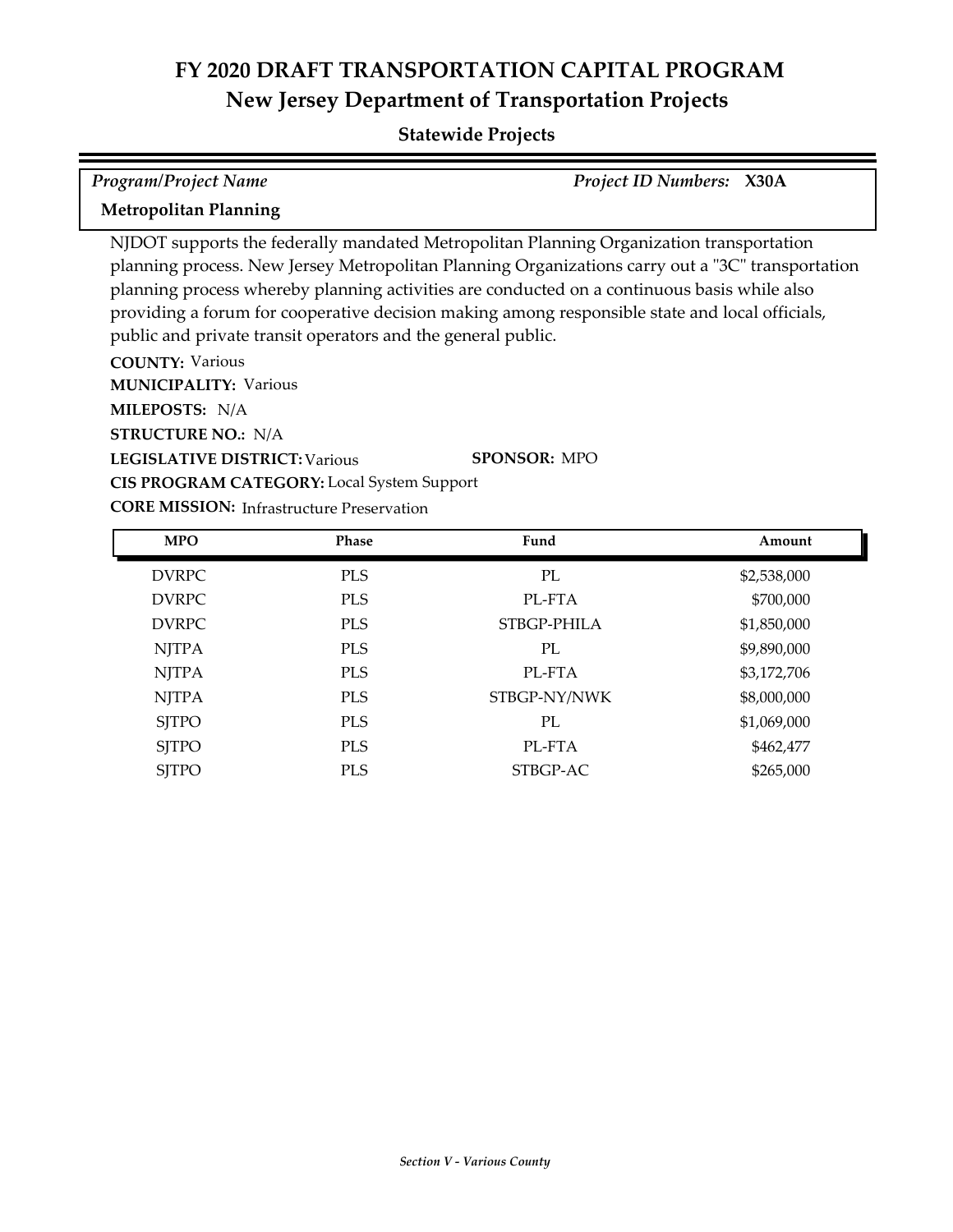# FY 2020 DRAFT TRANSPORTATION CAPITAL PROGRAM
## New Jersey Department of Transportation Projects
### Statewide Projects

| *Program/Project Name* | *Project ID Numbers:* **X30A** |
|---|---|
| **Metropolitan Planning** | |

NJDOT supports the federally mandated Metropolitan Planning Organization transportation planning process. New Jersey Metropolitan Planning Organizations carry out a "3C" transportation planning process whereby planning activities are conducted on a continuous basis while also providing a forum for cooperative decision making among responsible state and local officials, public and private transit operators and the general public.

**COUNTY:** Various
**MUNICIPALITY:** Various
**MILEPOSTS:** N/A
**STRUCTURE NO.:** N/A
**LEGISLATIVE DISTRICT:** Various **SPONSOR:** MPO
**CIS PROGRAM CATEGORY:** Local System Support
**CORE MISSION:** Infrastructure Preservation

| MPO | Phase | Fund | Amount |
|---|---|---|---|
| DVRPC | PLS | PL | $2,538,000 |
| DVRPC | PLS | PL-FTA | $700,000 |
| DVRPC | PLS | STBGP-PHILA | $1,850,000 |
| NJTPA | PLS | PL | $9,890,000 |
| NJTPA | PLS | PL-FTA | $3,172,706 |
| NJTPA | PLS | STBGP-NY/NWK | $8,000,000 |
| SJTPO | PLS | PL | $1,069,000 |
| SJTPO | PLS | PL-FTA | $462,477 |
| SJTPO | PLS | STBGP-AC | $265,000 |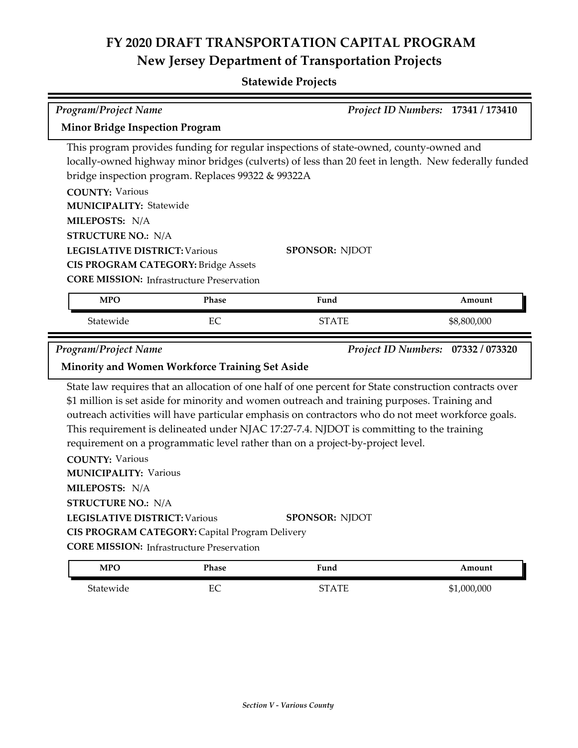# FY 2020 DRAFT TRANSPORTATION CAPITAL PROGRAM
## New Jersey Department of Transportation Projects
### Statewide Projects

*Program/Project Name* — *Project ID Numbers:* **17341 / 173410**

**Minor Bridge Inspection Program**

This program provides funding for regular inspections of state-owned, county-owned and locally-owned highway minor bridges (culverts) of less than 20 feet in length. New federally funded bridge inspection program. Replaces 99322 & 99322A

**COUNTY:** Various
**MUNICIPALITY:** Statewide
**MILEPOSTS:** N/A
**STRUCTURE NO.:** N/A
**LEGISLATIVE DISTRICT:** Various
**SPONSOR:** NJDOT
**CIS PROGRAM CATEGORY:** Bridge Assets
**CORE MISSION:** Infrastructure Preservation

| MPO | Phase | Fund | Amount |
|---|---|---|---|
| Statewide | EC | STATE | $8,800,000 |

*Program/Project Name* — *Project ID Numbers:* **07332 / 073320**

**Minority and Women Workforce Training Set Aside**

State law requires that an allocation of one half of one percent for State construction contracts over $1 million is set aside for minority and women outreach and training purposes. Training and outreach activities will have particular emphasis on contractors who do not meet workforce goals. This requirement is delineated under NJAC 17:27-7.4. NJDOT is committing to the training requirement on a programmatic level rather than on a project-by-project level.

**COUNTY:** Various
**MUNICIPALITY:** Various
**MILEPOSTS:** N/A
**STRUCTURE NO.:** N/A
**LEGISLATIVE DISTRICT:** Various
**SPONSOR:** NJDOT
**CIS PROGRAM CATEGORY:** Capital Program Delivery
**CORE MISSION:** Infrastructure Preservation

| MPO | Phase | Fund | Amount |
|---|---|---|---|
| Statewide | EC | STATE | $1,000,000 |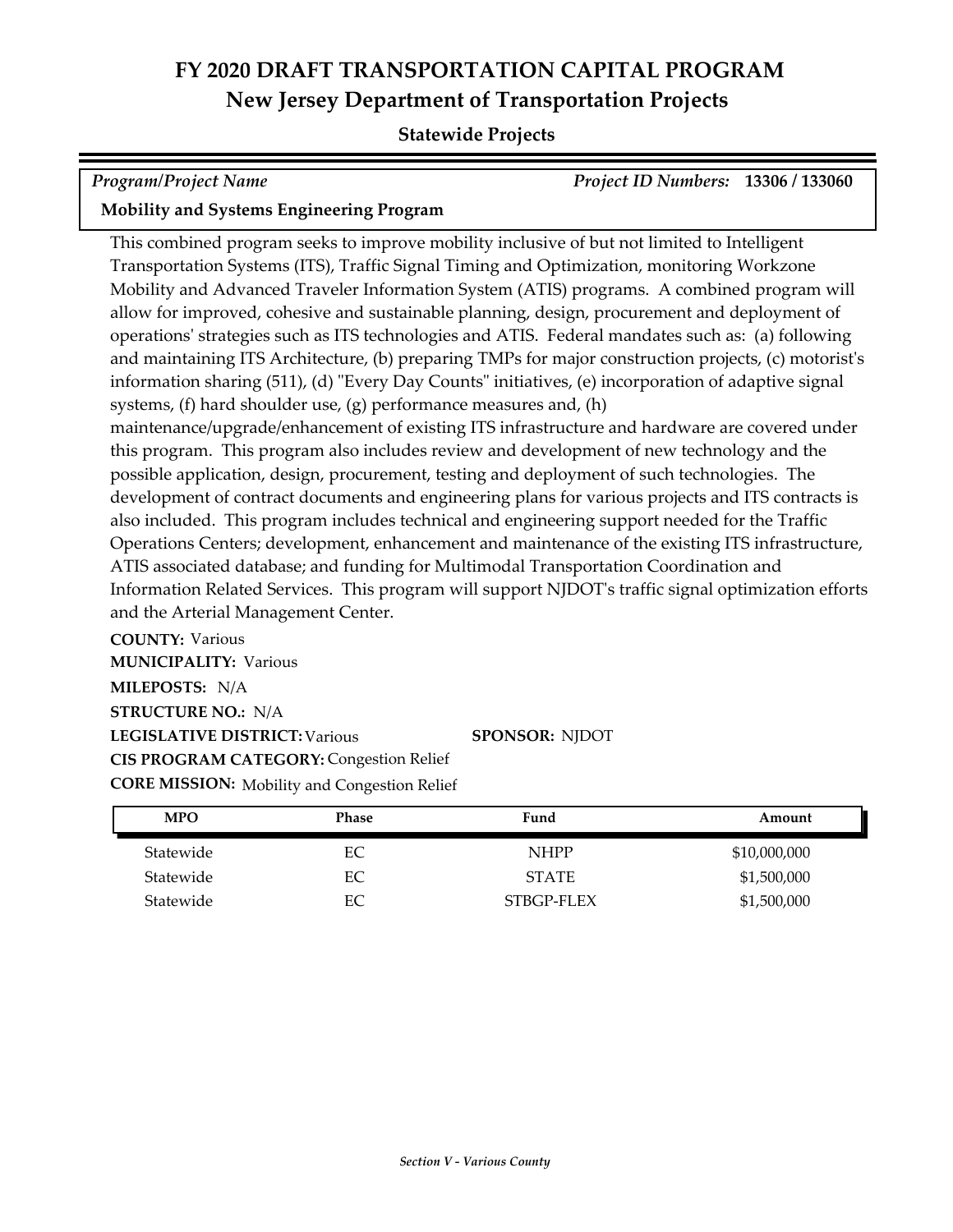# FY 2020 DRAFT TRANSPORTATION CAPITAL PROGRAM
## New Jersey Department of Transportation Projects

### Statewide Projects

*Program/Project Name* | *Project ID Numbers:* **13306 / 133060**

**Mobility and Systems Engineering Program**

This combined program seeks to improve mobility inclusive of but not limited to Intelligent Transportation Systems (ITS), Traffic Signal Timing and Optimization, monitoring Workzone Mobility and Advanced Traveler Information System (ATIS) programs. A combined program will allow for improved, cohesive and sustainable planning, design, procurement and deployment of operations' strategies such as ITS technologies and ATIS. Federal mandates such as: (a) following and maintaining ITS Architecture, (b) preparing TMPs for major construction projects, (c) motorist's information sharing (511), (d) "Every Day Counts" initiatives, (e) incorporation of adaptive signal systems, (f) hard shoulder use, (g) performance measures and, (h) maintenance/upgrade/enhancement of existing ITS infrastructure and hardware are covered under this program. This program also includes review and development of new technology and the possible application, design, procurement, testing and deployment of such technologies. The development of contract documents and engineering plans for various projects and ITS contracts is also included. This program includes technical and engineering support needed for the Traffic Operations Centers; development, enhancement and maintenance of the existing ITS infrastructure, ATIS associated database; and funding for Multimodal Transportation Coordination and Information Related Services. This program will support NJDOT's traffic signal optimization efforts and the Arterial Management Center.

**COUNTY:** Various
**MUNICIPALITY:** Various
**MILEPOSTS:** N/A
**STRUCTURE NO.:** N/A
**LEGISLATIVE DISTRICT:** Various
**SPONSOR:** NJDOT
**CIS PROGRAM CATEGORY:** Congestion Relief
**CORE MISSION:** Mobility and Congestion Relief

| MPO | Phase | Fund | Amount |
|---|---|---|---|
| Statewide | EC | NHPP | $10,000,000 |
| Statewide | EC | STATE | $1,500,000 |
| Statewide | EC | STBGP-FLEX | $1,500,000 |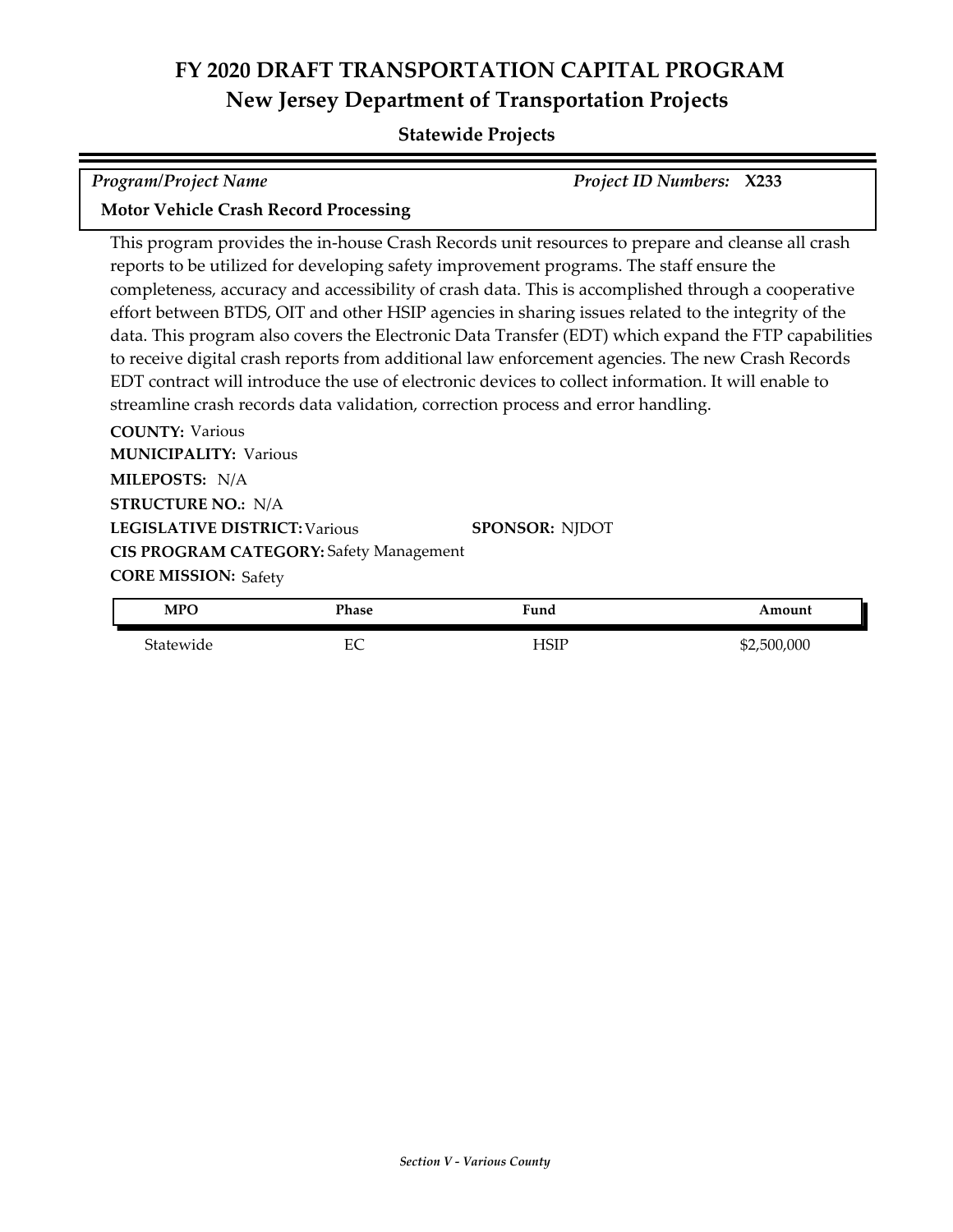# FY 2020 DRAFT TRANSPORTATION CAPITAL PROGRAM
## New Jersey Department of Transportation Projects

### Statewide Projects

*Program/Project Name* *Project ID Numbers:* **X233**

**Motor Vehicle Crash Record Processing**

This program provides the in-house Crash Records unit resources to prepare and cleanse all crash reports to be utilized for developing safety improvement programs. The staff ensure the completeness, accuracy and accessibility of crash data. This is accomplished through a cooperative effort between BTDS, OIT and other HSIP agencies in sharing issues related to the integrity of the data. This program also covers the Electronic Data Transfer (EDT) which expand the FTP capabilities to receive digital crash reports from additional law enforcement agencies. The new Crash Records EDT contract will introduce the use of electronic devices to collect information. It will enable to streamline crash records data validation, correction process and error handling.

**COUNTY:** Various
**MUNICIPALITY:** Various
**MILEPOSTS:** N/A
**STRUCTURE NO.:** N/A
**LEGISLATIVE DISTRICT:** Various **SPONSOR:** NJDOT
**CIS PROGRAM CATEGORY:** Safety Management
**CORE MISSION:** Safety

| MPO | Phase | Fund | Amount |
|---|---|---|---|
| Statewide | EC | HSIP | $2,500,000 |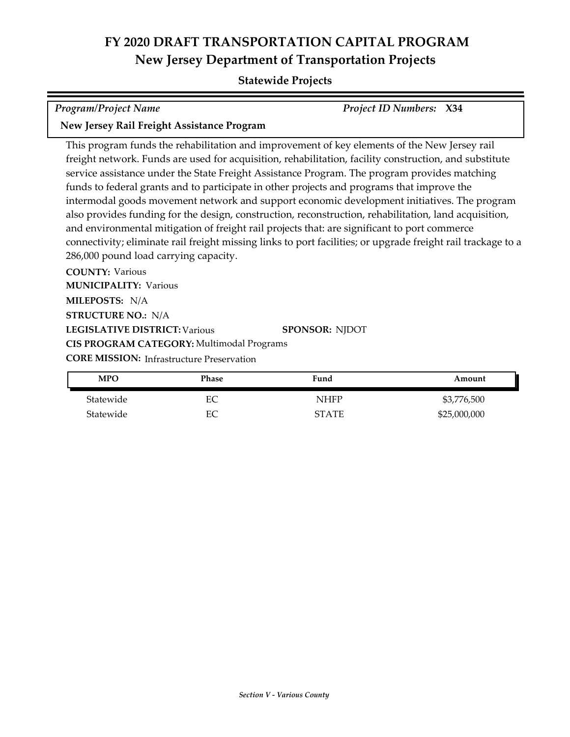# FY 2020 DRAFT TRANSPORTATION CAPITAL PROGRAM
## New Jersey Department of Transportation Projects

### Statewide Projects

*Program/Project Name* *Project ID Numbers:* **X34**

**New Jersey Rail Freight Assistance Program**

This program funds the rehabilitation and improvement of key elements of the New Jersey rail freight network. Funds are used for acquisition, rehabilitation, facility construction, and substitute service assistance under the State Freight Assistance Program. The program provides matching funds to federal grants and to participate in other projects and programs that improve the intermodal goods movement network and support economic development initiatives. The program also provides funding for the design, construction, reconstruction, rehabilitation, land acquisition, and environmental mitigation of freight rail projects that: are significant to port commerce connectivity; eliminate rail freight missing links to port facilities; or upgrade freight rail trackage to a 286,000 pound load carrying capacity.

**COUNTY:** Various
**MUNICIPALITY:** Various
**MILEPOSTS:** N/A
**STRUCTURE NO.:** N/A
**LEGISLATIVE DISTRICT:** Various **SPONSOR:** NJDOT
**CIS PROGRAM CATEGORY:** Multimodal Programs
**CORE MISSION:** Infrastructure Preservation

| MPO | Phase | Fund | Amount |
|---|---|---|---|
| Statewide | EC | NHFP | $3,776,500 |
| Statewide | EC | STATE | $25,000,000 |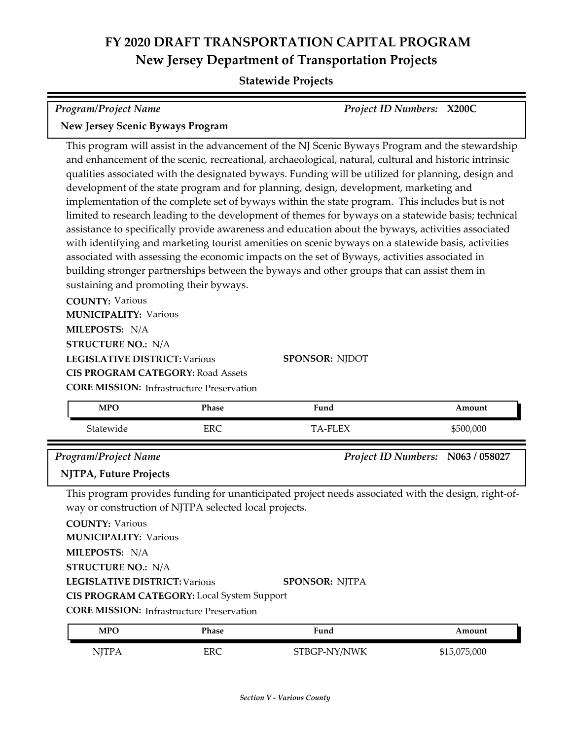# FY 2020 DRAFT TRANSPORTATION CAPITAL PROGRAM
## New Jersey Department of Transportation Projects
### Statewide Projects

*Program/Project Name* | *Project ID Numbers:* **X200C**

**New Jersey Scenic Byways Program**

This program will assist in the advancement of the NJ Scenic Byways Program and the stewardship and enhancement of the scenic, recreational, archaeological, natural, cultural and historic intrinsic qualities associated with the designated byways. Funding will be utilized for planning, design and development of the state program and for planning, design, development, marketing and implementation of the complete set of byways within the state program. This includes but is not limited to research leading to the development of themes for byways on a statewide basis; technical assistance to specifically provide awareness and education about the byways, activities associated with identifying and marketing tourist amenities on scenic byways on a statewide basis, activities associated with assessing the economic impacts on the set of Byways, activities associated in building stronger partnerships between the byways and other groups that can assist them in sustaining and promoting their byways.

**COUNTY:** Various
**MUNICIPALITY:** Various
**MILEPOSTS:** N/A
**STRUCTURE NO.:** N/A
**LEGISLATIVE DISTRICT:** Various
**SPONSOR:** NJDOT
**CIS PROGRAM CATEGORY:** Road Assets
**CORE MISSION:** Infrastructure Preservation

| MPO | Phase | Fund | Amount |
|---|---|---|---|
| Statewide | ERC | TA-FLEX | $500,000 |

*Program/Project Name* | *Project ID Numbers:* **N063 / 058027**

**NJTPA, Future Projects**

This program provides funding for unanticipated project needs associated with the design, right-of-way or construction of NJTPA selected local projects.

**COUNTY:** Various
**MUNICIPALITY:** Various
**MILEPOSTS:** N/A
**STRUCTURE NO.:** N/A
**LEGISLATIVE DISTRICT:** Various
**SPONSOR:** NJTPA
**CIS PROGRAM CATEGORY:** Local System Support
**CORE MISSION:** Infrastructure Preservation

| MPO | Phase | Fund | Amount |
|---|---|---|---|
| NJTPA | ERC | STBGP-NY/NWK | $15,075,000 |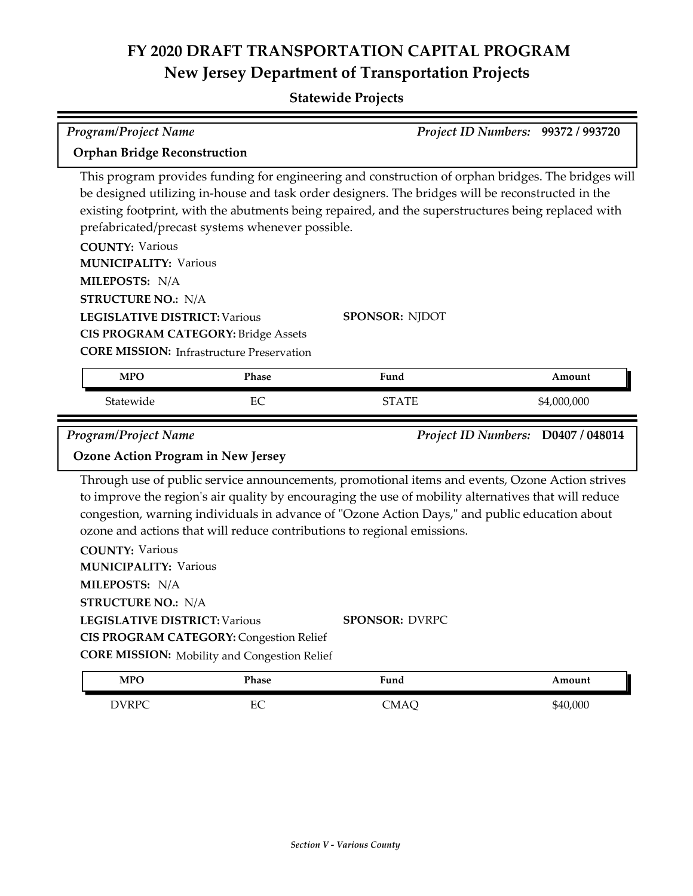# FY 2020 DRAFT TRANSPORTATION CAPITAL PROGRAM
## New Jersey Department of Transportation Projects

### Statewide Projects

*Program/Project Name* | *Project ID Numbers:* **99372 / 993720**

**Orphan Bridge Reconstruction**

This program provides funding for engineering and construction of orphan bridges. The bridges will be designed utilizing in-house and task order designers. The bridges will be reconstructed in the existing footprint, with the abutments being repaired, and the superstructures being replaced with prefabricated/precast systems whenever possible.

**COUNTY:** Various
**MUNICIPALITY:** Various
**MILEPOSTS:** N/A
**STRUCTURE NO.:** N/A
**LEGISLATIVE DISTRICT:** Various
**SPONSOR:** NJDOT
**CIS PROGRAM CATEGORY:** Bridge Assets
**CORE MISSION:** Infrastructure Preservation

| MPO | Phase | Fund | Amount |
|---|---|---|---|
| Statewide | EC | STATE | $4,000,000 |

*Program/Project Name* | *Project ID Numbers:* **D0407 / 048014**

**Ozone Action Program in New Jersey**

Through use of public service announcements, promotional items and events, Ozone Action strives to improve the region's air quality by encouraging the use of mobility alternatives that will reduce congestion, warning individuals in advance of "Ozone Action Days," and public education about ozone and actions that will reduce contributions to regional emissions.

**COUNTY:** Various
**MUNICIPALITY:** Various
**MILEPOSTS:** N/A
**STRUCTURE NO.:** N/A
**LEGISLATIVE DISTRICT:** Various
**SPONSOR:** DVRPC
**CIS PROGRAM CATEGORY:** Congestion Relief
**CORE MISSION:** Mobility and Congestion Relief

| MPO | Phase | Fund | Amount |
|---|---|---|---|
| DVRPC | EC | CMAQ | $40,000 |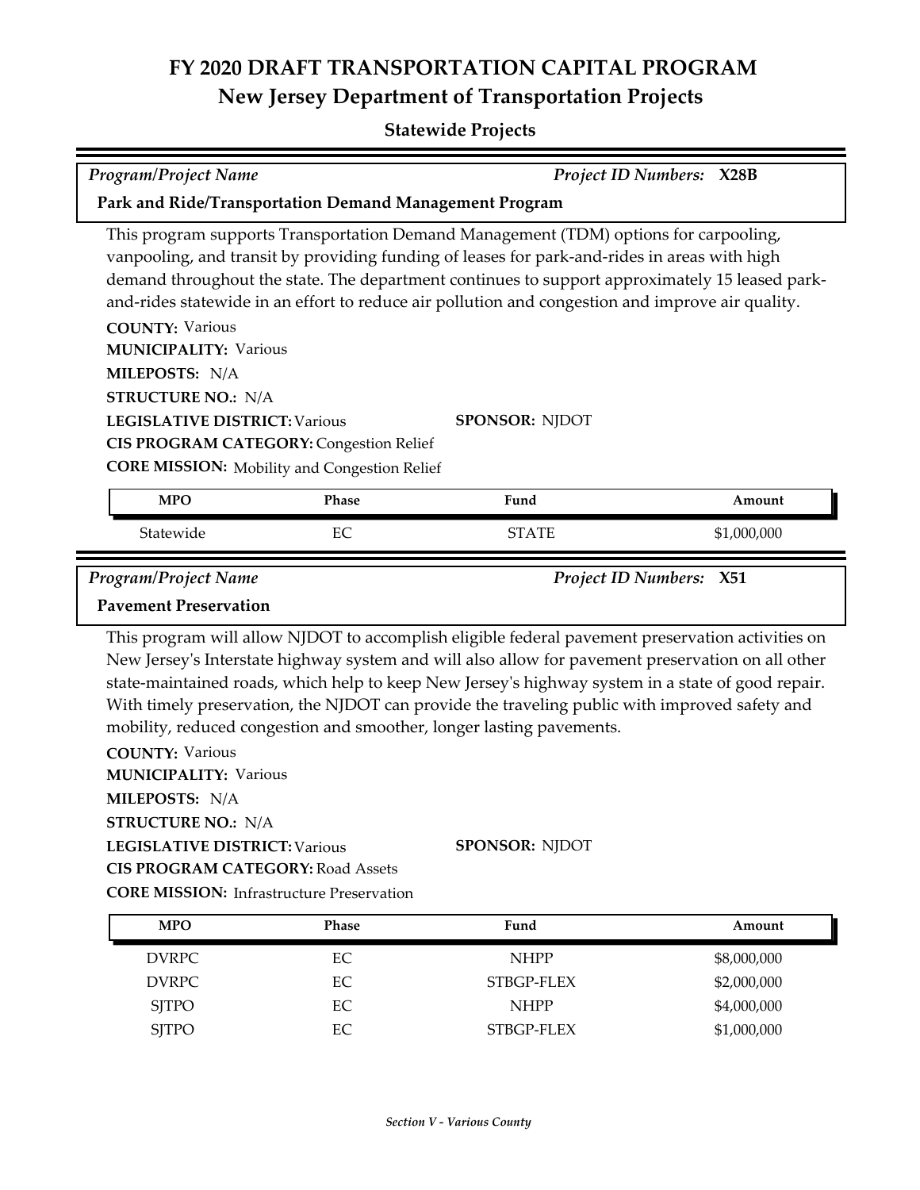# FY 2020 DRAFT TRANSPORTATION CAPITAL PROGRAM

## New Jersey Department of Transportation Projects

### Statewide Projects

*Program/Project Name* | *Project ID Numbers:* **X28B**

**Park and Ride/Transportation Demand Management Program**

This program supports Transportation Demand Management (TDM) options for carpooling, vanpooling, and transit by providing funding of leases for park-and-rides in areas with high demand throughout the state. The department continues to support approximately 15 leased park-and-rides statewide in an effort to reduce air pollution and congestion and improve air quality.

**COUNTY:** Various
**MUNICIPALITY:** Various
**MILEPOSTS:** N/A
**STRUCTURE NO.:** N/A
**LEGISLATIVE DISTRICT:** Various
**SPONSOR:** NJDOT
**CIS PROGRAM CATEGORY:** Congestion Relief
**CORE MISSION:** Mobility and Congestion Relief

| MPO | Phase | Fund | Amount |
|---|---|---|---|
| Statewide | EC | STATE | $1,000,000 |

*Program/Project Name* | *Project ID Numbers:* **X51**

**Pavement Preservation**

This program will allow NJDOT to accomplish eligible federal pavement preservation activities on New Jersey's Interstate highway system and will also allow for pavement preservation on all other state-maintained roads, which help to keep New Jersey's highway system in a state of good repair. With timely preservation, the NJDOT can provide the traveling public with improved safety and mobility, reduced congestion and smoother, longer lasting pavements.

**COUNTY:** Various
**MUNICIPALITY:** Various
**MILEPOSTS:** N/A
**STRUCTURE NO.:** N/A
**LEGISLATIVE DISTRICT:** Various
**SPONSOR:** NJDOT
**CIS PROGRAM CATEGORY:** Road Assets
**CORE MISSION:** Infrastructure Preservation

| MPO | Phase | Fund | Amount |
|---|---|---|---|
| DVRPC | EC | NHPP | $8,000,000 |
| DVRPC | EC | STBGP-FLEX | $2,000,000 |
| SJTPO | EC | NHPP | $4,000,000 |
| SJTPO | EC | STBGP-FLEX | $1,000,000 |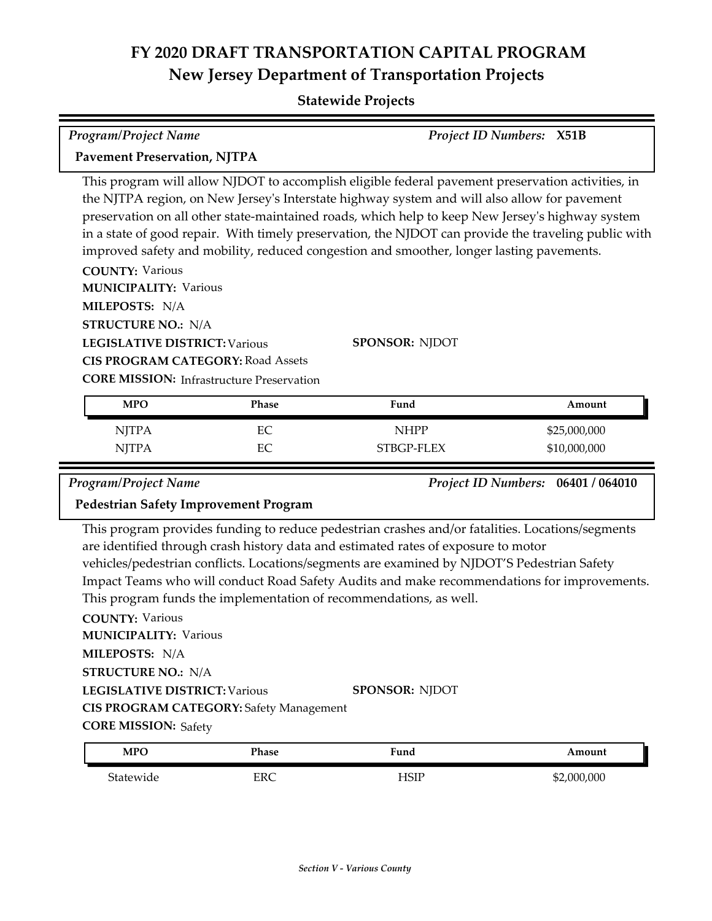# FY 2020 DRAFT TRANSPORTATION CAPITAL PROGRAM

## New Jersey Department of Transportation Projects

### Statewide Projects

*Program/Project Name* | *Project ID Numbers:* **X51B**

**Pavement Preservation, NJTPA**

This program will allow NJDOT to accomplish eligible federal pavement preservation activities, in the NJTPA region, on New Jersey's Interstate highway system and will also allow for pavement preservation on all other state-maintained roads, which help to keep New Jersey's highway system in a state of good repair. With timely preservation, the NJDOT can provide the traveling public with improved safety and mobility, reduced congestion and smoother, longer lasting pavements.

**COUNTY:** Various
**MUNICIPALITY:** Various
**MILEPOSTS:** N/A
**STRUCTURE NO.:** N/A
**LEGISLATIVE DISTRICT:** Various
**SPONSOR:** NJDOT
**CIS PROGRAM CATEGORY:** Road Assets
**CORE MISSION:** Infrastructure Preservation

| MPO | Phase | Fund | Amount |
|---|---|---|---|
| NJTPA | EC | NHPP | $25,000,000 |
| NJTPA | EC | STBGP-FLEX | $10,000,000 |

*Program/Project Name* | *Project ID Numbers:* **06401 / 064010**

**Pedestrian Safety Improvement Program**

This program provides funding to reduce pedestrian crashes and/or fatalities. Locations/segments are identified through crash history data and estimated rates of exposure to motor vehicles/pedestrian conflicts. Locations/segments are examined by NJDOT'S Pedestrian Safety Impact Teams who will conduct Road Safety Audits and make recommendations for improvements. This program funds the implementation of recommendations, as well.

**COUNTY:** Various
**MUNICIPALITY:** Various
**MILEPOSTS:** N/A
**STRUCTURE NO.:** N/A
**LEGISLATIVE DISTRICT:** Various
**SPONSOR:** NJDOT
**CIS PROGRAM CATEGORY:** Safety Management
**CORE MISSION:** Safety

| MPO | Phase | Fund | Amount |
|---|---|---|---|
| Statewide | ERC | HSIP | $2,000,000 |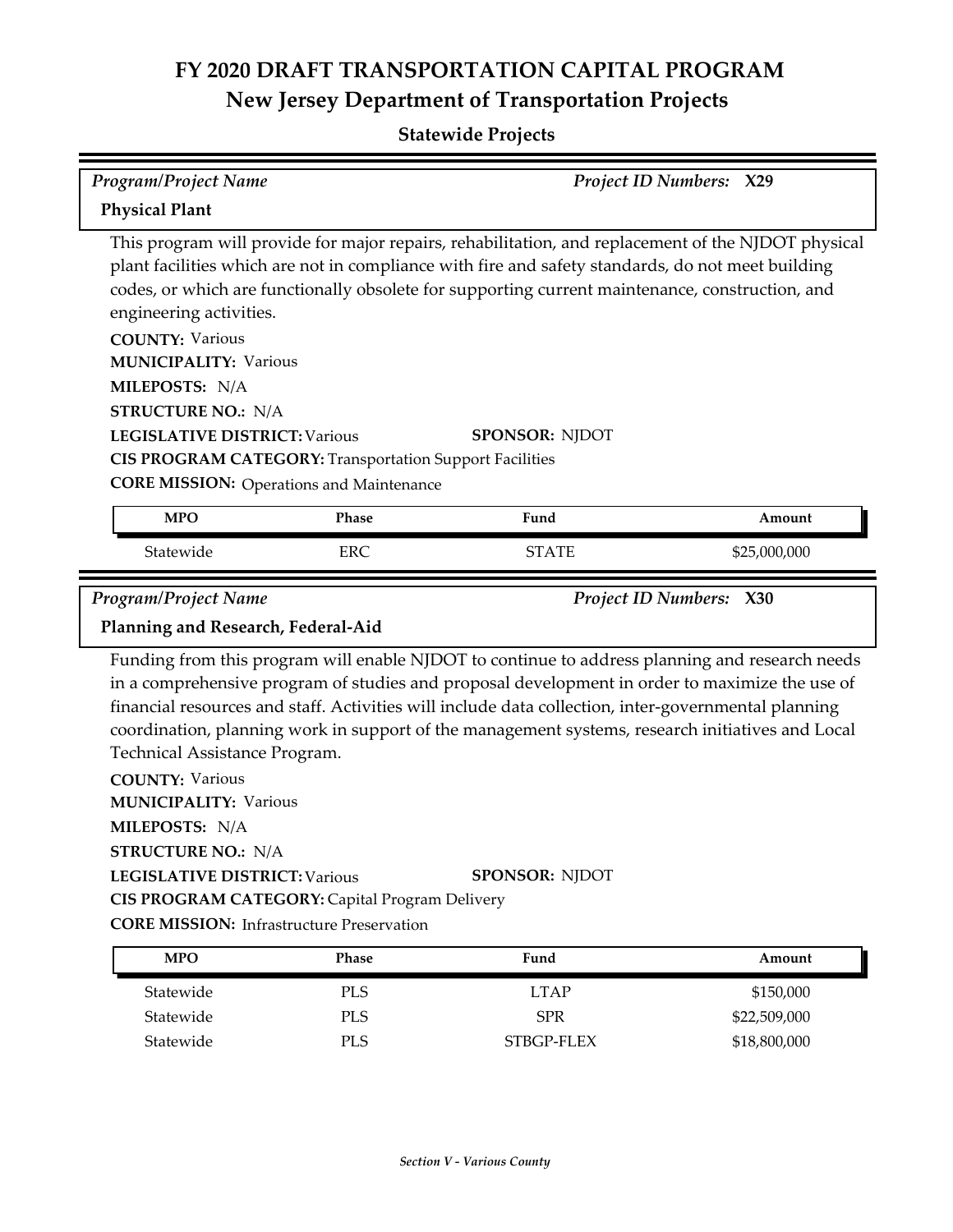# FY 2020 DRAFT TRANSPORTATION CAPITAL PROGRAM

## New Jersey Department of Transportation Projects

### Statewide Projects

| *Program/Project Name* | *Project ID Numbers:* **X29** |
|---|---|
| **Physical Plant** | |

This program will provide for major repairs, rehabilitation, and replacement of the NJDOT physical plant facilities which are not in compliance with fire and safety standards, do not meet building codes, or which are functionally obsolete for supporting current maintenance, construction, and engineering activities.

**COUNTY:** Various
**MUNICIPALITY:** Various
**MILEPOSTS:** N/A
**STRUCTURE NO.:** N/A
**LEGISLATIVE DISTRICT:** Various
**SPONSOR:** NJDOT
**CIS PROGRAM CATEGORY:** Transportation Support Facilities
**CORE MISSION:** Operations and Maintenance

| MPO | Phase | Fund | Amount |
|---|---|---|---|
| Statewide | ERC | STATE | $25,000,000 |

| *Program/Project Name* | *Project ID Numbers:* **X30** |
|---|---|
| **Planning and Research, Federal-Aid** | |

Funding from this program will enable NJDOT to continue to address planning and research needs in a comprehensive program of studies and proposal development in order to maximize the use of financial resources and staff. Activities will include data collection, inter-governmental planning coordination, planning work in support of the management systems, research initiatives and Local Technical Assistance Program.

**COUNTY:** Various
**MUNICIPALITY:** Various
**MILEPOSTS:** N/A
**STRUCTURE NO.:** N/A
**LEGISLATIVE DISTRICT:** Various
**SPONSOR:** NJDOT
**CIS PROGRAM CATEGORY:** Capital Program Delivery
**CORE MISSION:** Infrastructure Preservation

| MPO | Phase | Fund | Amount |
|---|---|---|---|
| Statewide | PLS | LTAP | $150,000 |
| Statewide | PLS | SPR | $22,509,000 |
| Statewide | PLS | STBGP-FLEX | $18,800,000 |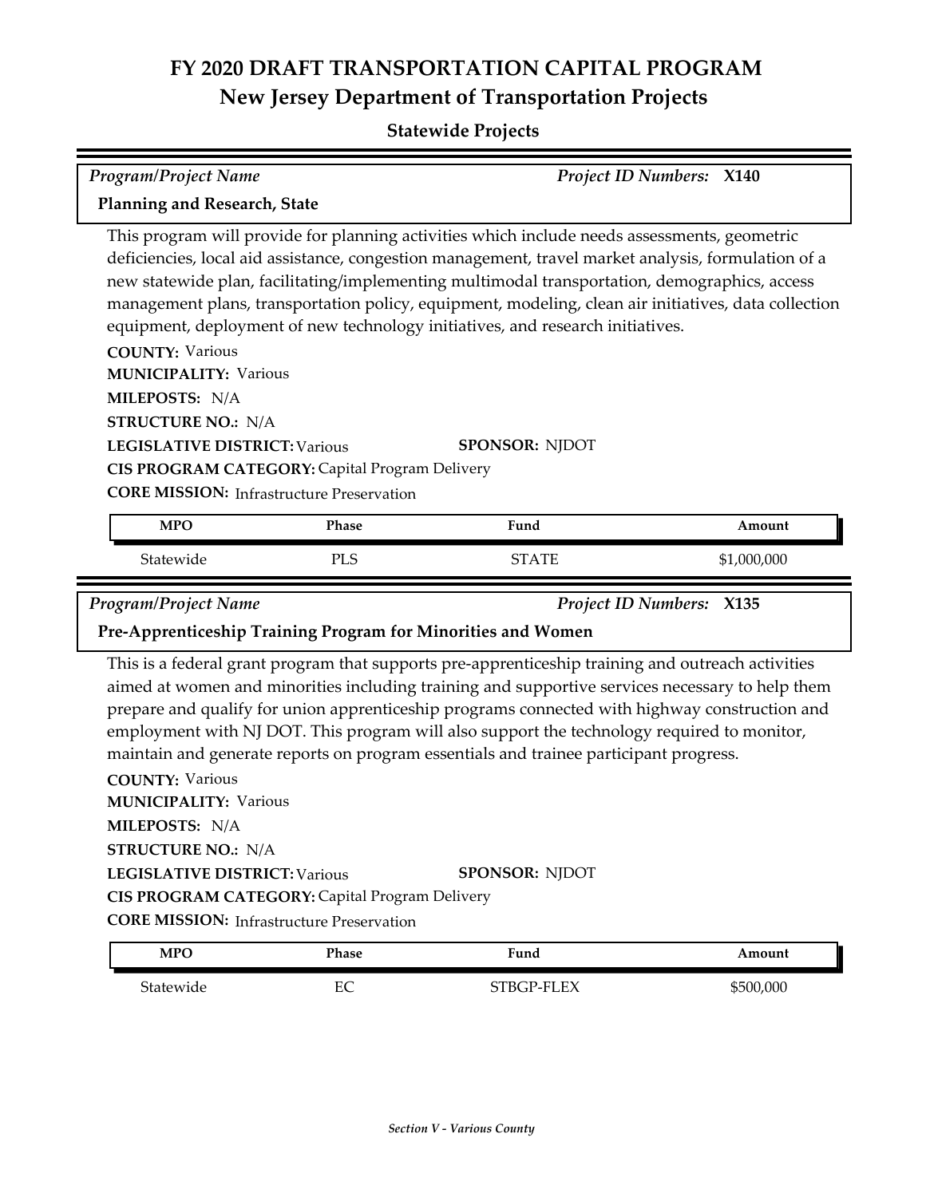# FY 2020 DRAFT TRANSPORTATION CAPITAL PROGRAM

## New Jersey Department of Transportation Projects

### Statewide Projects

*Program/Project Name* *Project ID Numbers:* **X140**

**Planning and Research, State**

This program will provide for planning activities which include needs assessments, geometric deficiencies, local aid assistance, congestion management, travel market analysis, formulation of a new statewide plan, facilitating/implementing multimodal transportation, demographics, access management plans, transportation policy, equipment, modeling, clean air initiatives, data collection equipment, deployment of new technology initiatives, and research initiatives.

**COUNTY:** Various
**MUNICIPALITY:** Various
**MILEPOSTS:** N/A
**STRUCTURE NO.:** N/A
**LEGISLATIVE DISTRICT:** Various **SPONSOR:** NJDOT
**CIS PROGRAM CATEGORY:** Capital Program Delivery
**CORE MISSION:** Infrastructure Preservation

| MPO | Phase | Fund | Amount |
|---|---|---|---|
| Statewide | PLS | STATE | $1,000,000 |

*Program/Project Name* *Project ID Numbers:* **X135**

**Pre-Apprenticeship Training Program for Minorities and Women**

This is a federal grant program that supports pre-apprenticeship training and outreach activities aimed at women and minorities including training and supportive services necessary to help them prepare and qualify for union apprenticeship programs connected with highway construction and employment with NJ DOT. This program will also support the technology required to monitor, maintain and generate reports on program essentials and trainee participant progress.

**COUNTY:** Various
**MUNICIPALITY:** Various
**MILEPOSTS:** N/A
**STRUCTURE NO.:** N/A
**LEGISLATIVE DISTRICT:** Various **SPONSOR:** NJDOT
**CIS PROGRAM CATEGORY:** Capital Program Delivery
**CORE MISSION:** Infrastructure Preservation

| MPO | Phase | Fund | Amount |
|---|---|---|---|
| Statewide | EC | STBGP-FLEX | $500,000 |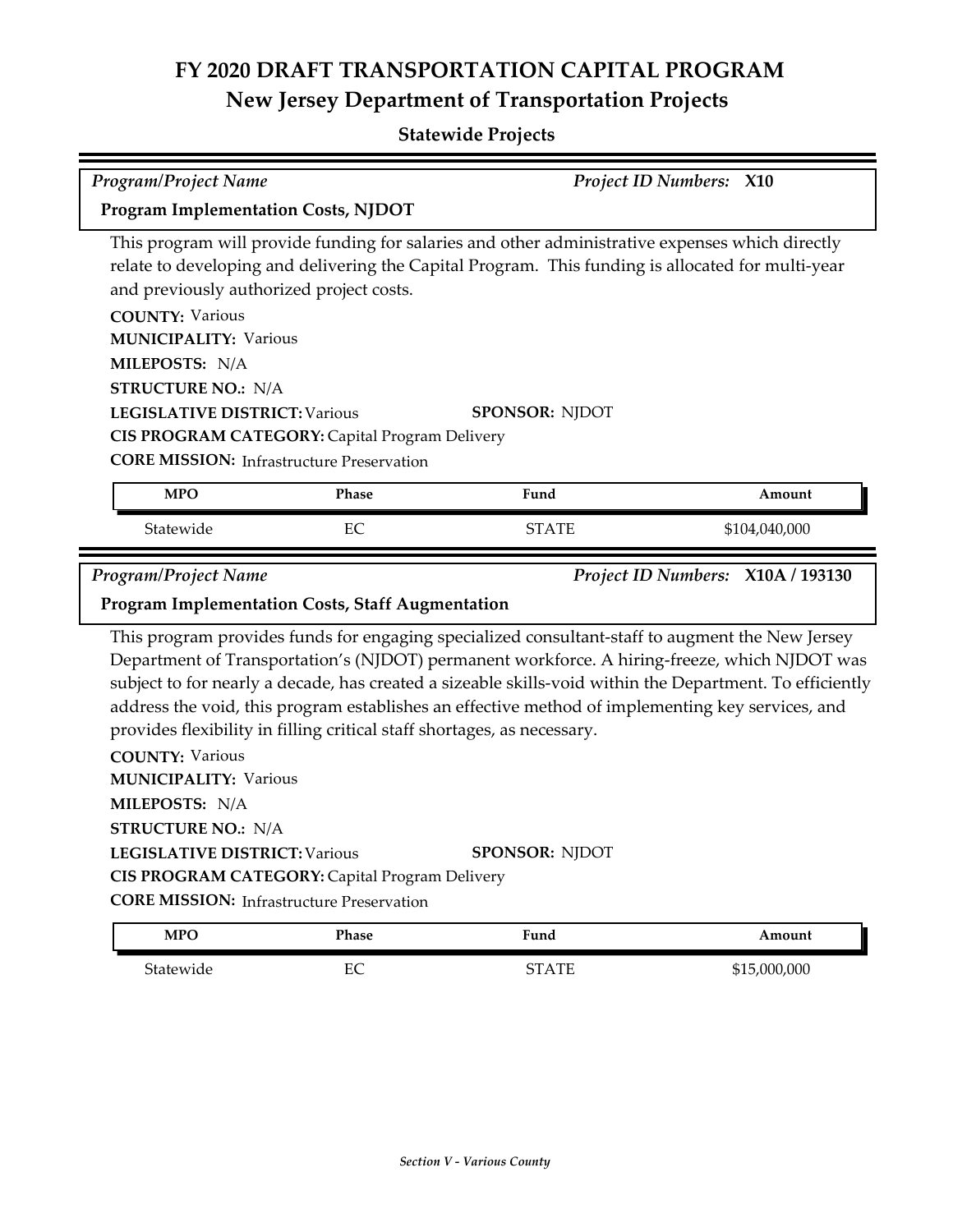# FY 2020 DRAFT TRANSPORTATION CAPITAL PROGRAM
## New Jersey Department of Transportation Projects

### Statewide Projects

*Program/Project Name* *Project ID Numbers:* **X10**

**Program Implementation Costs, NJDOT**

This program will provide funding for salaries and other administrative expenses which directly relate to developing and delivering the Capital Program. This funding is allocated for multi-year and previously authorized project costs.

**COUNTY:** Various
**MUNICIPALITY:** Various
**MILEPOSTS:** N/A
**STRUCTURE NO.:** N/A
**LEGISLATIVE DISTRICT:** Various **SPONSOR:** NJDOT
**CIS PROGRAM CATEGORY:** Capital Program Delivery
**CORE MISSION:** Infrastructure Preservation

| MPO | Phase | Fund | Amount |
|---|---|---|---|
| Statewide | EC | STATE | $104,040,000 |

*Program/Project Name* *Project ID Numbers:* **X10A / 193130**

**Program Implementation Costs, Staff Augmentation**

This program provides funds for engaging specialized consultant-staff to augment the New Jersey Department of Transportation's (NJDOT) permanent workforce. A hiring-freeze, which NJDOT was subject to for nearly a decade, has created a sizeable skills-void within the Department. To efficiently address the void, this program establishes an effective method of implementing key services, and provides flexibility in filling critical staff shortages, as necessary.

**COUNTY:** Various
**MUNICIPALITY:** Various
**MILEPOSTS:** N/A
**STRUCTURE NO.:** N/A
**LEGISLATIVE DISTRICT:** Various **SPONSOR:** NJDOT
**CIS PROGRAM CATEGORY:** Capital Program Delivery
**CORE MISSION:** Infrastructure Preservation

| MPO | Phase | Fund | Amount |
|---|---|---|---|
| Statewide | EC | STATE | $15,000,000 |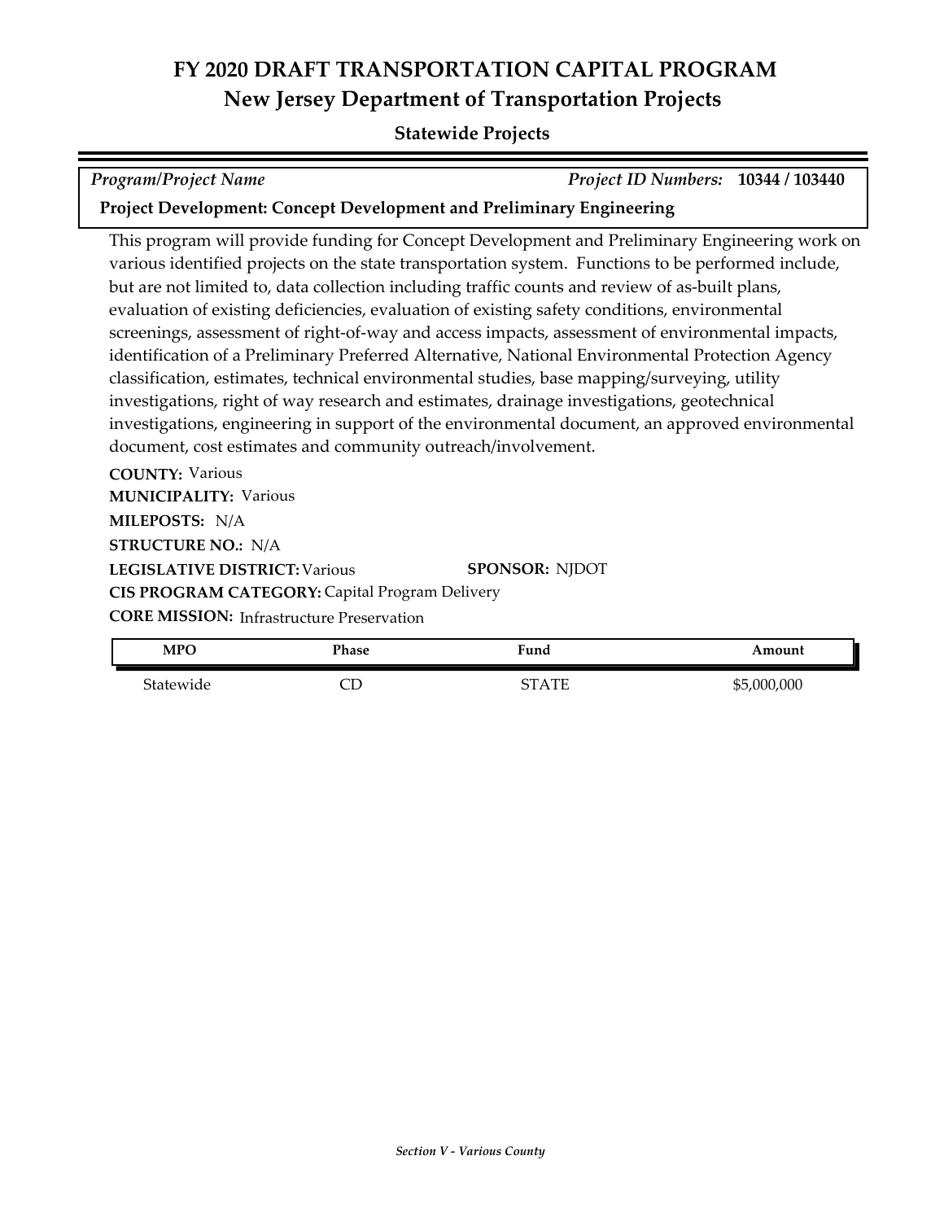# FY 2020 DRAFT TRANSPORTATION CAPITAL PROGRAM
## New Jersey Department of Transportation Projects
### Statewide Projects

*Program/Project Name* — *Project ID Numbers:* **10344 / 103440**

**Project Development: Concept Development and Preliminary Engineering**

This program will provide funding for Concept Development and Preliminary Engineering work on various identified projects on the state transportation system. Functions to be performed include, but are not limited to, data collection including traffic counts and review of as-built plans, evaluation of existing deficiencies, evaluation of existing safety conditions, environmental screenings, assessment of right-of-way and access impacts, assessment of environmental impacts, identification of a Preliminary Preferred Alternative, National Environmental Protection Agency classification, estimates, technical environmental studies, base mapping/surveying, utility investigations, right of way research and estimates, drainage investigations, geotechnical investigations, engineering in support of the environmental document, an approved environmental document, cost estimates and community outreach/involvement.

**COUNTY:** Various
**MUNICIPALITY:** Various
**MILEPOSTS:** N/A
**STRUCTURE NO.:** N/A
**LEGISLATIVE DISTRICT:** Various **SPONSOR:** NJDOT
**CIS PROGRAM CATEGORY:** Capital Program Delivery
**CORE MISSION:** Infrastructure Preservation

| MPO | Phase | Fund | Amount |
|---|---|---|---|
| Statewide | CD | STATE | $5,000,000 |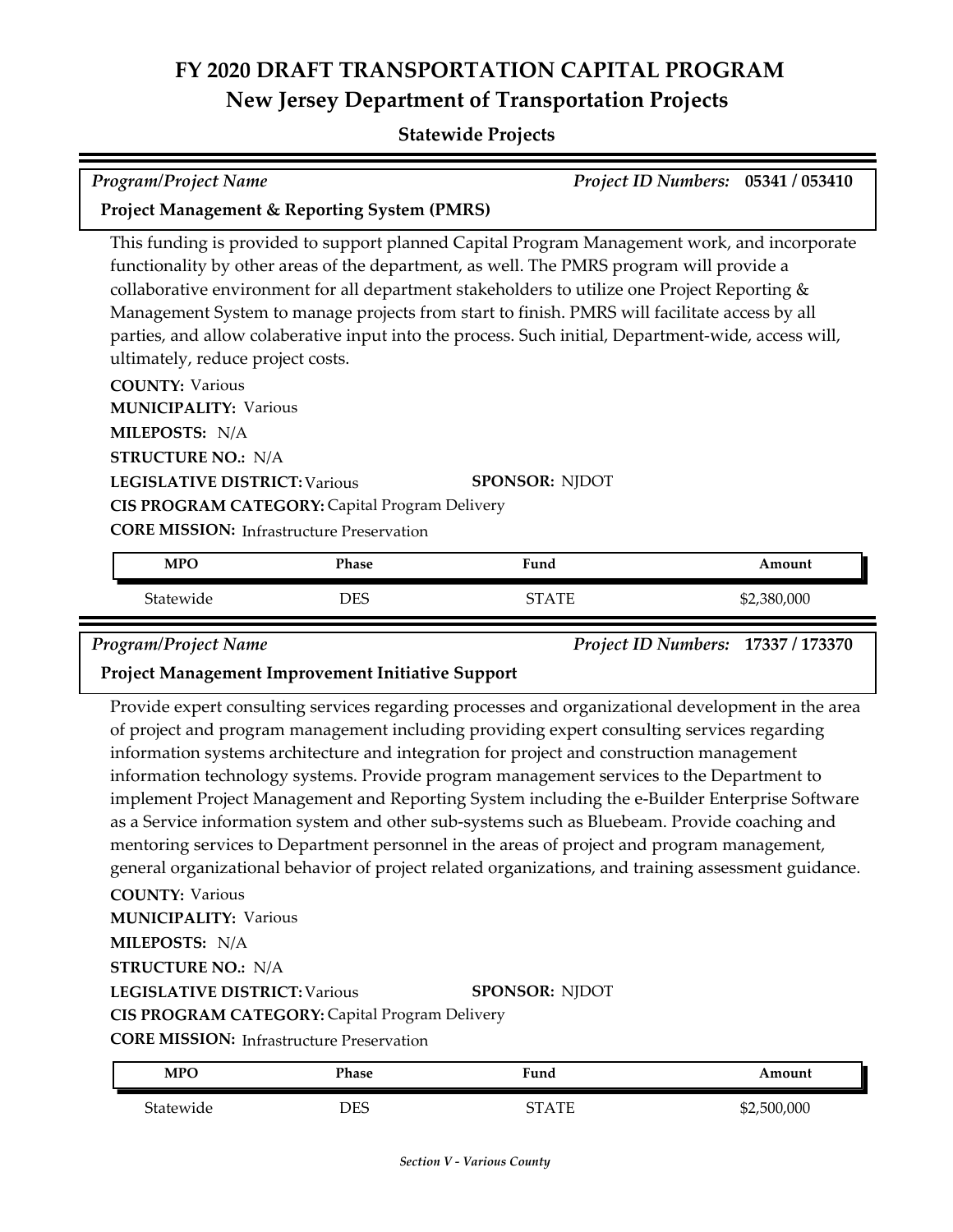# FY 2020 DRAFT TRANSPORTATION CAPITAL PROGRAM

## New Jersey Department of Transportation Projects

### Statewide Projects

*Program/Project Name* *Project ID Numbers:* **05341 / 053410**

**Project Management & Reporting System (PMRS)**

This funding is provided to support planned Capital Program Management work, and incorporate functionality by other areas of the department, as well. The PMRS program will provide a collaborative environment for all department stakeholders to utilize one Project Reporting & Management System to manage projects from start to finish. PMRS will facilitate access by all parties, and allow colaberative input into the process. Such initial, Department-wide, access will, ultimately, reduce project costs.

**COUNTY:** Various
**MUNICIPALITY:** Various
**MILEPOSTS:** N/A
**STRUCTURE NO.:** N/A
**LEGISLATIVE DISTRICT:** Various **SPONSOR:** NJDOT
**CIS PROGRAM CATEGORY:** Capital Program Delivery
**CORE MISSION:** Infrastructure Preservation

| MPO | Phase | Fund | Amount |
|---|---|---|---|
| Statewide | DES | STATE | $2,380,000 |

*Program/Project Name* *Project ID Numbers:* **17337 / 173370**

**Project Management Improvement Initiative Support**

Provide expert consulting services regarding processes and organizational development in the area of project and program management including providing expert consulting services regarding information systems architecture and integration for project and construction management information technology systems. Provide program management services to the Department to implement Project Management and Reporting System including the e-Builder Enterprise Software as a Service information system and other sub-systems such as Bluebeam. Provide coaching and mentoring services to Department personnel in the areas of project and program management, general organizational behavior of project related organizations, and training assessment guidance.

**COUNTY:** Various
**MUNICIPALITY:** Various
**MILEPOSTS:** N/A
**STRUCTURE NO.:** N/A
**LEGISLATIVE DISTRICT:** Various **SPONSOR:** NJDOT
**CIS PROGRAM CATEGORY:** Capital Program Delivery
**CORE MISSION:** Infrastructure Preservation

| MPO | Phase | Fund | Amount |
|---|---|---|---|
| Statewide | DES | STATE | $2,500,000 |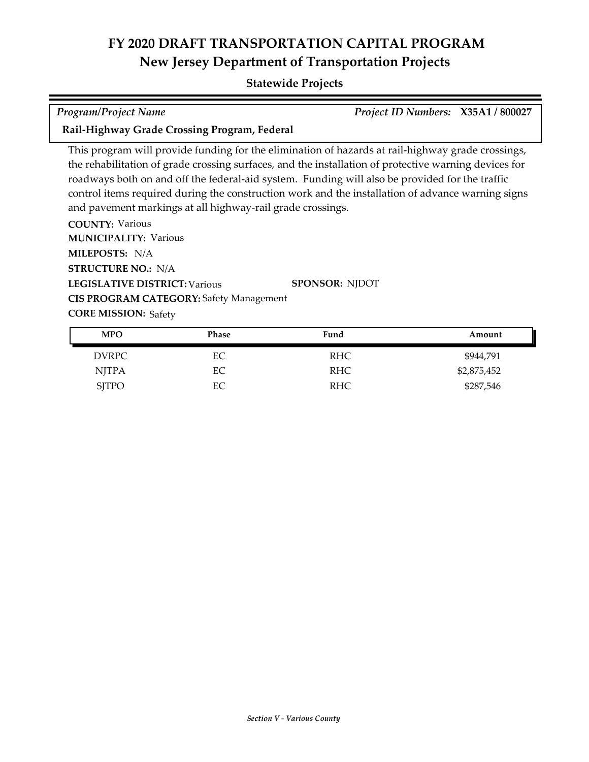# FY 2020 DRAFT TRANSPORTATION CAPITAL PROGRAM

## New Jersey Department of Transportation Projects

### Statewide Projects

*Program/Project Name* | *Project ID Numbers:* **X35A1 / 800027**

**Rail-Highway Grade Crossing Program, Federal**

This program will provide funding for the elimination of hazards at rail-highway grade crossings, the rehabilitation of grade crossing surfaces, and the installation of protective warning devices for roadways both on and off the federal-aid system. Funding will also be provided for the traffic control items required during the construction work and the installation of advance warning signs and pavement markings at all highway-rail grade crossings.

**COUNTY:** Various
**MUNICIPALITY:** Various
**MILEPOSTS:** N/A
**STRUCTURE NO.:** N/A
**LEGISLATIVE DISTRICT:** Various
**SPONSOR:** NJDOT
**CIS PROGRAM CATEGORY:** Safety Management
**CORE MISSION:** Safety

| MPO | Phase | Fund | Amount |
|---|---|---|---|
| DVRPC | EC | RHC | $944,791 |
| NJTPA | EC | RHC | $2,875,452 |
| SJTPO | EC | RHC | $287,546 |

*Section V - Various County*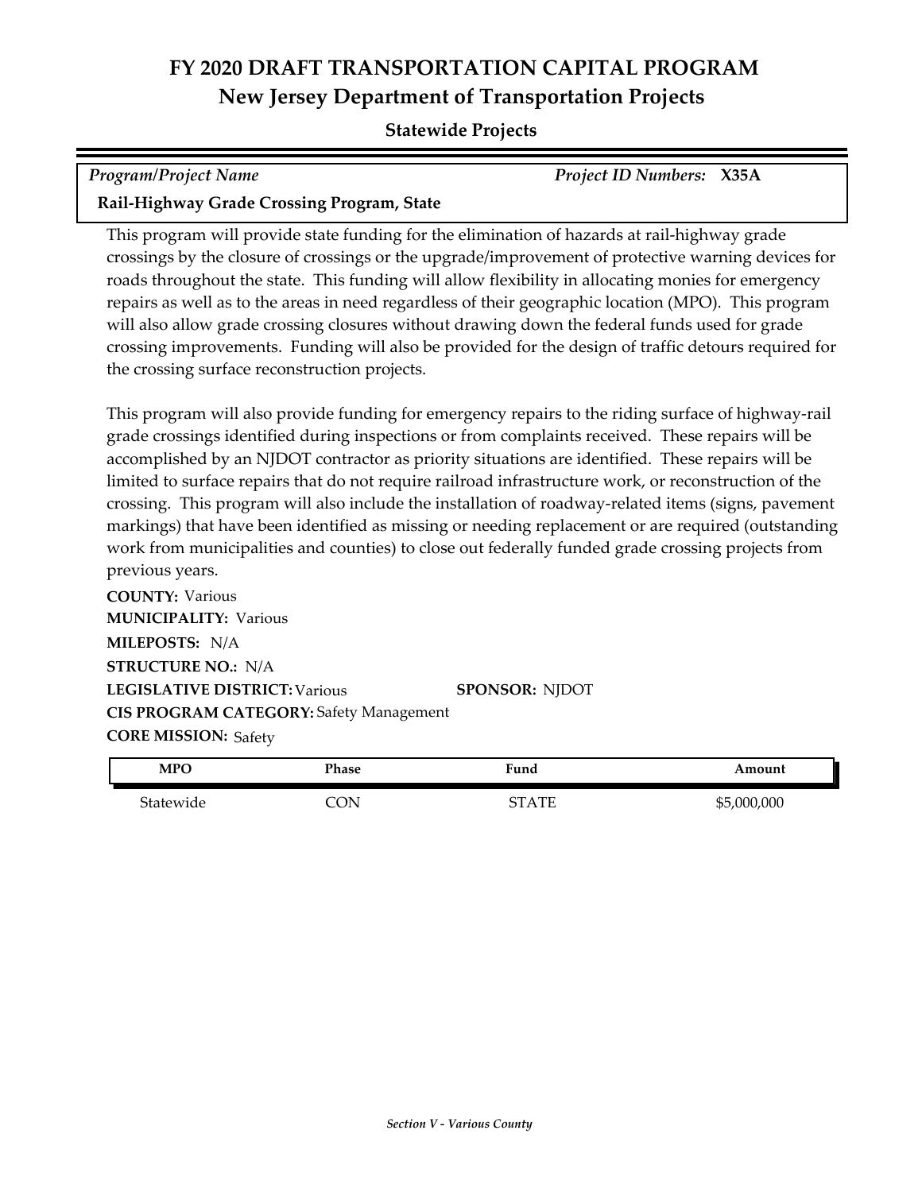# FY 2020 DRAFT TRANSPORTATION CAPITAL PROGRAM

## New Jersey Department of Transportation Projects

### Statewide Projects

| *Program/Project Name* | *Project ID Numbers:* **X35A** |
|---|---|
| **Rail-Highway Grade Crossing Program, State** | |

This program will provide state funding for the elimination of hazards at rail-highway grade crossings by the closure of crossings or the upgrade/improvement of protective warning devices for roads throughout the state. This funding will allow flexibility in allocating monies for emergency repairs as well as to the areas in need regardless of their geographic location (MPO). This program will also allow grade crossing closures without drawing down the federal funds used for grade crossing improvements. Funding will also be provided for the design of traffic detours required for the crossing surface reconstruction projects.

This program will also provide funding for emergency repairs to the riding surface of highway-rail grade crossings identified during inspections or from complaints received. These repairs will be accomplished by an NJDOT contractor as priority situations are identified. These repairs will be limited to surface repairs that do not require railroad infrastructure work, or reconstruction of the crossing. This program will also include the installation of roadway-related items (signs, pavement markings) that have been identified as missing or needing replacement or are required (outstanding work from municipalities and counties) to close out federally funded grade crossing projects from previous years.

**COUNTY:** Various
**MUNICIPALITY:** Various
**MILEPOSTS:** N/A
**STRUCTURE NO.:** N/A
**LEGISLATIVE DISTRICT:** Various **SPONSOR:** NJDOT
**CIS PROGRAM CATEGORY:** Safety Management
**CORE MISSION:** Safety

| MPO | Phase | Fund | Amount |
|---|---|---|---|
| Statewide | CON | STATE | $5,000,000 |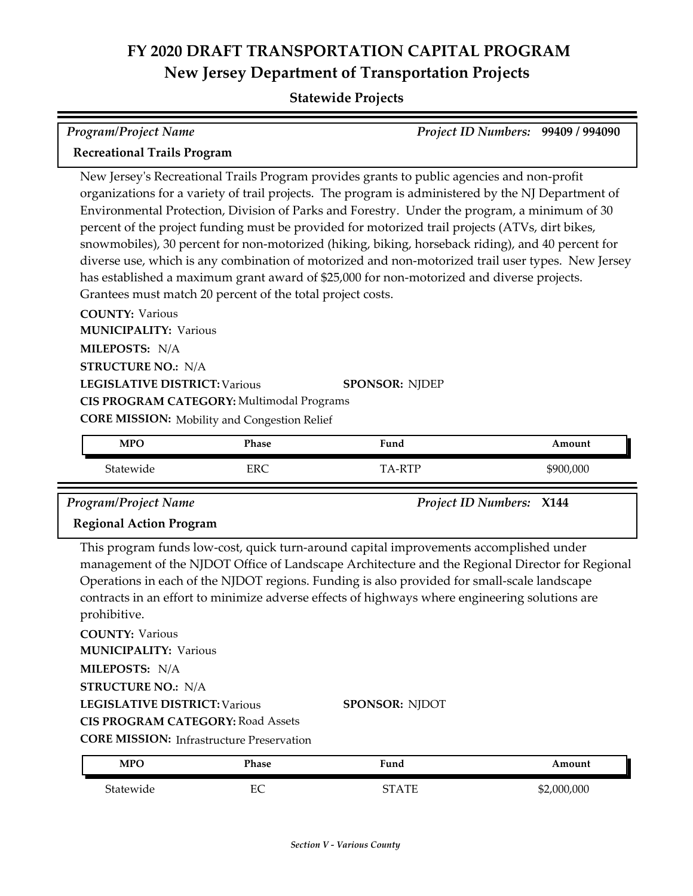# FY 2020 DRAFT TRANSPORTATION CAPITAL PROGRAM
## New Jersey Department of Transportation Projects

### Statewide Projects

*Program/Project Name* — **Recreational Trails Program**

*Project ID Numbers:* **99409 / 994090**

New Jersey's Recreational Trails Program provides grants to public agencies and non-profit organizations for a variety of trail projects. The program is administered by the NJ Department of Environmental Protection, Division of Parks and Forestry. Under the program, a minimum of 30 percent of the project funding must be provided for motorized trail projects (ATVs, dirt bikes, snowmobiles), 30 percent for non-motorized (hiking, biking, horseback riding), and 40 percent for diverse use, which is any combination of motorized and non-motorized trail user types. New Jersey has established a maximum grant award of $25,000 for non-motorized and diverse projects. Grantees must match 20 percent of the total project costs.

**COUNTY:** Various
**MUNICIPALITY:** Various
**MILEPOSTS:** N/A
**STRUCTURE NO.:** N/A
**LEGISLATIVE DISTRICT:** Various
**SPONSOR:** NJDEP
**CIS PROGRAM CATEGORY:** Multimodal Programs
**CORE MISSION:** Mobility and Congestion Relief

| MPO | Phase | Fund | Amount |
|---|---|---|---|
| Statewide | ERC | TA-RTP | $900,000 |

*Program/Project Name* — **Regional Action Program**

*Project ID Numbers:* **X144**

This program funds low-cost, quick turn-around capital improvements accomplished under management of the NJDOT Office of Landscape Architecture and the Regional Director for Regional Operations in each of the NJDOT regions. Funding is also provided for small-scale landscape contracts in an effort to minimize adverse effects of highways where engineering solutions are prohibitive.

**COUNTY:** Various
**MUNICIPALITY:** Various
**MILEPOSTS:** N/A
**STRUCTURE NO.:** N/A
**LEGISLATIVE DISTRICT:** Various
**SPONSOR:** NJDOT
**CIS PROGRAM CATEGORY:** Road Assets
**CORE MISSION:** Infrastructure Preservation

| MPO | Phase | Fund | Amount |
|---|---|---|---|
| Statewide | EC | STATE | $2,000,000 |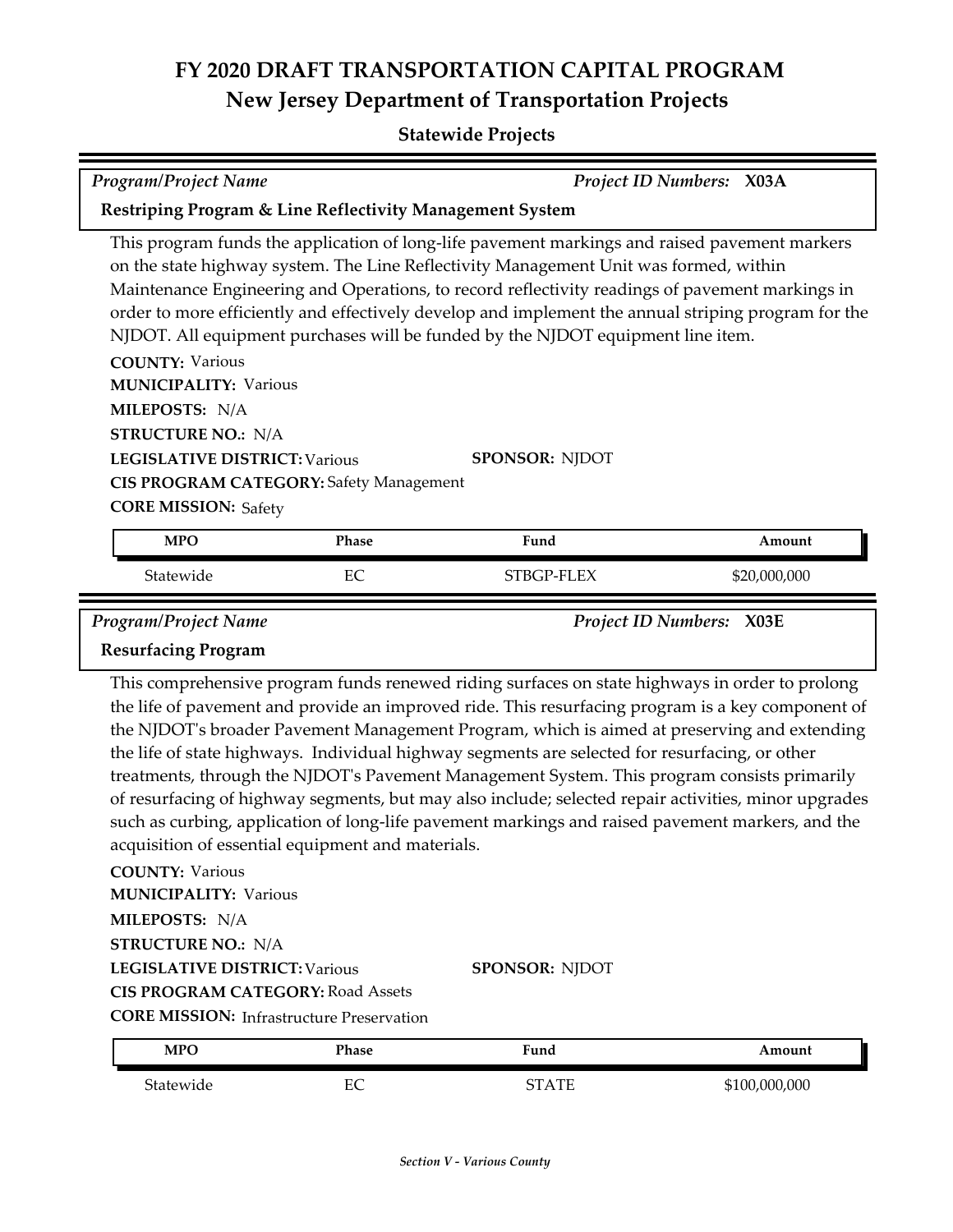# FY 2020 DRAFT TRANSPORTATION CAPITAL PROGRAM

## New Jersey Department of Transportation Projects

### Statewide Projects

*Program/Project Name* — *Project ID Numbers:* **X03A**

**Restriping Program & Line Reflectivity Management System**

This program funds the application of long-life pavement markings and raised pavement markers on the state highway system. The Line Reflectivity Management Unit was formed, within Maintenance Engineering and Operations, to record reflectivity readings of pavement markings in order to more efficiently and effectively develop and implement the annual striping program for the NJDOT. All equipment purchases will be funded by the NJDOT equipment line item.

**COUNTY:** Various
**MUNICIPALITY:** Various
**MILEPOSTS:** N/A
**STRUCTURE NO.:** N/A
**LEGISLATIVE DISTRICT:** Various
**SPONSOR:** NJDOT
**CIS PROGRAM CATEGORY:** Safety Management
**CORE MISSION:** Safety

| MPO | Phase | Fund | Amount |
|---|---|---|---|
| Statewide | EC | STBGP-FLEX | $20,000,000 |

*Program/Project Name* — *Project ID Numbers:* **X03E**

**Resurfacing Program**

This comprehensive program funds renewed riding surfaces on state highways in order to prolong the life of pavement and provide an improved ride. This resurfacing program is a key component of the NJDOT's broader Pavement Management Program, which is aimed at preserving and extending the life of state highways. Individual highway segments are selected for resurfacing, or other treatments, through the NJDOT's Pavement Management System. This program consists primarily of resurfacing of highway segments, but may also include; selected repair activities, minor upgrades such as curbing, application of long-life pavement markings and raised pavement markers, and the acquisition of essential equipment and materials.

**COUNTY:** Various
**MUNICIPALITY:** Various
**MILEPOSTS:** N/A
**STRUCTURE NO.:** N/A
**LEGISLATIVE DISTRICT:** Various
**SPONSOR:** NJDOT
**CIS PROGRAM CATEGORY:** Road Assets
**CORE MISSION:** Infrastructure Preservation

| MPO | Phase | Fund | Amount |
|---|---|---|---|
| Statewide | EC | STATE | $100,000,000 |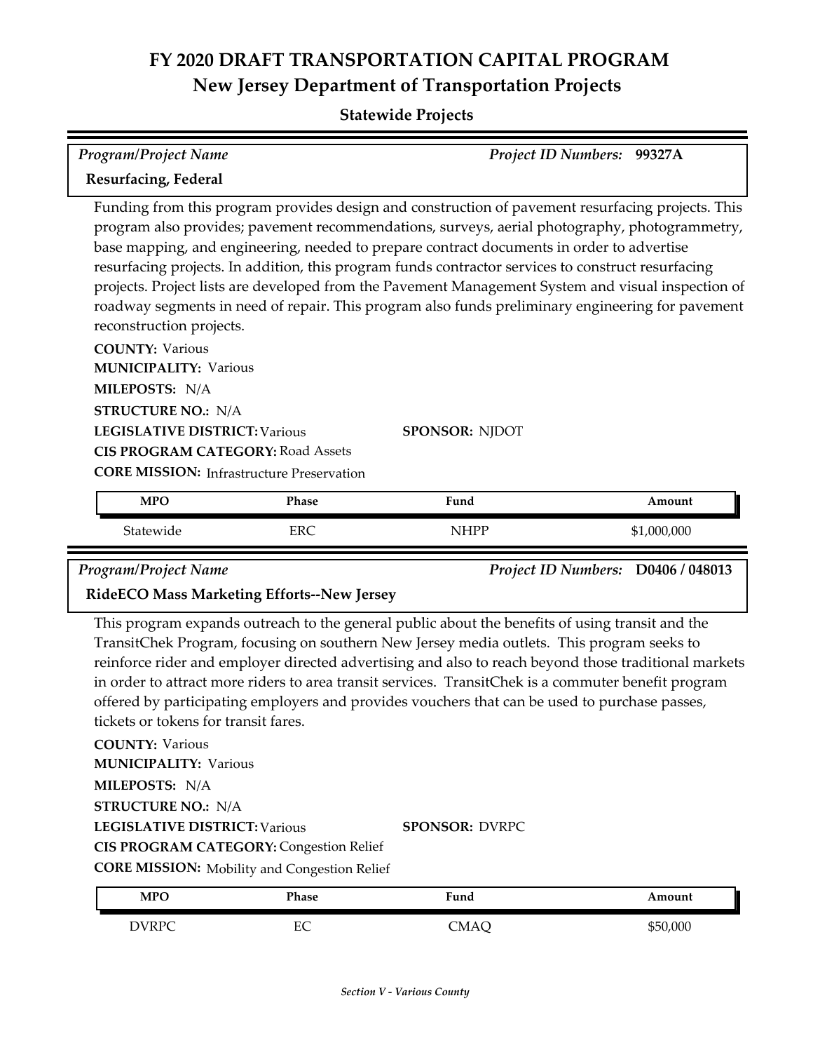# FY 2020 DRAFT TRANSPORTATION CAPITAL PROGRAM

## New Jersey Department of Transportation Projects

### Statewide Projects

*Program/Project Name* | *Project ID Numbers:* **99327A**

**Resurfacing, Federal**

Funding from this program provides design and construction of pavement resurfacing projects. This program also provides; pavement recommendations, surveys, aerial photography, photogrammetry, base mapping, and engineering, needed to prepare contract documents in order to advertise resurfacing projects. In addition, this program funds contractor services to construct resurfacing projects. Project lists are developed from the Pavement Management System and visual inspection of roadway segments in need of repair. This program also funds preliminary engineering for pavement reconstruction projects.

**COUNTY:** Various
**MUNICIPALITY:** Various
**MILEPOSTS:** N/A
**STRUCTURE NO.:** N/A
**LEGISLATIVE DISTRICT:** Various
**SPONSOR:** NJDOT
**CIS PROGRAM CATEGORY:** Road Assets
**CORE MISSION:** Infrastructure Preservation

| MPO | Phase | Fund | Amount |
|---|---|---|---|
| Statewide | ERC | NHPP | $1,000,000 |

*Program/Project Name* | *Project ID Numbers:* **D0406 / 048013**

**RideECO Mass Marketing Efforts--New Jersey**

This program expands outreach to the general public about the benefits of using transit and the TransitChek Program, focusing on southern New Jersey media outlets. This program seeks to reinforce rider and employer directed advertising and also to reach beyond those traditional markets in order to attract more riders to area transit services. TransitChek is a commuter benefit program offered by participating employers and provides vouchers that can be used to purchase passes, tickets or tokens for transit fares.

**COUNTY:** Various
**MUNICIPALITY:** Various
**MILEPOSTS:** N/A
**STRUCTURE NO.:** N/A
**LEGISLATIVE DISTRICT:** Various
**SPONSOR:** DVRPC
**CIS PROGRAM CATEGORY:** Congestion Relief
**CORE MISSION:** Mobility and Congestion Relief

| MPO | Phase | Fund | Amount |
|---|---|---|---|
| DVRPC | EC | CMAQ | $50,000 |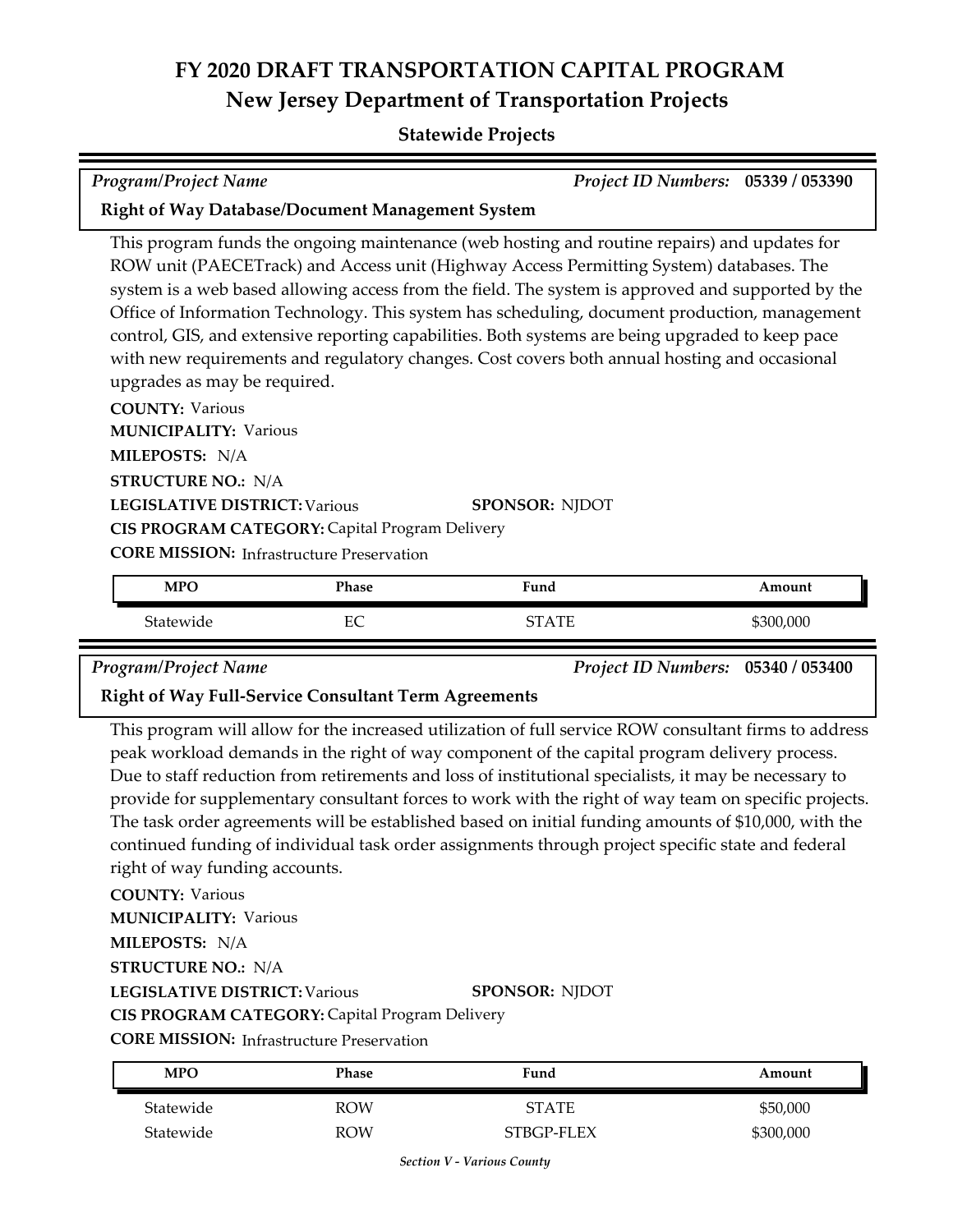# FY 2020 DRAFT TRANSPORTATION CAPITAL PROGRAM

## New Jersey Department of Transportation Projects

### Statewide Projects

*Program/Project Name* | *Project ID Numbers:* **05339 / 053390**

**Right of Way Database/Document Management System**

This program funds the ongoing maintenance (web hosting and routine repairs) and updates for ROW unit (PAECETrack) and Access unit (Highway Access Permitting System) databases. The system is a web based allowing access from the field. The system is approved and supported by the Office of Information Technology. This system has scheduling, document production, management control, GIS, and extensive reporting capabilities. Both systems are being upgraded to keep pace with new requirements and regulatory changes. Cost covers both annual hosting and occasional upgrades as may be required.

**COUNTY:** Various
**MUNICIPALITY:** Various
**MILEPOSTS:** N/A
**STRUCTURE NO.:** N/A
**LEGISLATIVE DISTRICT:** Various
**SPONSOR:** NJDOT
**CIS PROGRAM CATEGORY:** Capital Program Delivery
**CORE MISSION:** Infrastructure Preservation

| MPO | Phase | Fund | Amount |
|---|---|---|---|
| Statewide | EC | STATE | $300,000 |

*Program/Project Name* | *Project ID Numbers:* **05340 / 053400**

**Right of Way Full-Service Consultant Term Agreements**

This program will allow for the increased utilization of full service ROW consultant firms to address peak workload demands in the right of way component of the capital program delivery process. Due to staff reduction from retirements and loss of institutional specialists, it may be necessary to provide for supplementary consultant forces to work with the right of way team on specific projects. The task order agreements will be established based on initial funding amounts of $10,000, with the continued funding of individual task order assignments through project specific state and federal right of way funding accounts.

**COUNTY:** Various
**MUNICIPALITY:** Various
**MILEPOSTS:** N/A
**STRUCTURE NO.:** N/A
**LEGISLATIVE DISTRICT:** Various
**SPONSOR:** NJDOT
**CIS PROGRAM CATEGORY:** Capital Program Delivery
**CORE MISSION:** Infrastructure Preservation

| MPO | Phase | Fund | Amount |
|---|---|---|---|
| Statewide | ROW | STATE | $50,000 |
| Statewide | ROW | STBGP-FLEX | $300,000 |

*Section V - Various County*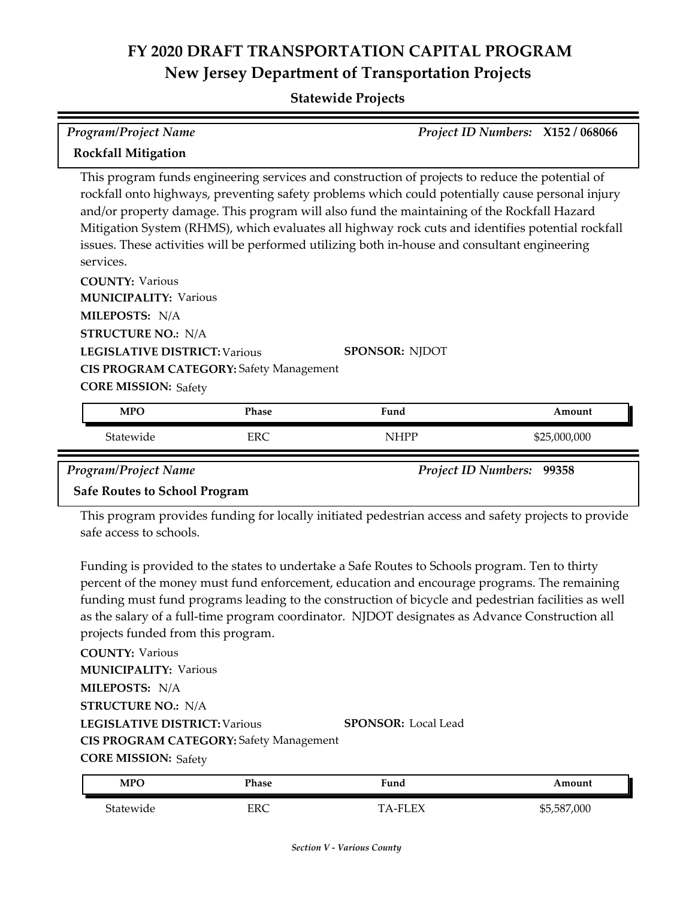# FY 2020 DRAFT TRANSPORTATION CAPITAL PROGRAM
## New Jersey Department of Transportation Projects
### Statewide Projects

*Program/Project Name* — *Project ID Numbers:* **X152 / 068066**

**Rockfall Mitigation**

This program funds engineering services and construction of projects to reduce the potential of rockfall onto highways, preventing safety problems which could potentially cause personal injury and/or property damage. This program will also fund the maintaining of the Rockfall Hazard Mitigation System (RHMS), which evaluates all highway rock cuts and identifies potential rockfall issues. These activities will be performed utilizing both in-house and consultant engineering services.

**COUNTY:** Various
**MUNICIPALITY:** Various
**MILEPOSTS:** N/A
**STRUCTURE NO.:** N/A
**LEGISLATIVE DISTRICT:** Various
**SPONSOR:** NJDOT
**CIS PROGRAM CATEGORY:** Safety Management
**CORE MISSION:** Safety

| MPO | Phase | Fund | Amount |
|---|---|---|---|
| Statewide | ERC | NHPP | $25,000,000 |

*Program/Project Name* — *Project ID Numbers:* **99358**

**Safe Routes to School Program**

This program provides funding for locally initiated pedestrian access and safety projects to provide safe access to schools.

Funding is provided to the states to undertake a Safe Routes to Schools program. Ten to thirty percent of the money must fund enforcement, education and encourage programs. The remaining funding must fund programs leading to the construction of bicycle and pedestrian facilities as well as the salary of a full-time program coordinator. NJDOT designates as Advance Construction all projects funded from this program.

**COUNTY:** Various
**MUNICIPALITY:** Various
**MILEPOSTS:** N/A
**STRUCTURE NO.:** N/A
**LEGISLATIVE DISTRICT:** Various
**SPONSOR:** Local Lead
**CIS PROGRAM CATEGORY:** Safety Management
**CORE MISSION:** Safety

| MPO | Phase | Fund | Amount |
|---|---|---|---|
| Statewide | ERC | TA-FLEX | $5,587,000 |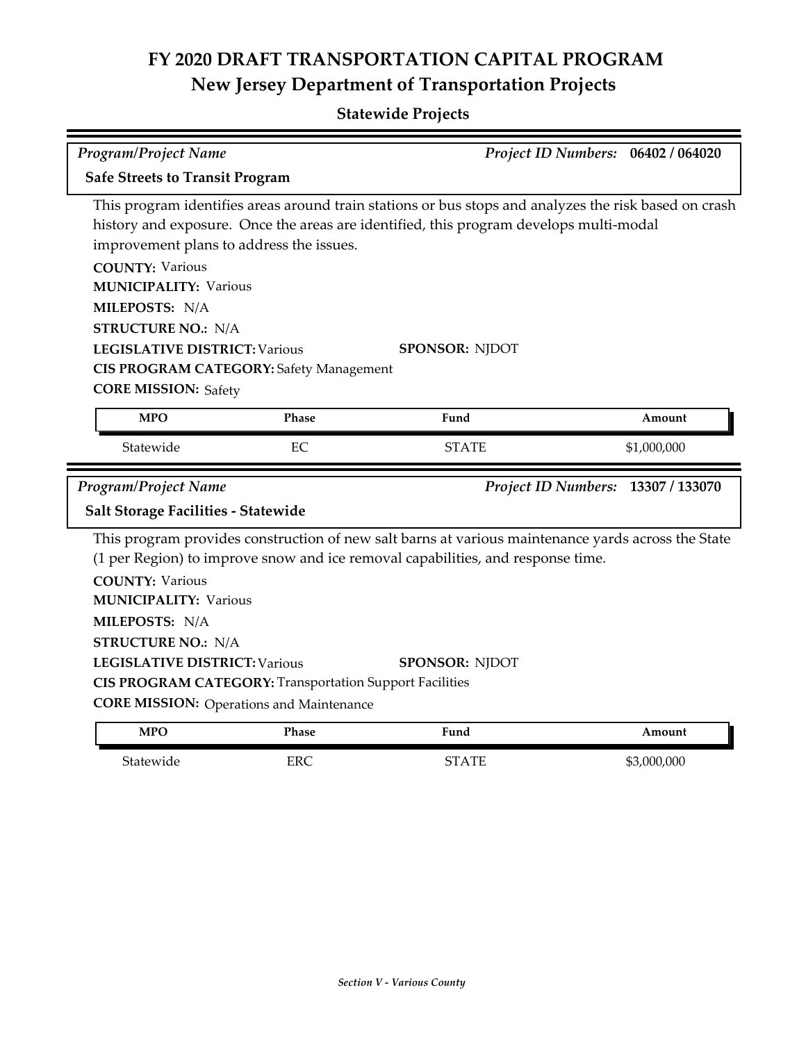# FY 2020 DRAFT TRANSPORTATION CAPITAL PROGRAM
## New Jersey Department of Transportation Projects

### Statewide Projects

*Program/Project Name* | *Project ID Numbers:* **06402 / 064020**

**Safe Streets to Transit Program**

This program identifies areas around train stations or bus stops and analyzes the risk based on crash history and exposure. Once the areas are identified, this program develops multi-modal improvement plans to address the issues.

**COUNTY:** Various
**MUNICIPALITY:** Various
**MILEPOSTS:** N/A
**STRUCTURE NO.:** N/A
**LEGISLATIVE DISTRICT:** Various
**SPONSOR:** NJDOT
**CIS PROGRAM CATEGORY:** Safety Management
**CORE MISSION:** Safety

| MPO | Phase | Fund | Amount |
|---|---|---|---|
| Statewide | EC | STATE | $1,000,000 |

*Program/Project Name* | *Project ID Numbers:* **13307 / 133070**

**Salt Storage Facilities - Statewide**

This program provides construction of new salt barns at various maintenance yards across the State (1 per Region) to improve snow and ice removal capabilities, and response time.

**COUNTY:** Various
**MUNICIPALITY:** Various
**MILEPOSTS:** N/A
**STRUCTURE NO.:** N/A
**LEGISLATIVE DISTRICT:** Various
**SPONSOR:** NJDOT
**CIS PROGRAM CATEGORY:** Transportation Support Facilities
**CORE MISSION:** Operations and Maintenance

| MPO | Phase | Fund | Amount |
|---|---|---|---|
| Statewide | ERC | STATE | $3,000,000 |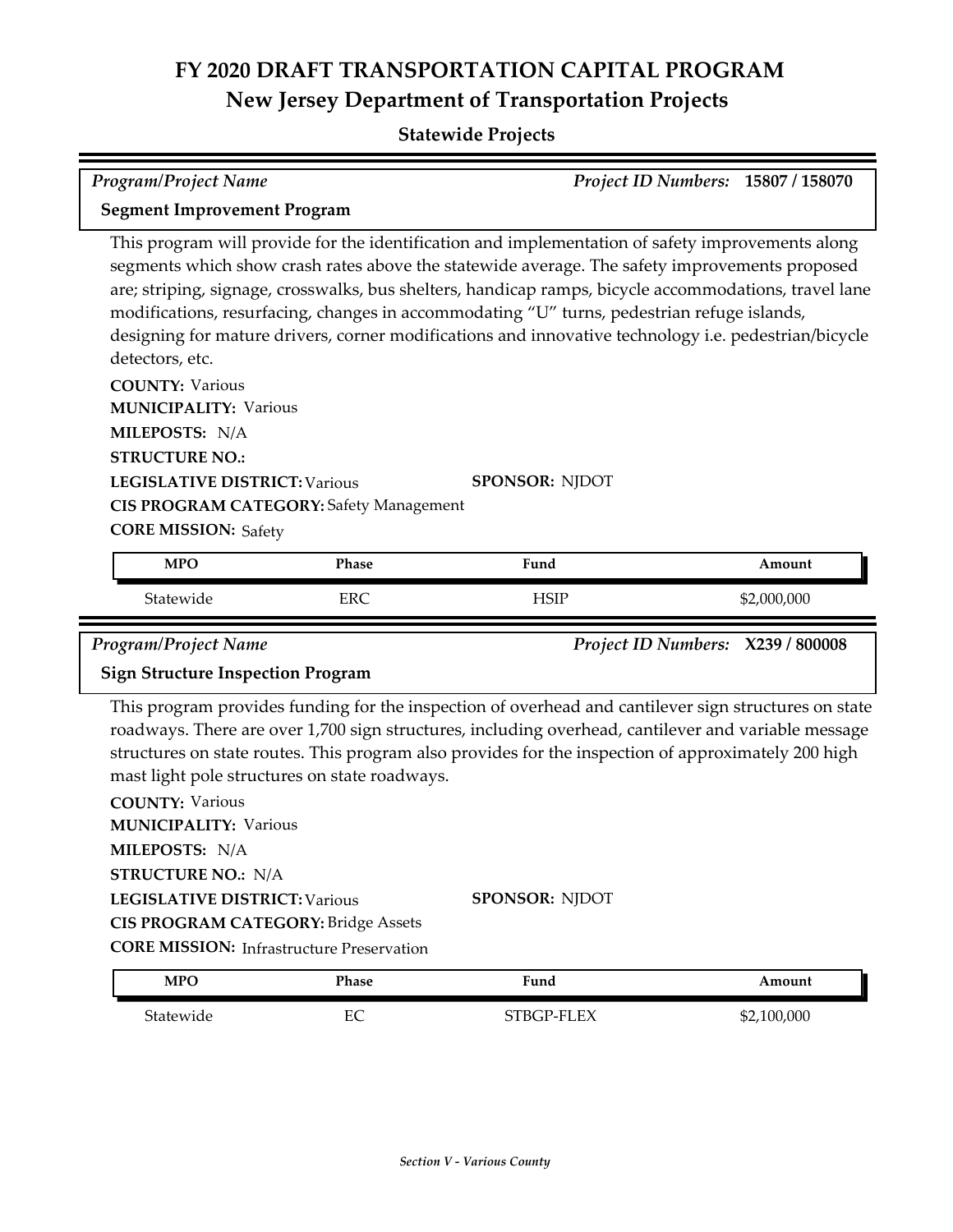# FY 2020 DRAFT TRANSPORTATION CAPITAL PROGRAM
## New Jersey Department of Transportation Projects

### Statewide Projects

*Program/Project Name* | *Project ID Numbers:* **15807 / 158070**

**Segment Improvement Program**

This program will provide for the identification and implementation of safety improvements along segments which show crash rates above the statewide average. The safety improvements proposed are; striping, signage, crosswalks, bus shelters, handicap ramps, bicycle accommodations, travel lane modifications, resurfacing, changes in accommodating "U" turns, pedestrian refuge islands, designing for mature drivers, corner modifications and innovative technology i.e. pedestrian/bicycle detectors, etc.

**COUNTY:** Various
**MUNICIPALITY:** Various
**MILEPOSTS:** N/A
**STRUCTURE NO.:**
**LEGISLATIVE DISTRICT:** Various
**SPONSOR:** NJDOT
**CIS PROGRAM CATEGORY:** Safety Management
**CORE MISSION:** Safety

| MPO | Phase | Fund | Amount |
|---|---|---|---|
| Statewide | ERC | HSIP | $2,000,000 |

*Program/Project Name* | *Project ID Numbers:* **X239 / 800008**

**Sign Structure Inspection Program**

This program provides funding for the inspection of overhead and cantilever sign structures on state roadways. There are over 1,700 sign structures, including overhead, cantilever and variable message structures on state routes. This program also provides for the inspection of approximately 200 high mast light pole structures on state roadways.

**COUNTY:** Various
**MUNICIPALITY:** Various
**MILEPOSTS:** N/A
**STRUCTURE NO.:** N/A
**LEGISLATIVE DISTRICT:** Various
**SPONSOR:** NJDOT
**CIS PROGRAM CATEGORY:** Bridge Assets
**CORE MISSION:** Infrastructure Preservation

| MPO | Phase | Fund | Amount |
|---|---|---|---|
| Statewide | EC | STBGP-FLEX | $2,100,000 |

*Section V - Various County*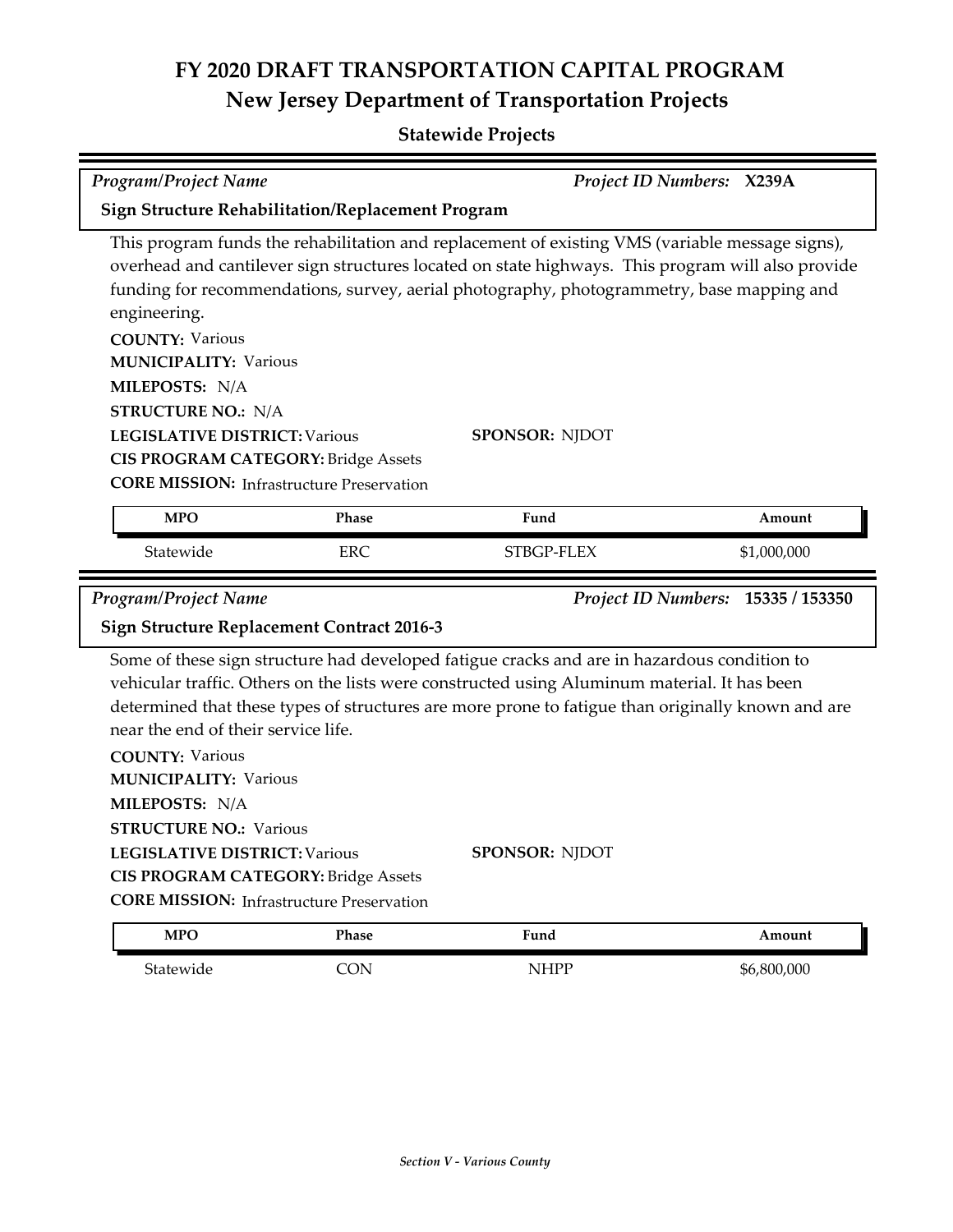# FY 2020 DRAFT TRANSPORTATION CAPITAL PROGRAM

## New Jersey Department of Transportation Projects

### Statewide Projects

*Program/Project Name* — *Project ID Numbers:* **X239A**

**Sign Structure Rehabilitation/Replacement Program**

This program funds the rehabilitation and replacement of existing VMS (variable message signs), overhead and cantilever sign structures located on state highways. This program will also provide funding for recommendations, survey, aerial photography, photogrammetry, base mapping and engineering.

**COUNTY:** Various
**MUNICIPALITY:** Various
**MILEPOSTS:** N/A
**STRUCTURE NO.:** N/A
**LEGISLATIVE DISTRICT:** Various
**SPONSOR:** NJDOT
**CIS PROGRAM CATEGORY:** Bridge Assets
**CORE MISSION:** Infrastructure Preservation

| MPO | Phase | Fund | Amount |
|---|---|---|---|
| Statewide | ERC | STBGP-FLEX | $1,000,000 |

*Program/Project Name* — *Project ID Numbers:* **15335 / 153350**

**Sign Structure Replacement Contract 2016-3**

Some of these sign structure had developed fatigue cracks and are in hazardous condition to vehicular traffic. Others on the lists were constructed using Aluminum material. It has been determined that these types of structures are more prone to fatigue than originally known and are near the end of their service life.

**COUNTY:** Various
**MUNICIPALITY:** Various
**MILEPOSTS:** N/A
**STRUCTURE NO.:** Various
**LEGISLATIVE DISTRICT:** Various
**SPONSOR:** NJDOT
**CIS PROGRAM CATEGORY:** Bridge Assets
**CORE MISSION:** Infrastructure Preservation

| MPO | Phase | Fund | Amount |
|---|---|---|---|
| Statewide | CON | NHPP | $6,800,000 |

*Section V - Various County*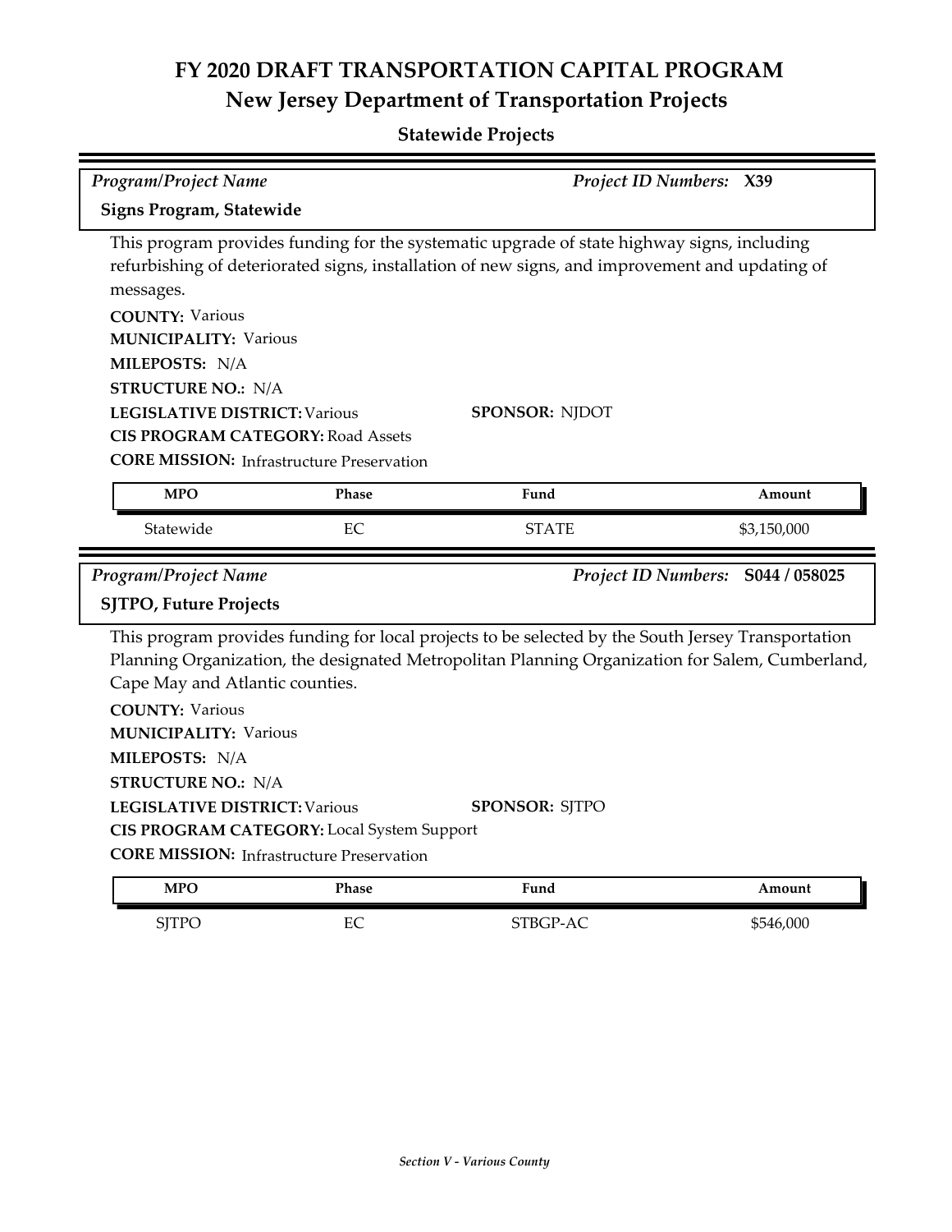# FY 2020 DRAFT TRANSPORTATION CAPITAL PROGRAM
## New Jersey Department of Transportation Projects

### Statewide Projects

*Program/Project Name* — *Project ID Numbers:* **X39**

**Signs Program, Statewide**

This program provides funding for the systematic upgrade of state highway signs, including refurbishing of deteriorated signs, installation of new signs, and improvement and updating of messages.

**COUNTY:** Various
**MUNICIPALITY:** Various
**MILEPOSTS:** N/A
**STRUCTURE NO.:** N/A
**LEGISLATIVE DISTRICT:** Various
**SPONSOR:** NJDOT
**CIS PROGRAM CATEGORY:** Road Assets
**CORE MISSION:** Infrastructure Preservation

| MPO | Phase | Fund | Amount |
|---|---|---|---|
| Statewide | EC | STATE | $3,150,000 |

*Program/Project Name* — *Project ID Numbers:* **S044 / 058025**

**SJTPO, Future Projects**

This program provides funding for local projects to be selected by the South Jersey Transportation Planning Organization, the designated Metropolitan Planning Organization for Salem, Cumberland, Cape May and Atlantic counties.

**COUNTY:** Various
**MUNICIPALITY:** Various
**MILEPOSTS:** N/A
**STRUCTURE NO.:** N/A
**LEGISLATIVE DISTRICT:** Various
**SPONSOR:** SJTPO
**CIS PROGRAM CATEGORY:** Local System Support
**CORE MISSION:** Infrastructure Preservation

| MPO | Phase | Fund | Amount |
|---|---|---|---|
| SJTPO | EC | STBGP-AC | $546,000 |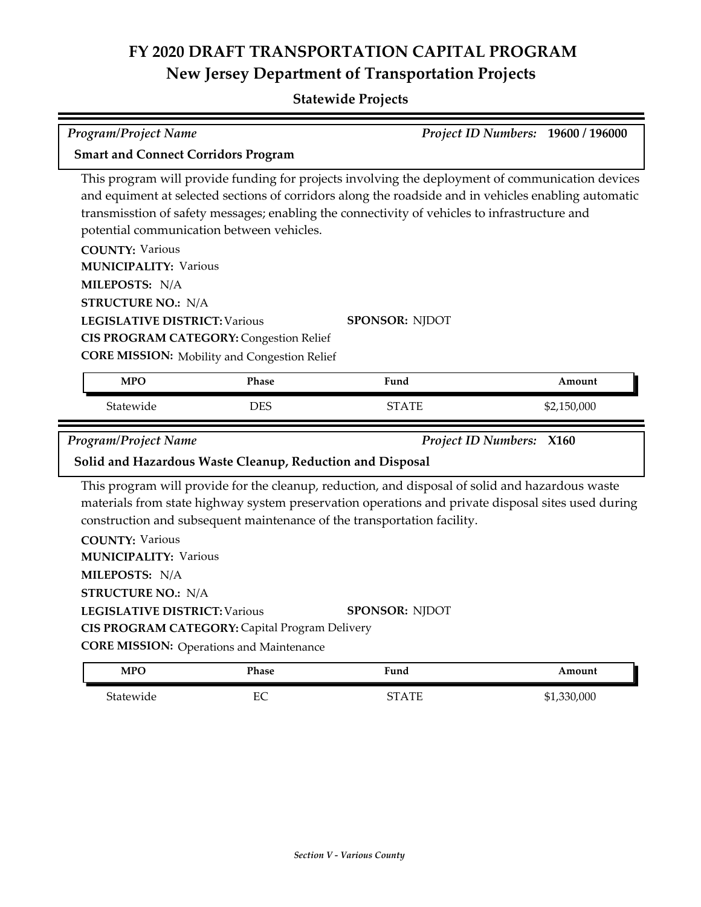# FY 2020 DRAFT TRANSPORTATION CAPITAL PROGRAM
## New Jersey Department of Transportation Projects
### Statewide Projects

*Program/Project Name* *Project ID Numbers:* **19600 / 196000**

**Smart and Connect Corridors Program**

This program will provide funding for projects involving the deployment of communication devices and equiment at selected sections of corridors along the roadside and in vehicles enabling automatic transmisstion of safety messages; enabling the connectivity of vehicles to infrastructure and potential communication between vehicles.

**COUNTY:** Various
**MUNICIPALITY:** Various
**MILEPOSTS:** N/A
**STRUCTURE NO.:** N/A
**LEGISLATIVE DISTRICT:** Various **SPONSOR:** NJDOT
**CIS PROGRAM CATEGORY:** Congestion Relief
**CORE MISSION:** Mobility and Congestion Relief

| MPO | Phase | Fund | Amount |
| --- | --- | --- | --- |
| Statewide | DES | STATE | $2,150,000 |

*Program/Project Name* *Project ID Numbers:* **X160**

**Solid and Hazardous Waste Cleanup, Reduction and Disposal**

This program will provide for the cleanup, reduction, and disposal of solid and hazardous waste materials from state highway system preservation operations and private disposal sites used during construction and subsequent maintenance of the transportation facility.

**COUNTY:** Various
**MUNICIPALITY:** Various
**MILEPOSTS:** N/A
**STRUCTURE NO.:** N/A
**LEGISLATIVE DISTRICT:** Various **SPONSOR:** NJDOT
**CIS PROGRAM CATEGORY:** Capital Program Delivery
**CORE MISSION:** Operations and Maintenance

| MPO | Phase | Fund | Amount |
| --- | --- | --- | --- |
| Statewide | EC | STATE | $1,330,000 |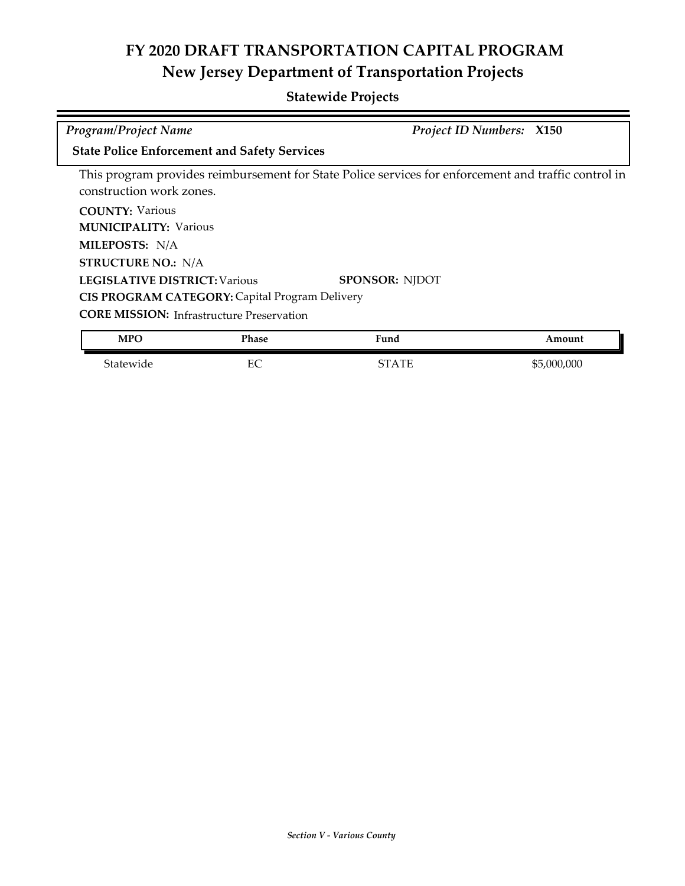# FY 2020 DRAFT TRANSPORTATION CAPITAL PROGRAM
## New Jersey Department of Transportation Projects
### Statewide Projects

*Program/Project Name* | *Project ID Numbers:* **X150**

**State Police Enforcement and Safety Services**

This program provides reimbursement for State Police services for enforcement and traffic control in construction work zones.

**COUNTY:** Various
**MUNICIPALITY:** Various
**MILEPOSTS:** N/A
**STRUCTURE NO.:** N/A
**LEGISLATIVE DISTRICT:** Various
**SPONSOR:** NJDOT
**CIS PROGRAM CATEGORY:** Capital Program Delivery
**CORE MISSION:** Infrastructure Preservation

| MPO | Phase | Fund | Amount |
|---|---|---|---|
| Statewide | EC | STATE | $5,000,000 |

*Section V - Various County*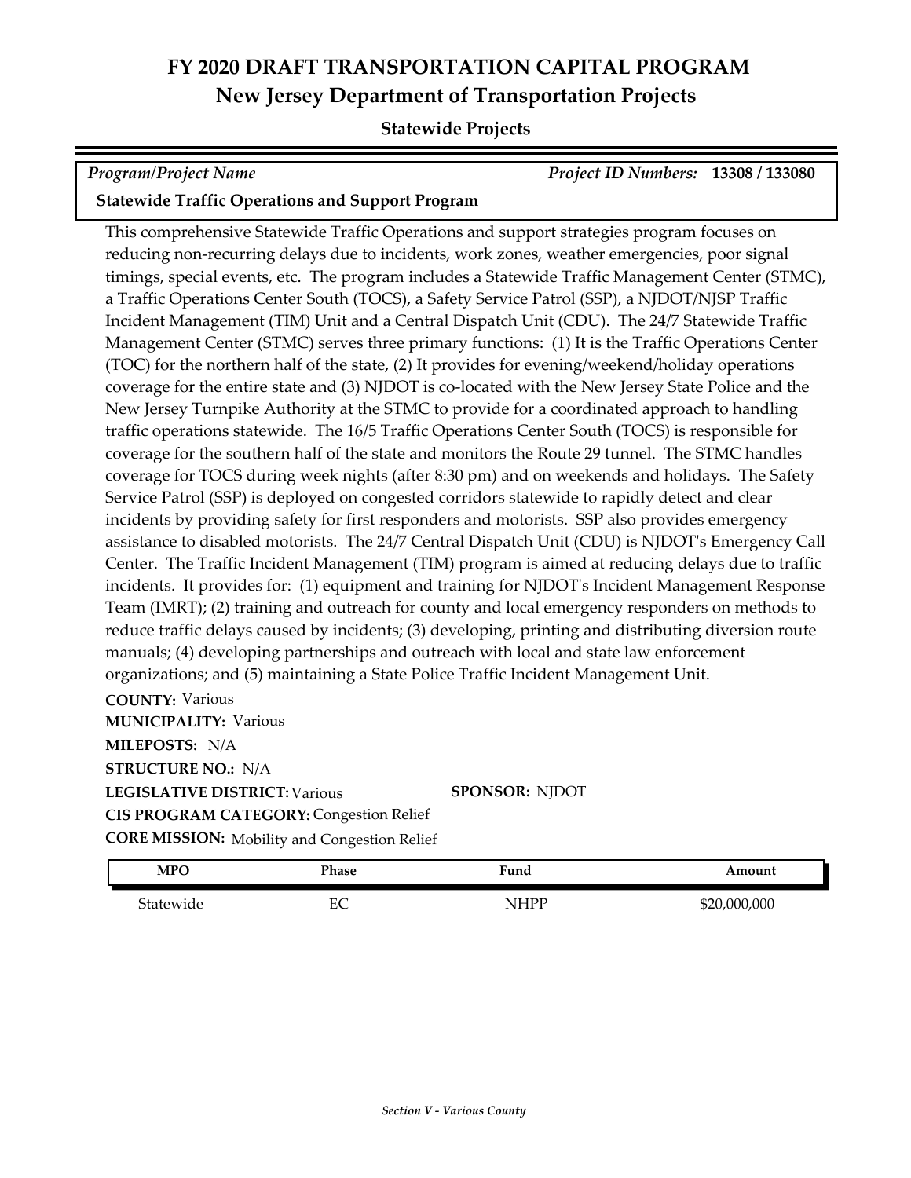# FY 2020 DRAFT TRANSPORTATION CAPITAL PROGRAM
## New Jersey Department of Transportation Projects

### Statewide Projects

*Program/Project Name* *Project ID Numbers:* **13308 / 133080**

**Statewide Traffic Operations and Support Program**

This comprehensive Statewide Traffic Operations and support strategies program focuses on reducing non-recurring delays due to incidents, work zones, weather emergencies, poor signal timings, special events, etc. The program includes a Statewide Traffic Management Center (STMC), a Traffic Operations Center South (TOCS), a Safety Service Patrol (SSP), a NJDOT/NJSP Traffic Incident Management (TIM) Unit and a Central Dispatch Unit (CDU). The 24/7 Statewide Traffic Management Center (STMC) serves three primary functions: (1) It is the Traffic Operations Center (TOC) for the northern half of the state, (2) It provides for evening/weekend/holiday operations coverage for the entire state and (3) NJDOT is co-located with the New Jersey State Police and the New Jersey Turnpike Authority at the STMC to provide for a coordinated approach to handling traffic operations statewide. The 16/5 Traffic Operations Center South (TOCS) is responsible for coverage for the southern half of the state and monitors the Route 29 tunnel. The STMC handles coverage for TOCS during week nights (after 8:30 pm) and on weekends and holidays. The Safety Service Patrol (SSP) is deployed on congested corridors statewide to rapidly detect and clear incidents by providing safety for first responders and motorists. SSP also provides emergency assistance to disabled motorists. The 24/7 Central Dispatch Unit (CDU) is NJDOT's Emergency Call Center. The Traffic Incident Management (TIM) program is aimed at reducing delays due to traffic incidents. It provides for: (1) equipment and training for NJDOT's Incident Management Response Team (IMRT); (2) training and outreach for county and local emergency responders on methods to reduce traffic delays caused by incidents; (3) developing, printing and distributing diversion route manuals; (4) developing partnerships and outreach with local and state law enforcement organizations; and (5) maintaining a State Police Traffic Incident Management Unit.

**COUNTY:** Various
**MUNICIPALITY:** Various
**MILEPOSTS:** N/A
**STRUCTURE NO.:** N/A
**LEGISLATIVE DISTRICT:** Various
**SPONSOR:** NJDOT
**CIS PROGRAM CATEGORY:** Congestion Relief
**CORE MISSION:** Mobility and Congestion Relief

| MPO | Phase | Fund | Amount |
|---|---|---|---|
| Statewide | EC | NHPP | $20,000,000 |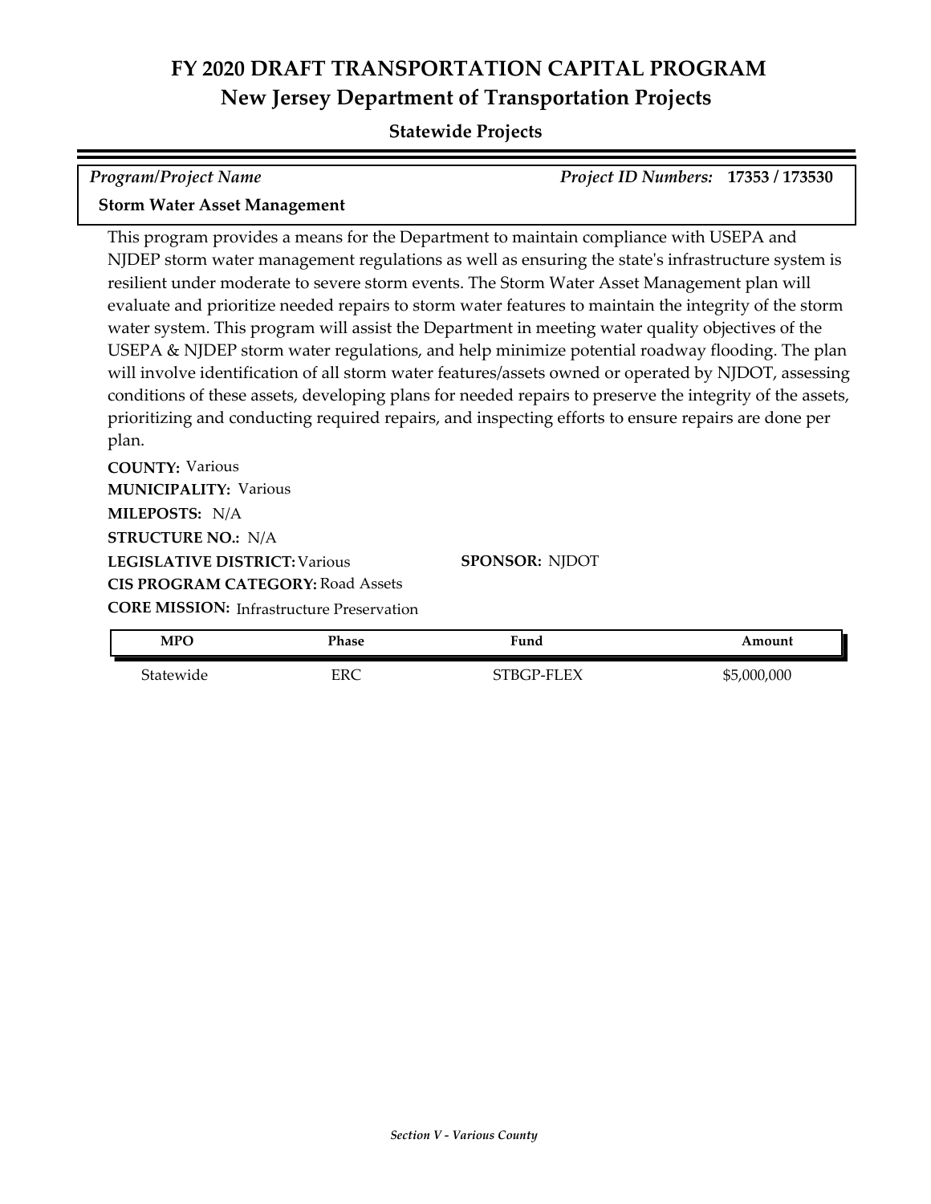# FY 2020 DRAFT TRANSPORTATION CAPITAL PROGRAM
## New Jersey Department of Transportation Projects

### Statewide Projects

*Program/Project Name* | *Project ID Numbers:* **17353 / 173530**

**Storm Water Asset Management**

This program provides a means for the Department to maintain compliance with USEPA and NJDEP storm water management regulations as well as ensuring the state's infrastructure system is resilient under moderate to severe storm events. The Storm Water Asset Management plan will evaluate and prioritize needed repairs to storm water features to maintain the integrity of the storm water system. This program will assist the Department in meeting water quality objectives of the USEPA & NJDEP storm water regulations, and help minimize potential roadway flooding. The plan will involve identification of all storm water features/assets owned or operated by NJDOT, assessing conditions of these assets, developing plans for needed repairs to preserve the integrity of the assets, prioritizing and conducting required repairs, and inspecting efforts to ensure repairs are done per plan.

**COUNTY:** Various
**MUNICIPALITY:** Various
**MILEPOSTS:** N/A
**STRUCTURE NO.:** N/A
**LEGISLATIVE DISTRICT:** Various
**SPONSOR:** NJDOT
**CIS PROGRAM CATEGORY:** Road Assets
**CORE MISSION:** Infrastructure Preservation

| MPO | Phase | Fund | Amount |
|---|---|---|---|
| Statewide | ERC | STBGP-FLEX | $5,000,000 |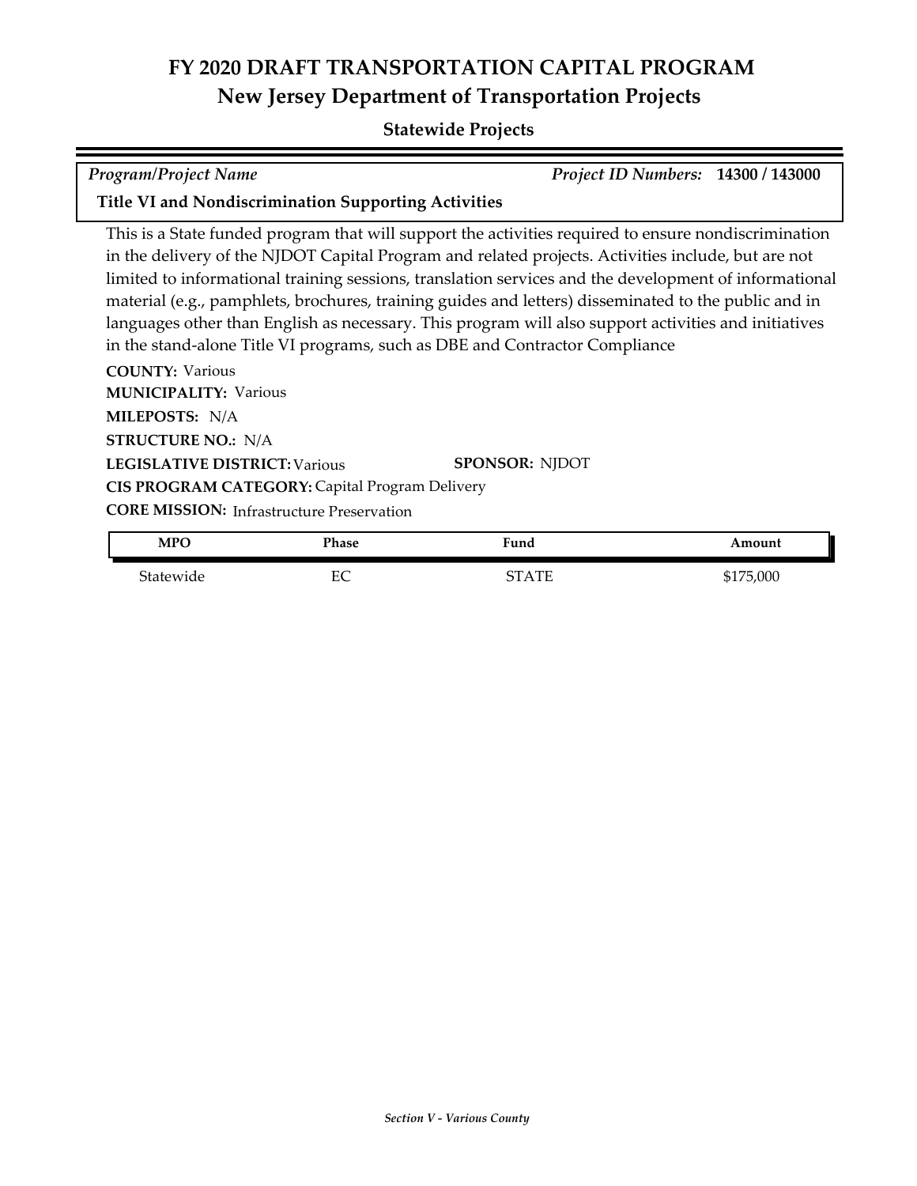# FY 2020 DRAFT TRANSPORTATION CAPITAL PROGRAM

## New Jersey Department of Transportation Projects

### Statewide Projects

*Program/Project Name* — *Project ID Numbers:* **14300 / 143000**

**Title VI and Nondiscrimination Supporting Activities**

This is a State funded program that will support the activities required to ensure nondiscrimination in the delivery of the NJDOT Capital Program and related projects. Activities include, but are not limited to informational training sessions, translation services and the development of informational material (e.g., pamphlets, brochures, training guides and letters) disseminated to the public and in languages other than English as necessary. This program will also support activities and initiatives in the stand-alone Title VI programs, such as DBE and Contractor Compliance

**COUNTY:** Various
**MUNICIPALITY:** Various
**MILEPOSTS:** N/A
**STRUCTURE NO.:** N/A
**LEGISLATIVE DISTRICT:** Various
**SPONSOR:** NJDOT
**CIS PROGRAM CATEGORY:** Capital Program Delivery
**CORE MISSION:** Infrastructure Preservation

| MPO | Phase | Fund | Amount |
|---|---|---|---|
| Statewide | EC | STATE | $175,000 |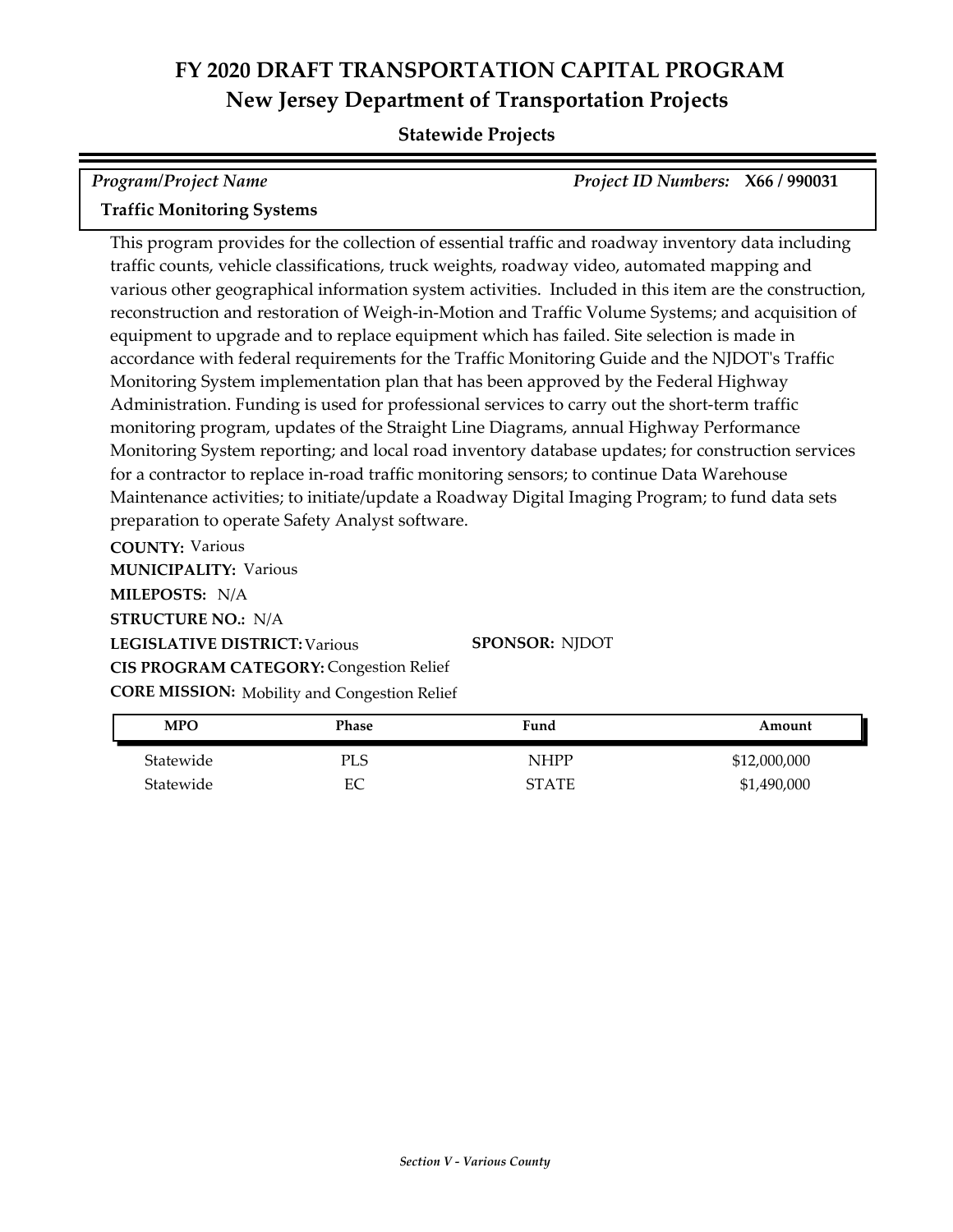# FY 2020 DRAFT TRANSPORTATION CAPITAL PROGRAM
## New Jersey Department of Transportation Projects

**Statewide Projects**

*Program/Project Name* — *Project ID Numbers:* **X66 / 990031**

**Traffic Monitoring Systems**

This program provides for the collection of essential traffic and roadway inventory data including traffic counts, vehicle classifications, truck weights, roadway video, automated mapping and various other geographical information system activities. Included in this item are the construction, reconstruction and restoration of Weigh-in-Motion and Traffic Volume Systems; and acquisition of equipment to upgrade and to replace equipment which has failed. Site selection is made in accordance with federal requirements for the Traffic Monitoring Guide and the NJDOT's Traffic Monitoring System implementation plan that has been approved by the Federal Highway Administration. Funding is used for professional services to carry out the short-term traffic monitoring program, updates of the Straight Line Diagrams, annual Highway Performance Monitoring System reporting; and local road inventory database updates; for construction services for a contractor to replace in-road traffic monitoring sensors; to continue Data Warehouse Maintenance activities; to initiate/update a Roadway Digital Imaging Program; to fund data sets preparation to operate Safety Analyst software.

**COUNTY:** Various
**MUNICIPALITY:** Various
**MILEPOSTS:** N/A
**STRUCTURE NO.:** N/A
**LEGISLATIVE DISTRICT:** Various
**SPONSOR:** NJDOT
**CIS PROGRAM CATEGORY:** Congestion Relief
**CORE MISSION:** Mobility and Congestion Relief

| MPO | Phase | Fund | Amount |
|---|---|---|---|
| Statewide | PLS | NHPP | $12,000,000 |
| Statewide | EC | STATE | $1,490,000 |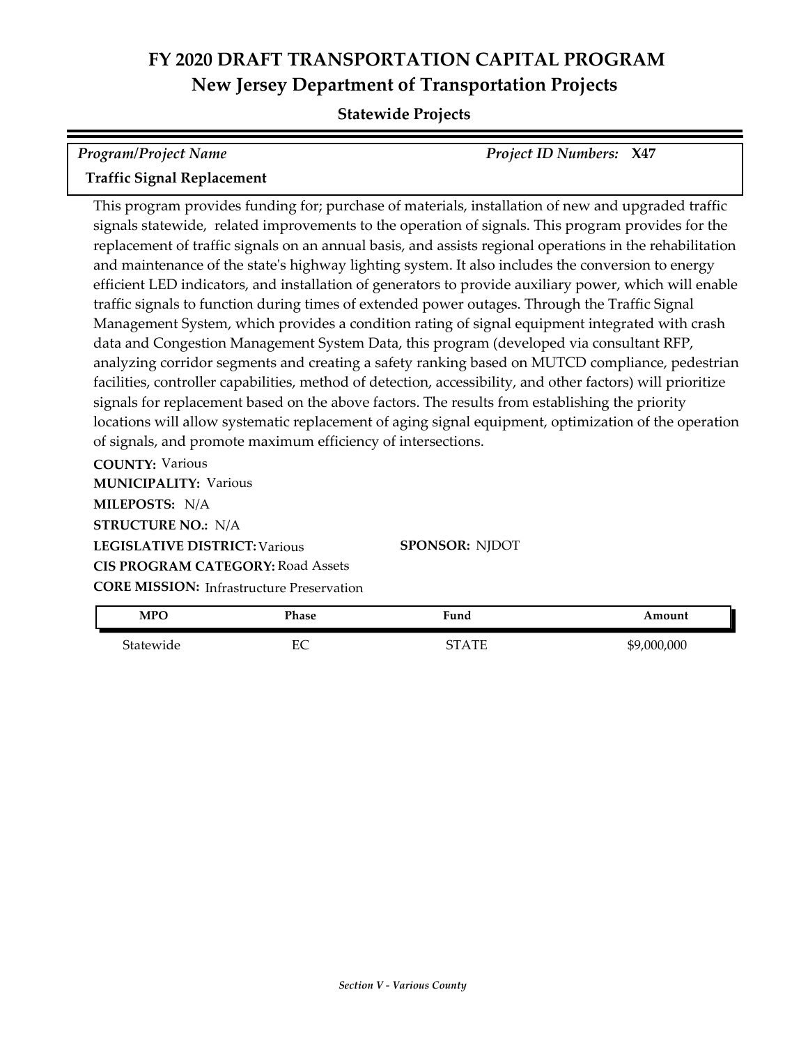# FY 2020 DRAFT TRANSPORTATION CAPITAL PROGRAM
## New Jersey Department of Transportation Projects

### Statewide Projects

| *Program/Project Name* | *Project ID Numbers:* **X47** |
|---|---|
| **Traffic Signal Replacement** | |

This program provides funding for; purchase of materials, installation of new and upgraded traffic signals statewide, related improvements to the operation of signals. This program provides for the replacement of traffic signals on an annual basis, and assists regional operations in the rehabilitation and maintenance of the state's highway lighting system. It also includes the conversion to energy efficient LED indicators, and installation of generators to provide auxiliary power, which will enable traffic signals to function during times of extended power outages. Through the Traffic Signal Management System, which provides a condition rating of signal equipment integrated with crash data and Congestion Management System Data, this program (developed via consultant RFP, analyzing corridor segments and creating a safety ranking based on MUTCD compliance, pedestrian facilities, controller capabilities, method of detection, accessibility, and other factors) will prioritize signals for replacement based on the above factors. The results from establishing the priority locations will allow systematic replacement of aging signal equipment, optimization of the operation of signals, and promote maximum efficiency of intersections.

**COUNTY:** Various
**MUNICIPALITY:** Various
**MILEPOSTS:** N/A
**STRUCTURE NO.:** N/A
**LEGISLATIVE DISTRICT:** Various
**SPONSOR:** NJDOT
**CIS PROGRAM CATEGORY:** Road Assets
**CORE MISSION:** Infrastructure Preservation

| MPO | Phase | Fund | Amount |
|---|---|---|---|
| Statewide | EC | STATE | $9,000,000 |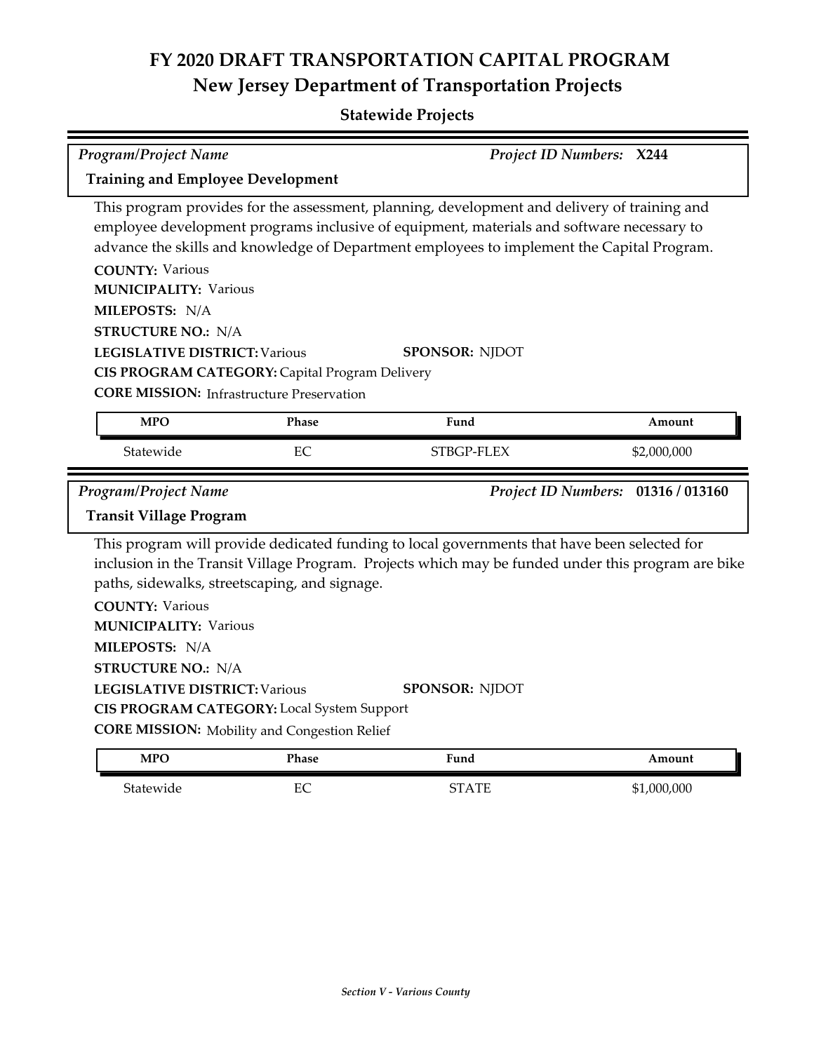# FY 2020 DRAFT TRANSPORTATION CAPITAL PROGRAM
## New Jersey Department of Transportation Projects

### Statewide Projects

*Program/Project Name* — *Project ID Numbers:* **X244**

**Training and Employee Development**

This program provides for the assessment, planning, development and delivery of training and employee development programs inclusive of equipment, materials and software necessary to advance the skills and knowledge of Department employees to implement the Capital Program.

**COUNTY:** Various
**MUNICIPALITY:** Various
**MILEPOSTS:** N/A
**STRUCTURE NO.:** N/A
**LEGISLATIVE DISTRICT:** Various
**SPONSOR:** NJDOT
**CIS PROGRAM CATEGORY:** Capital Program Delivery
**CORE MISSION:** Infrastructure Preservation

| MPO | Phase | Fund | Amount |
|---|---|---|---|
| Statewide | EC | STBGP-FLEX | $2,000,000 |

*Program/Project Name* — *Project ID Numbers:* **01316 / 013160**

**Transit Village Program**

This program will provide dedicated funding to local governments that have been selected for inclusion in the Transit Village Program. Projects which may be funded under this program are bike paths, sidewalks, streetscaping, and signage.

**COUNTY:** Various
**MUNICIPALITY:** Various
**MILEPOSTS:** N/A
**STRUCTURE NO.:** N/A
**LEGISLATIVE DISTRICT:** Various
**SPONSOR:** NJDOT
**CIS PROGRAM CATEGORY:** Local System Support
**CORE MISSION:** Mobility and Congestion Relief

| MPO | Phase | Fund | Amount |
|---|---|---|---|
| Statewide | EC | STATE | $1,000,000 |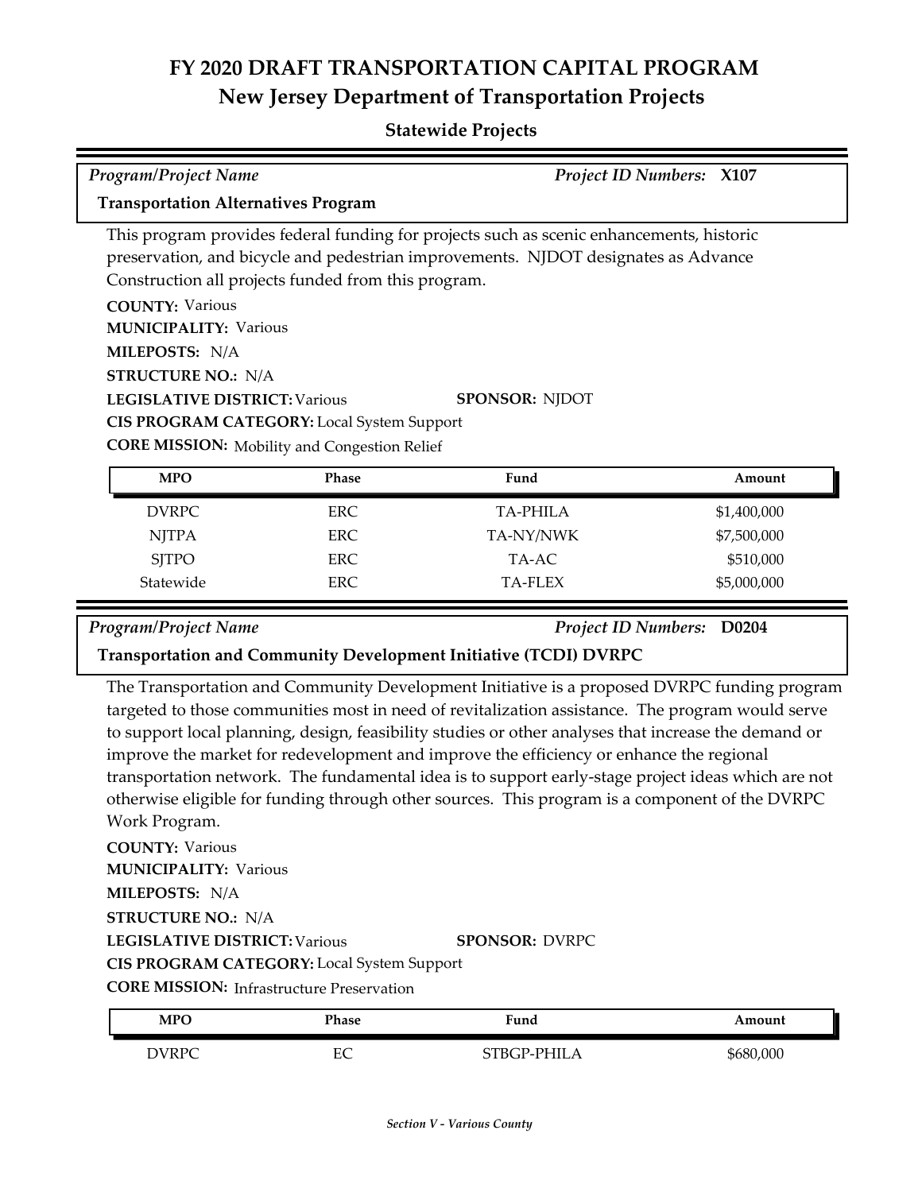# FY 2020 DRAFT TRANSPORTATION CAPITAL PROGRAM

## New Jersey Department of Transportation Projects

### Statewide Projects

*Program/Project Name* — *Project ID Numbers:* **X107**

**Transportation Alternatives Program**

This program provides federal funding for projects such as scenic enhancements, historic preservation, and bicycle and pedestrian improvements. NJDOT designates as Advance Construction all projects funded from this program.

**COUNTY:** Various
**MUNICIPALITY:** Various
**MILEPOSTS:** N/A
**STRUCTURE NO.:** N/A
**LEGISLATIVE DISTRICT:** Various
**SPONSOR:** NJDOT
**CIS PROGRAM CATEGORY:** Local System Support
**CORE MISSION:** Mobility and Congestion Relief

| MPO | Phase | Fund | Amount |
|---|---|---|---|
| DVRPC | ERC | TA-PHILA | $1,400,000 |
| NJTPA | ERC | TA-NY/NWK | $7,500,000 |
| SJTPO | ERC | TA-AC | $510,000 |
| Statewide | ERC | TA-FLEX | $5,000,000 |

*Program/Project Name* — *Project ID Numbers:* **D0204**

**Transportation and Community Development Initiative (TCDI) DVRPC**

The Transportation and Community Development Initiative is a proposed DVRPC funding program targeted to those communities most in need of revitalization assistance. The program would serve to support local planning, design, feasibility studies or other analyses that increase the demand or improve the market for redevelopment and improve the efficiency or enhance the regional transportation network. The fundamental idea is to support early-stage project ideas which are not otherwise eligible for funding through other sources. This program is a component of the DVRPC Work Program.

**COUNTY:** Various
**MUNICIPALITY:** Various
**MILEPOSTS:** N/A
**STRUCTURE NO.:** N/A
**LEGISLATIVE DISTRICT:** Various
**SPONSOR:** DVRPC
**CIS PROGRAM CATEGORY:** Local System Support
**CORE MISSION:** Infrastructure Preservation

| MPO | Phase | Fund | Amount |
|---|---|---|---|
| DVRPC | EC | STBGP-PHILA | $680,000 |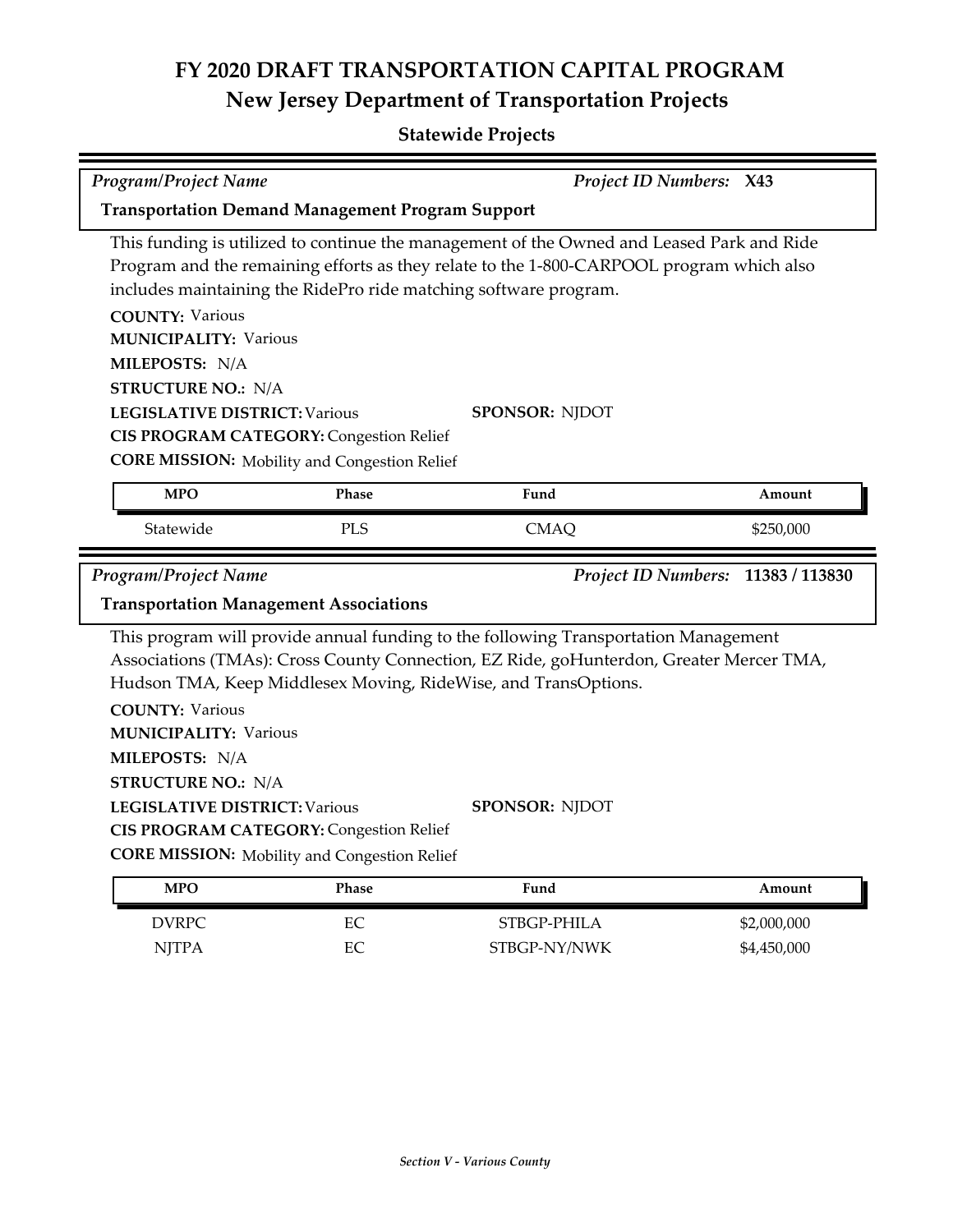# FY 2020 DRAFT TRANSPORTATION CAPITAL PROGRAM
## New Jersey Department of Transportation Projects
### Statewide Projects

*Program/Project Name* — *Project ID Numbers:* **X43**

**Transportation Demand Management Program Support**

This funding is utilized to continue the management of the Owned and Leased Park and Ride Program and the remaining efforts as they relate to the 1-800-CARPOOL program which also includes maintaining the RidePro ride matching software program.

**COUNTY:** Various
**MUNICIPALITY:** Various
**MILEPOSTS:** N/A
**STRUCTURE NO.:** N/A
**LEGISLATIVE DISTRICT:** Various
**SPONSOR:** NJDOT
**CIS PROGRAM CATEGORY:** Congestion Relief
**CORE MISSION:** Mobility and Congestion Relief

| MPO | Phase | Fund | Amount |
|---|---|---|---|
| Statewide | PLS | CMAQ | $250,000 |

*Program/Project Name* — *Project ID Numbers:* **11383 / 113830**

**Transportation Management Associations**

This program will provide annual funding to the following Transportation Management Associations (TMAs): Cross County Connection, EZ Ride, goHunterdon, Greater Mercer TMA, Hudson TMA, Keep Middlesex Moving, RideWise, and TransOptions.

**COUNTY:** Various
**MUNICIPALITY:** Various
**MILEPOSTS:** N/A
**STRUCTURE NO.:** N/A
**LEGISLATIVE DISTRICT:** Various
**SPONSOR:** NJDOT
**CIS PROGRAM CATEGORY:** Congestion Relief
**CORE MISSION:** Mobility and Congestion Relief

| MPO | Phase | Fund | Amount |
|---|---|---|---|
| DVRPC | EC | STBGP-PHILA | $2,000,000 |
| NJTPA | EC | STBGP-NY/NWK | $4,450,000 |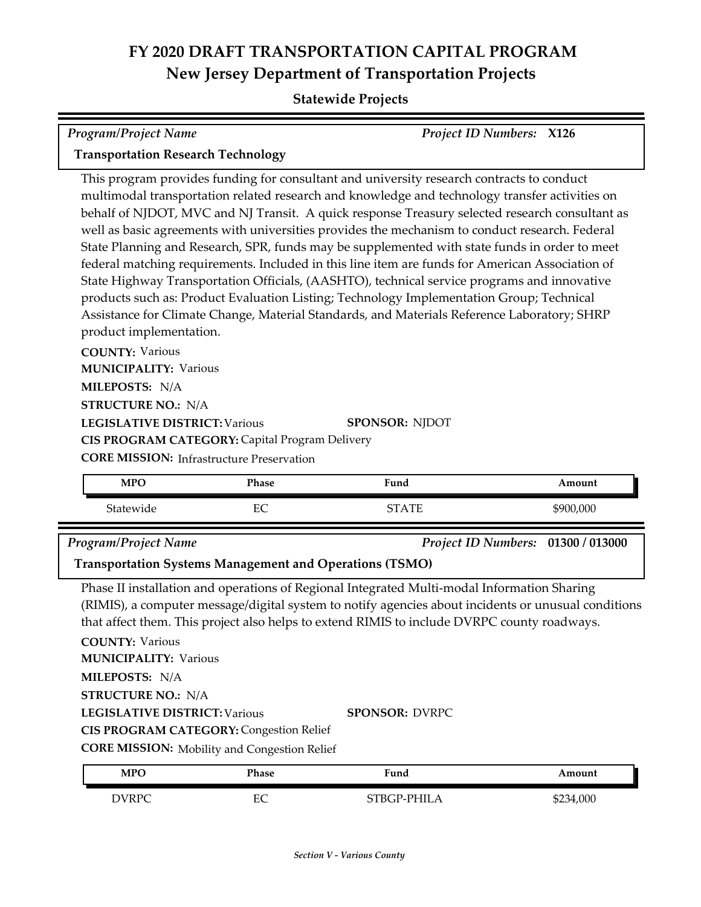# FY 2020 DRAFT TRANSPORTATION CAPITAL PROGRAM
## New Jersey Department of Transportation Projects

### Statewide Projects

*Program/Project Name* | *Project ID Numbers:* **X126**

**Transportation Research Technology**

This program provides funding for consultant and university research contracts to conduct multimodal transportation related research and knowledge and technology transfer activities on behalf of NJDOT, MVC and NJ Transit. A quick response Treasury selected research consultant as well as basic agreements with universities provides the mechanism to conduct research. Federal State Planning and Research, SPR, funds may be supplemented with state funds in order to meet federal matching requirements. Included in this line item are funds for American Association of State Highway Transportation Officials, (AASHTO), technical service programs and innovative products such as: Product Evaluation Listing; Technology Implementation Group; Technical Assistance for Climate Change, Material Standards, and Materials Reference Laboratory; SHRP product implementation.

**COUNTY:** Various
**MUNICIPALITY:** Various
**MILEPOSTS:** N/A
**STRUCTURE NO.:** N/A
**LEGISLATIVE DISTRICT:** Various
**SPONSOR:** NJDOT
**CIS PROGRAM CATEGORY:** Capital Program Delivery
**CORE MISSION:** Infrastructure Preservation

| MPO | Phase | Fund | Amount |
|---|---|---|---|
| Statewide | EC | STATE | $900,000 |

*Program/Project Name* | *Project ID Numbers:* **01300 / 013000**

**Transportation Systems Management and Operations (TSMO)**

Phase II installation and operations of Regional Integrated Multi-modal Information Sharing (RIMIS), a computer message/digital system to notify agencies about incidents or unusual conditions that affect them. This project also helps to extend RIMIS to include DVRPC county roadways.

**COUNTY:** Various
**MUNICIPALITY:** Various
**MILEPOSTS:** N/A
**STRUCTURE NO.:** N/A
**LEGISLATIVE DISTRICT:** Various
**SPONSOR:** DVRPC
**CIS PROGRAM CATEGORY:** Congestion Relief
**CORE MISSION:** Mobility and Congestion Relief

| MPO | Phase | Fund | Amount |
|---|---|---|---|
| DVRPC | EC | STBGP-PHILA | $234,000 |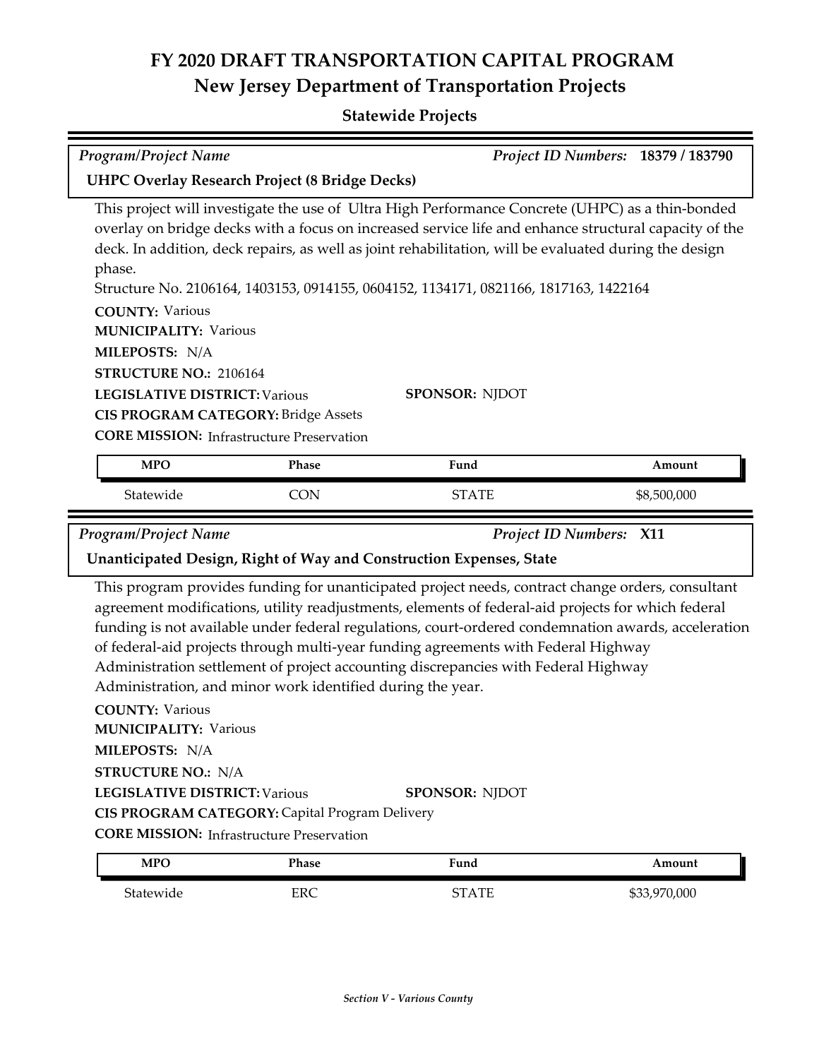# FY 2020 DRAFT TRANSPORTATION CAPITAL PROGRAM
## New Jersey Department of Transportation Projects
### Statewide Projects

*Program/Project Name* | *Project ID Numbers:* **18379 / 183790**

**UHPC Overlay Research Project (8 Bridge Decks)**

This project will investigate the use of Ultra High Performance Concrete (UHPC) as a thin-bonded overlay on bridge decks with a focus on increased service life and enhance structural capacity of the deck. In addition, deck repairs, as well as joint rehabilitation, will be evaluated during the design phase.

Structure No. 2106164, 1403153, 0914155, 0604152, 1134171, 0821166, 1817163, 1422164

**COUNTY:** Various
**MUNICIPALITY:** Various
**MILEPOSTS:** N/A
**STRUCTURE NO.:** 2106164
**LEGISLATIVE DISTRICT:** Various
**SPONSOR:** NJDOT
**CIS PROGRAM CATEGORY:** Bridge Assets
**CORE MISSION:** Infrastructure Preservation

| MPO | Phase | Fund | Amount |
|---|---|---|---|
| Statewide | CON | STATE | $8,500,000 |

*Program/Project Name* | *Project ID Numbers:* **X11**

**Unanticipated Design, Right of Way and Construction Expenses, State**

This program provides funding for unanticipated project needs, contract change orders, consultant agreement modifications, utility readjustments, elements of federal-aid projects for which federal funding is not available under federal regulations, court-ordered condemnation awards, acceleration of federal-aid projects through multi-year funding agreements with Federal Highway Administration settlement of project accounting discrepancies with Federal Highway Administration, and minor work identified during the year.

**COUNTY:** Various
**MUNICIPALITY:** Various
**MILEPOSTS:** N/A
**STRUCTURE NO.:** N/A
**LEGISLATIVE DISTRICT:** Various
**SPONSOR:** NJDOT
**CIS PROGRAM CATEGORY:** Capital Program Delivery
**CORE MISSION:** Infrastructure Preservation

| MPO | Phase | Fund | Amount |
|---|---|---|---|
| Statewide | ERC | STATE | $33,970,000 |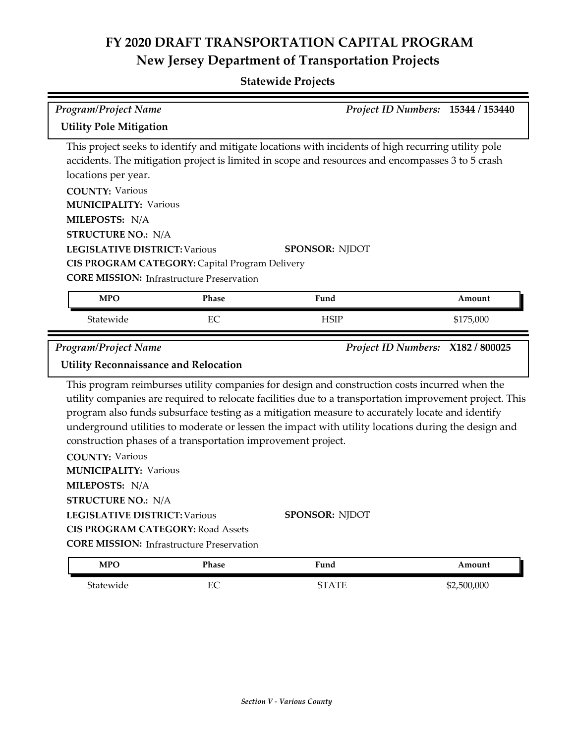# FY 2020 DRAFT TRANSPORTATION CAPITAL PROGRAM
## New Jersey Department of Transportation Projects

### Statewide Projects

| *Program/Project Name* | *Project ID Numbers:* **15344 / 153440** |
|---|---|
| **Utility Pole Mitigation** | |

This project seeks to identify and mitigate locations with incidents of high recurring utility pole accidents. The mitigation project is limited in scope and resources and encompasses 3 to 5 crash locations per year.

**COUNTY:** Various
**MUNICIPALITY:** Various
**MILEPOSTS:** N/A
**STRUCTURE NO.:** N/A
**LEGISLATIVE DISTRICT:** Various **SPONSOR:** NJDOT
**CIS PROGRAM CATEGORY:** Capital Program Delivery
**CORE MISSION:** Infrastructure Preservation

| MPO | Phase | Fund | Amount |
|---|---|---|---|
| Statewide | EC | HSIP | $175,000 |

| *Program/Project Name* | *Project ID Numbers:* **X182 / 800025** |
|---|---|
| **Utility Reconnaissance and Relocation** | |

This program reimburses utility companies for design and construction costs incurred when the utility companies are required to relocate facilities due to a transportation improvement project. This program also funds subsurface testing as a mitigation measure to accurately locate and identify underground utilities to moderate or lessen the impact with utility locations during the design and construction phases of a transportation improvement project.

**COUNTY:** Various
**MUNICIPALITY:** Various
**MILEPOSTS:** N/A
**STRUCTURE NO.:** N/A
**LEGISLATIVE DISTRICT:** Various **SPONSOR:** NJDOT
**CIS PROGRAM CATEGORY:** Road Assets
**CORE MISSION:** Infrastructure Preservation

| MPO | Phase | Fund | Amount |
|---|---|---|---|
| Statewide | EC | STATE | $2,500,000 |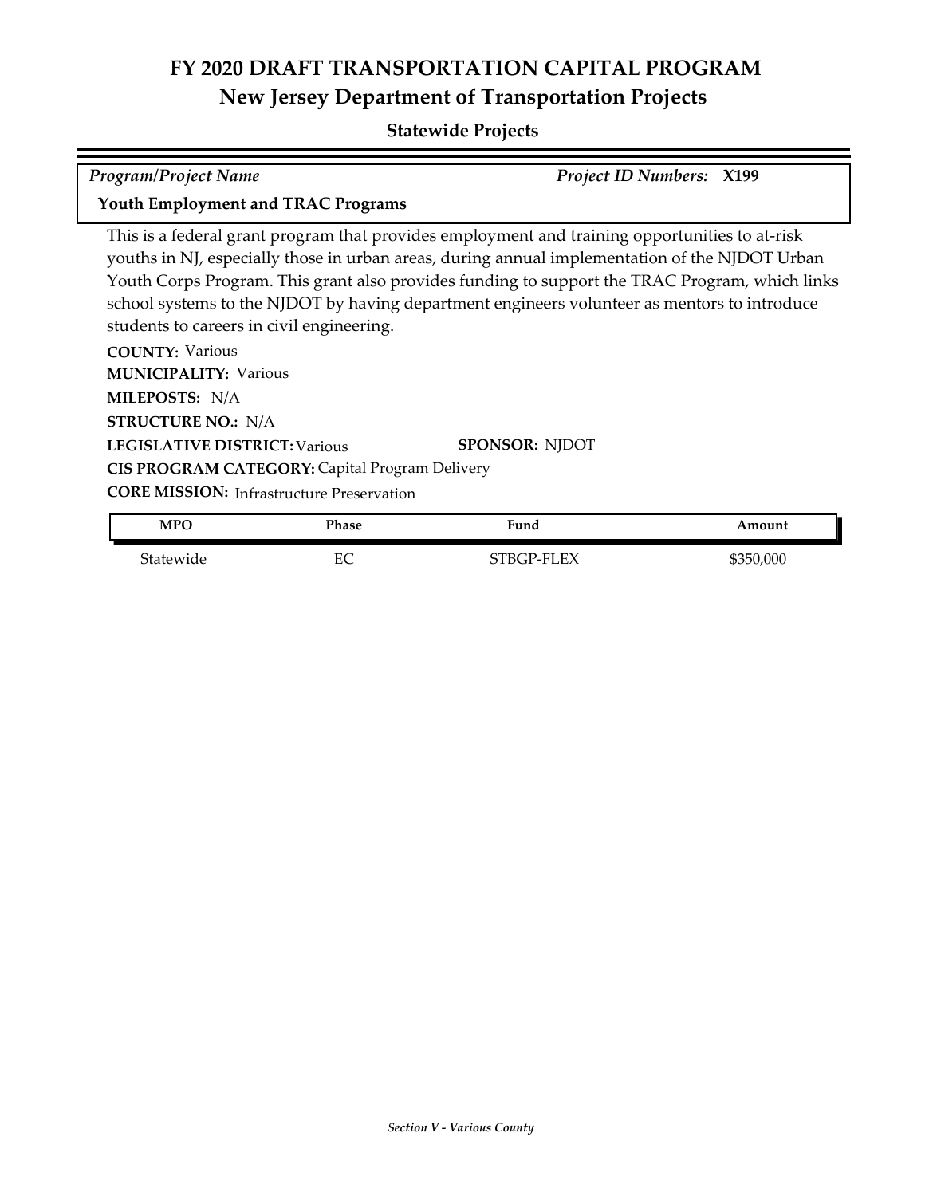# FY 2020 DRAFT TRANSPORTATION CAPITAL PROGRAM

## New Jersey Department of Transportation Projects

### Statewide Projects

*Program/Project Name* — *Project ID Numbers:* **X199**

**Youth Employment and TRAC Programs**

This is a federal grant program that provides employment and training opportunities to at-risk youths in NJ, especially those in urban areas, during annual implementation of the NJDOT Urban Youth Corps Program. This grant also provides funding to support the TRAC Program, which links school systems to the NJDOT by having department engineers volunteer as mentors to introduce students to careers in civil engineering.

**COUNTY:** Various

**MUNICIPALITY:** Various

**MILEPOSTS:** N/A

**STRUCTURE NO.:** N/A

**LEGISLATIVE DISTRICT:** Various

**SPONSOR:** NJDOT

**CIS PROGRAM CATEGORY:** Capital Program Delivery

**CORE MISSION:** Infrastructure Preservation

| MPO | Phase | Fund | Amount |
|---|---|---|---|
| Statewide | EC | STBGP-FLEX | $350,000 |